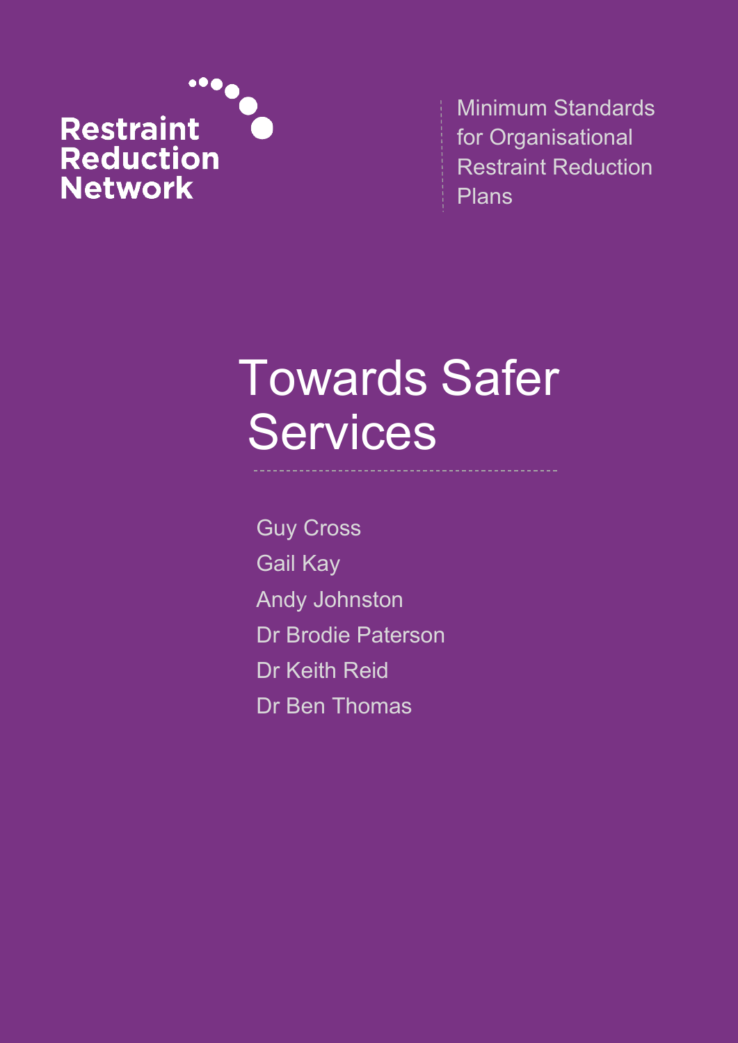Restraint Reduction Network

Minimum Standards for Organisational Restraint Reduction Plans

# Towards Safer Services

Guy Cross

Gail Kay

Andy Johnston

Dr Brodie Paterson

Dr Keith Reid

Dr Ben Thomas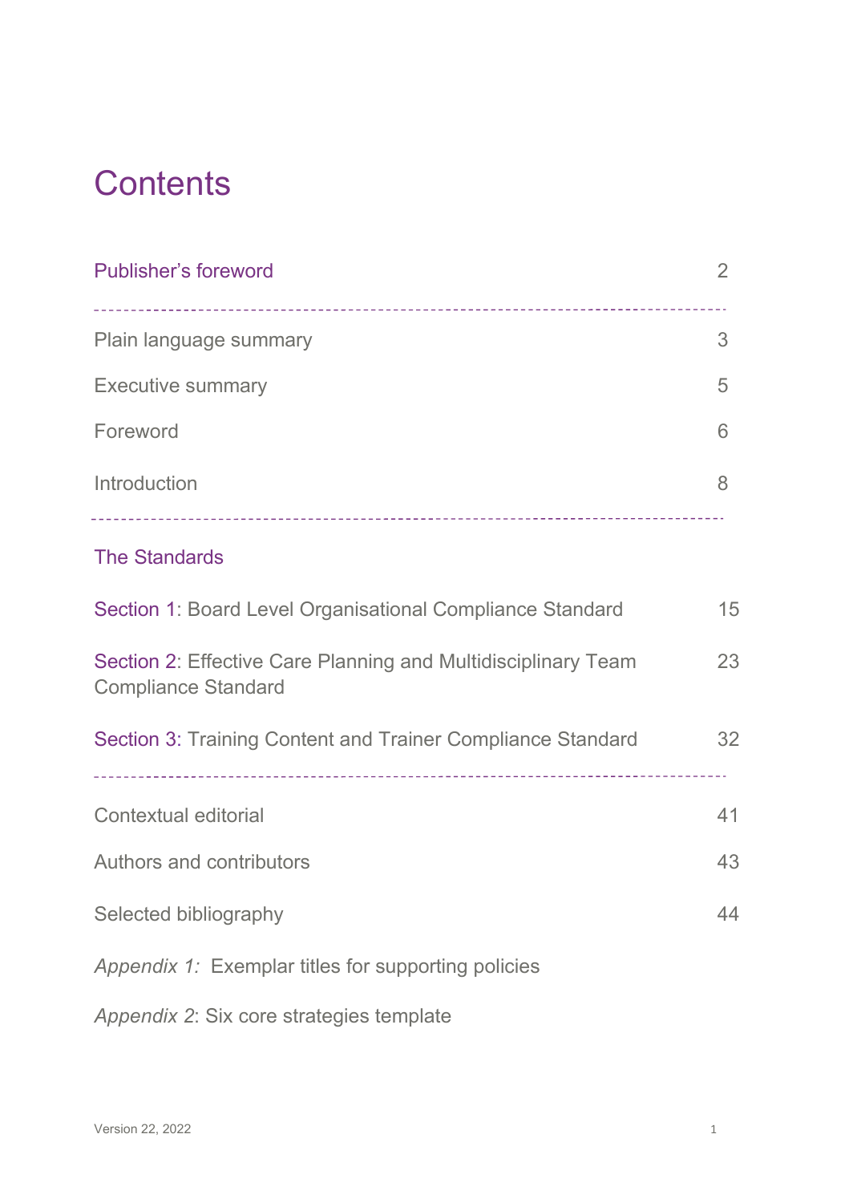# Contents

| | |
|---|---|
| Publisher's foreword | 2 |
| Plain language summary | 3 |
| Executive summary | 5 |
| Foreword | 6 |
| Introduction | 8 |
| **The Standards** | |
| Section 1: Board Level Organisational Compliance Standard | 15 |
| Section 2: Effective Care Planning and Multidisciplinary Team Compliance Standard | 23 |
| Section 3: Training Content and Trainer Compliance Standard | 32 |
| Contextual editorial | 41 |
| Authors and contributors | 43 |
| Selected bibliography | 44 |
| *Appendix 1:* Exemplar titles for supporting policies | |
| *Appendix 2*: Six core strategies template | |

Version 22, 2022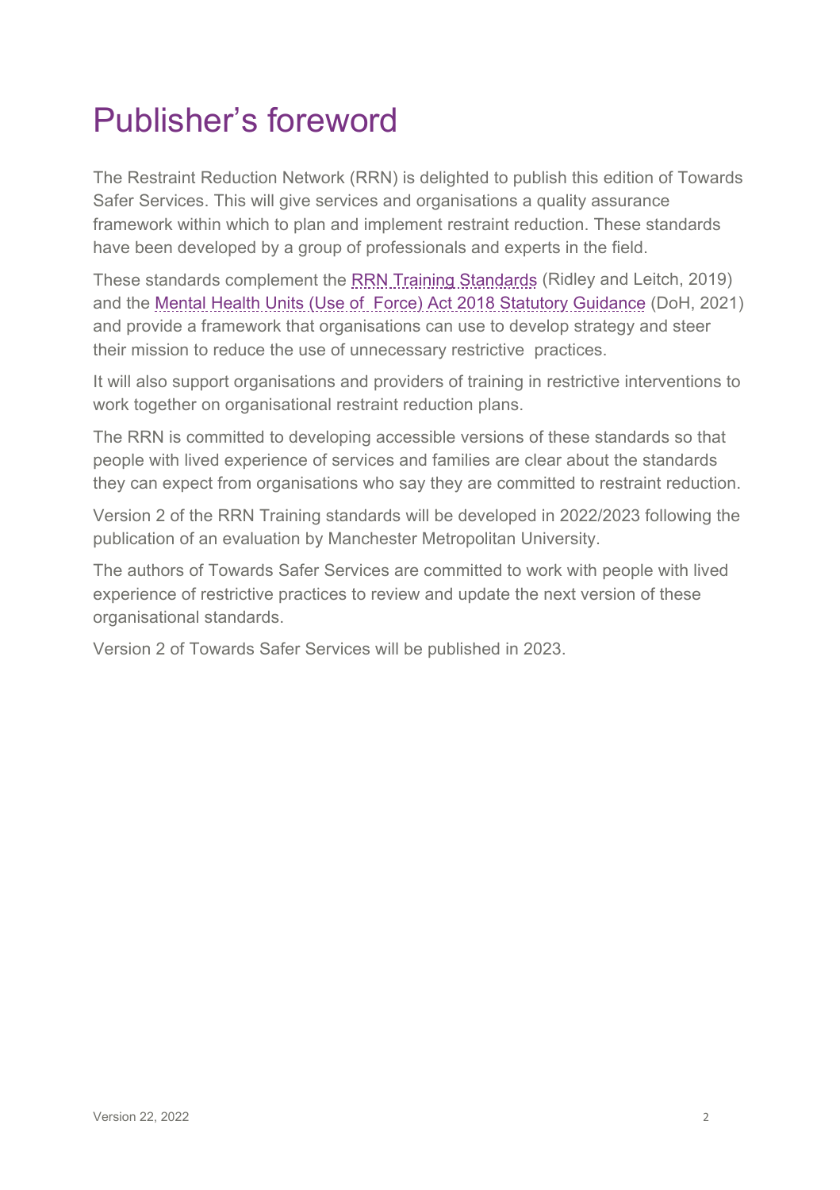# Publisher's foreword

The Restraint Reduction Network (RRN) is delighted to publish this edition of Towards Safer Services. This will give services and organisations a quality assurance framework within which to plan and implement restraint reduction. These standards have been developed by a group of professionals and experts in the field.

These standards complement the RRN Training Standards (Ridley and Leitch, 2019) and the Mental Health Units (Use of Force) Act 2018 Statutory Guidance (DoH, 2021) and provide a framework that organisations can use to develop strategy and steer their mission to reduce the use of unnecessary restrictive practices.

It will also support organisations and providers of training in restrictive interventions to work together on organisational restraint reduction plans.

The RRN is committed to developing accessible versions of these standards so that people with lived experience of services and families are clear about the standards they can expect from organisations who say they are committed to restraint reduction.

Version 2 of the RRN Training standards will be developed in 2022/2023 following the publication of an evaluation by Manchester Metropolitan University.

The authors of Towards Safer Services are committed to work with people with lived experience of restrictive practices to review and update the next version of these organisational standards.

Version 2 of Towards Safer Services will be published in 2023.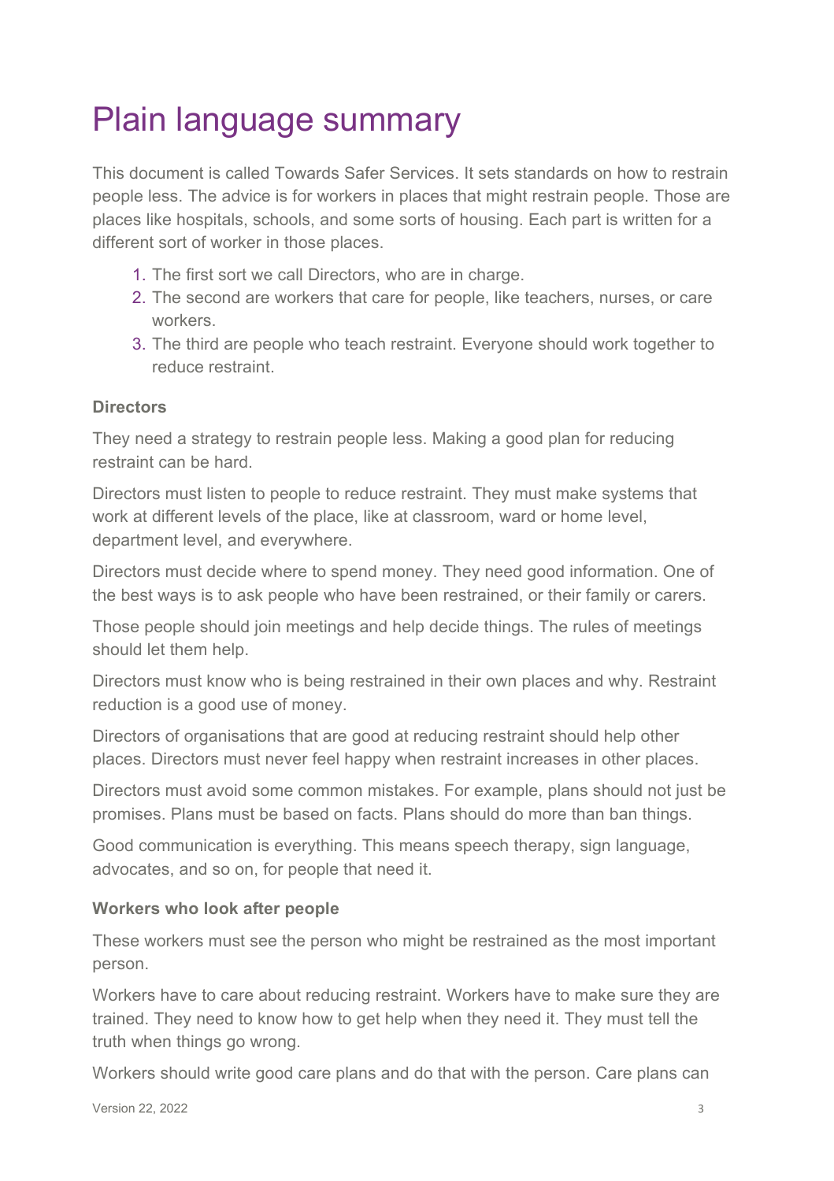# Plain language summary

This document is called Towards Safer Services. It sets standards on how to restrain people less. The advice is for workers in places that might restrain people. Those are places like hospitals, schools, and some sorts of housing. Each part is written for a different sort of worker in those places.

1. The first sort we call Directors, who are in charge.
2. The second are workers that care for people, like teachers, nurses, or care workers.
3. The third are people who teach restraint. Everyone should work together to reduce restraint.

**Directors**

They need a strategy to restrain people less. Making a good plan for reducing restraint can be hard.

Directors must listen to people to reduce restraint. They must make systems that work at different levels of the place, like at classroom, ward or home level, department level, and everywhere.

Directors must decide where to spend money. They need good information. One of the best ways is to ask people who have been restrained, or their family or carers.

Those people should join meetings and help decide things. The rules of meetings should let them help.

Directors must know who is being restrained in their own places and why. Restraint reduction is a good use of money.

Directors of organisations that are good at reducing restraint should help other places. Directors must never feel happy when restraint increases in other places.

Directors must avoid some common mistakes. For example, plans should not just be promises. Plans must be based on facts. Plans should do more than ban things.

Good communication is everything. This means speech therapy, sign language, advocates, and so on, for people that need it.

**Workers who look after people**

These workers must see the person who might be restrained as the most important person.

Workers have to care about reducing restraint. Workers have to make sure they are trained. They need to know how to get help when they need it. They must tell the truth when things go wrong.

Workers should write good care plans and do that with the person. Care plans can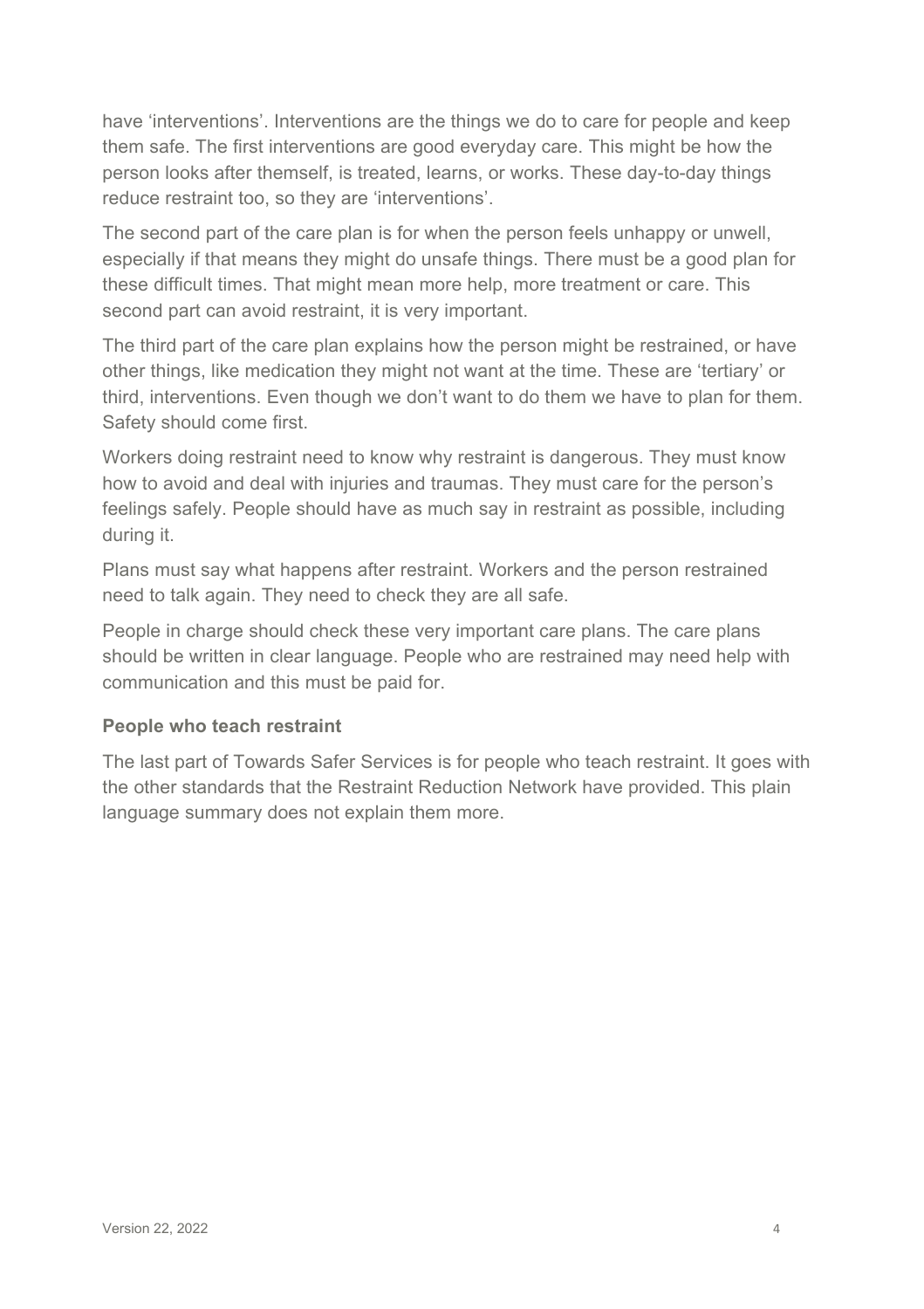have 'interventions'. Interventions are the things we do to care for people and keep them safe. The first interventions are good everyday care. This might be how the person looks after themself, is treated, learns, or works. These day-to-day things reduce restraint too, so they are 'interventions'.

The second part of the care plan is for when the person feels unhappy or unwell, especially if that means they might do unsafe things. There must be a good plan for these difficult times. That might mean more help, more treatment or care. This second part can avoid restraint, it is very important.

The third part of the care plan explains how the person might be restrained, or have other things, like medication they might not want at the time. These are 'tertiary' or third, interventions. Even though we don't want to do them we have to plan for them. Safety should come first.

Workers doing restraint need to know why restraint is dangerous. They must know how to avoid and deal with injuries and traumas. They must care for the person's feelings safely. People should have as much say in restraint as possible, including during it.

Plans must say what happens after restraint. Workers and the person restrained need to talk again. They need to check they are all safe.

People in charge should check these very important care plans. The care plans should be written in clear language. People who are restrained may need help with communication and this must be paid for.

### People who teach restraint

The last part of Towards Safer Services is for people who teach restraint. It goes with the other standards that the Restraint Reduction Network have provided. This plain language summary does not explain them more.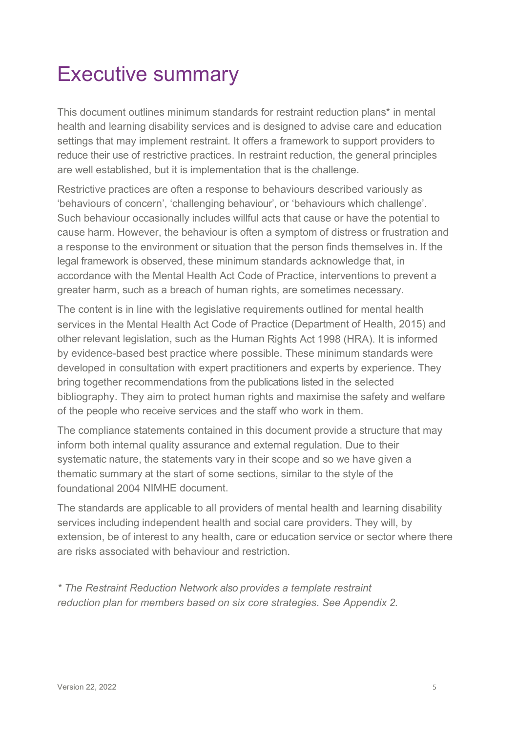# Executive summary

This document outlines minimum standards for restraint reduction plans* in mental health and learning disability services and is designed to advise care and education settings that may implement restraint. It offers a framework to support providers to reduce their use of restrictive practices. In restraint reduction, the general principles are well established, but it is implementation that is the challenge.

Restrictive practices are often a response to behaviours described variously as 'behaviours of concern', 'challenging behaviour', or 'behaviours which challenge'. Such behaviour occasionally includes willful acts that cause or have the potential to cause harm. However, the behaviour is often a symptom of distress or frustration and a response to the environment or situation that the person finds themselves in. If the legal framework is observed, these minimum standards acknowledge that, in accordance with the Mental Health Act Code of Practice, interventions to prevent a greater harm, such as a breach of human rights, are sometimes necessary.

The content is in line with the legislative requirements outlined for mental health services in the Mental Health Act Code of Practice (Department of Health, 2015) and other relevant legislation, such as the Human Rights Act 1998 (HRA). It is informed by evidence-based best practice where possible. These minimum standards were developed in consultation with expert practitioners and experts by experience. They bring together recommendations from the publications listed in the selected bibliography. They aim to protect human rights and maximise the safety and welfare of the people who receive services and the staff who work in them.

The compliance statements contained in this document provide a structure that may inform both internal quality assurance and external regulation. Due to their systematic nature, the statements vary in their scope and so we have given a thematic summary at the start of some sections, similar to the style of the foundational 2004 NIMHE document.

The standards are applicable to all providers of mental health and learning disability services including independent health and social care providers. They will, by extension, be of interest to any health, care or education service or sector where there are risks associated with behaviour and restriction.

*\* The Restraint Reduction Network also provides a template restraint reduction plan for members based on six core strategies. See Appendix 2.*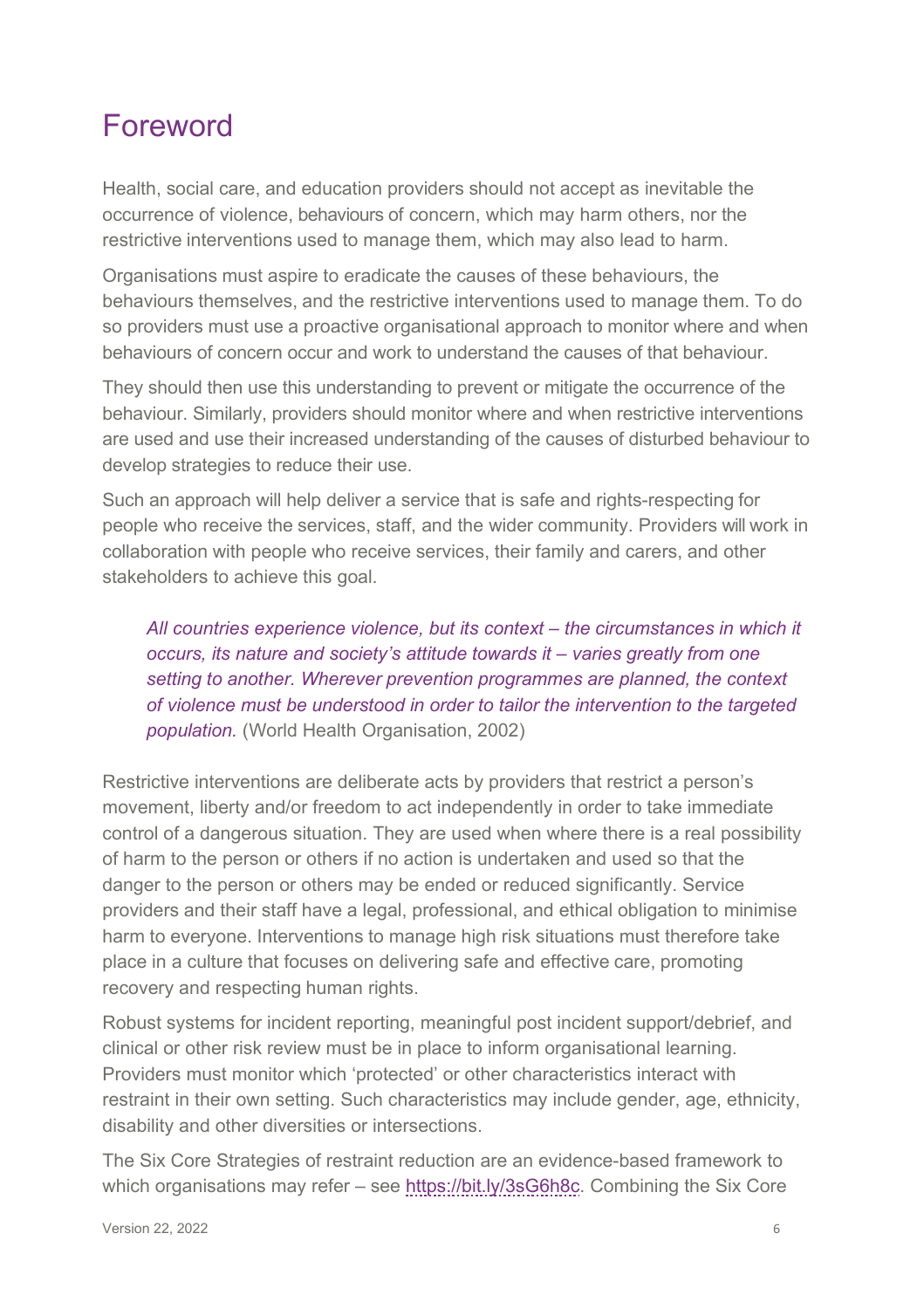# Foreword

Health, social care, and education providers should not accept as inevitable the occurrence of violence, behaviours of concern, which may harm others, nor the restrictive interventions used to manage them, which may also lead to harm.

Organisations must aspire to eradicate the causes of these behaviours, the behaviours themselves, and the restrictive interventions used to manage them. To do so providers must use a proactive organisational approach to monitor where and when behaviours of concern occur and work to understand the causes of that behaviour.

They should then use this understanding to prevent or mitigate the occurrence of the behaviour. Similarly, providers should monitor where and when restrictive interventions are used and use their increased understanding of the causes of disturbed behaviour to develop strategies to reduce their use.

Such an approach will help deliver a service that is safe and rights-respecting for people who receive the services, staff, and the wider community. Providers will work in collaboration with people who receive services, their family and carers, and other stakeholders to achieve this goal.

> *All countries experience violence, but its context – the circumstances in which it occurs, its nature and society's attitude towards it – varies greatly from one setting to another. Wherever prevention programmes are planned, the context of violence must be understood in order to tailor the intervention to the targeted population.* (World Health Organisation, 2002)

Restrictive interventions are deliberate acts by providers that restrict a person's movement, liberty and/or freedom to act independently in order to take immediate control of a dangerous situation. They are used when where there is a real possibility of harm to the person or others if no action is undertaken and used so that the danger to the person or others may be ended or reduced significantly. Service providers and their staff have a legal, professional, and ethical obligation to minimise harm to everyone. Interventions to manage high risk situations must therefore take place in a culture that focuses on delivering safe and effective care, promoting recovery and respecting human rights.

Robust systems for incident reporting, meaningful post incident support/debrief, and clinical or other risk review must be in place to inform organisational learning. Providers must monitor which 'protected' or other characteristics interact with restraint in their own setting. Such characteristics may include gender, age, ethnicity, disability and other diversities or intersections.

The Six Core Strategies of restraint reduction are an evidence-based framework to which organisations may refer – see https://bit.ly/3sG6h8c. Combining the Six Core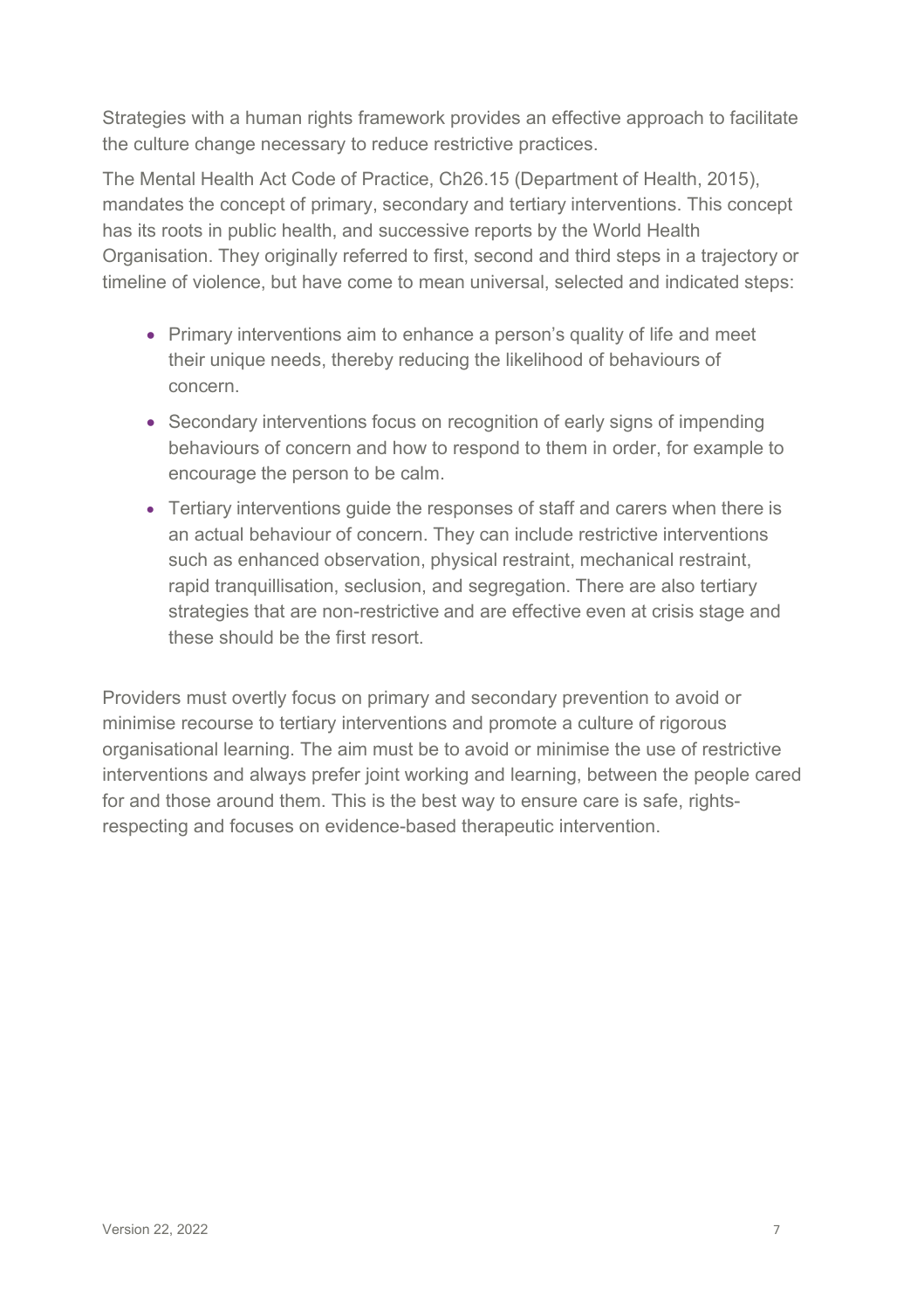Strategies with a human rights framework provides an effective approach to facilitate the culture change necessary to reduce restrictive practices.

The Mental Health Act Code of Practice, Ch26.15 (Department of Health, 2015), mandates the concept of primary, secondary and tertiary interventions. This concept has its roots in public health, and successive reports by the World Health Organisation. They originally referred to first, second and third steps in a trajectory or timeline of violence, but have come to mean universal, selected and indicated steps:

- Primary interventions aim to enhance a person's quality of life and meet their unique needs, thereby reducing the likelihood of behaviours of concern.
- Secondary interventions focus on recognition of early signs of impending behaviours of concern and how to respond to them in order, for example to encourage the person to be calm.
- Tertiary interventions guide the responses of staff and carers when there is an actual behaviour of concern. They can include restrictive interventions such as enhanced observation, physical restraint, mechanical restraint, rapid tranquillisation, seclusion, and segregation. There are also tertiary strategies that are non-restrictive and are effective even at crisis stage and these should be the first resort.

Providers must overtly focus on primary and secondary prevention to avoid or minimise recourse to tertiary interventions and promote a culture of rigorous organisational learning. The aim must be to avoid or minimise the use of restrictive interventions and always prefer joint working and learning, between the people cared for and those around them. This is the best way to ensure care is safe, rights-respecting and focuses on evidence-based therapeutic intervention.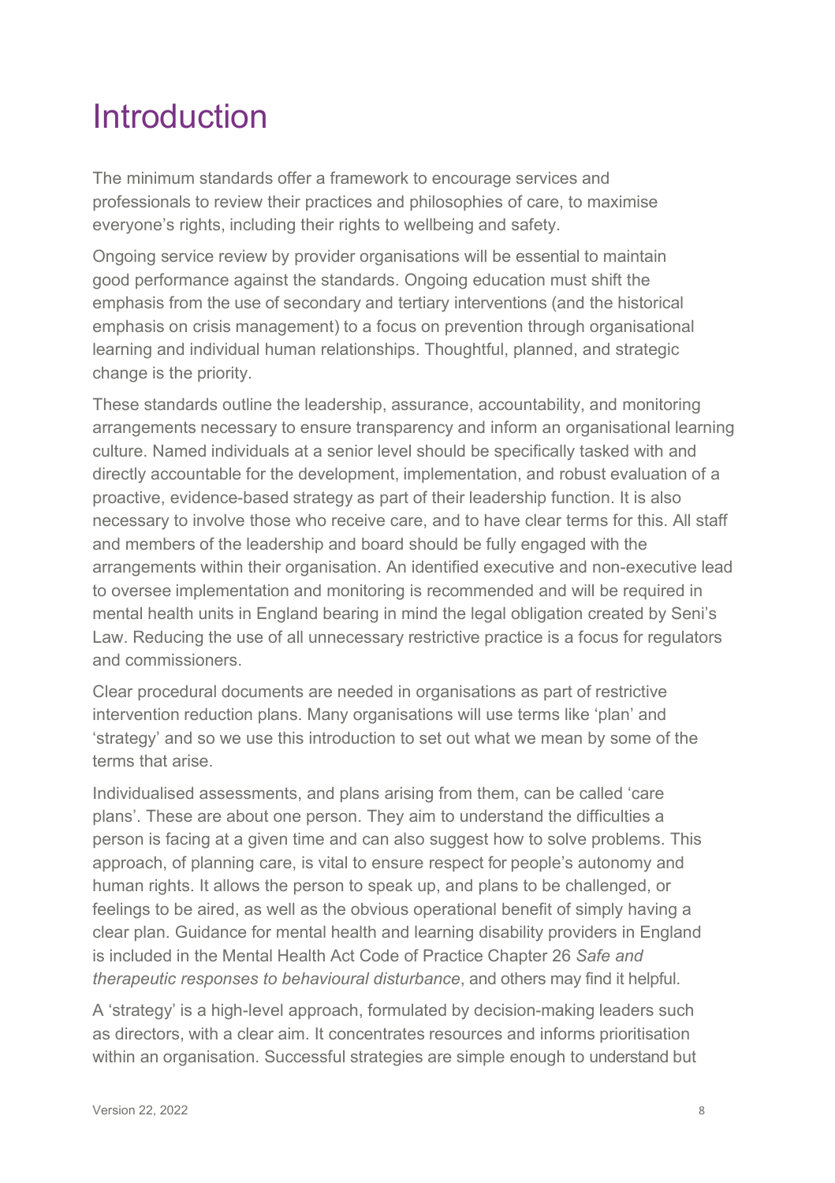# Introduction

The minimum standards offer a framework to encourage services and professionals to review their practices and philosophies of care, to maximise everyone's rights, including their rights to wellbeing and safety.

Ongoing service review by provider organisations will be essential to maintain good performance against the standards. Ongoing education must shift the emphasis from the use of secondary and tertiary interventions (and the historical emphasis on crisis management) to a focus on prevention through organisational learning and individual human relationships. Thoughtful, planned, and strategic change is the priority.

These standards outline the leadership, assurance, accountability, and monitoring arrangements necessary to ensure transparency and inform an organisational learning culture. Named individuals at a senior level should be specifically tasked with and directly accountable for the development, implementation, and robust evaluation of a proactive, evidence-based strategy as part of their leadership function. It is also necessary to involve those who receive care, and to have clear terms for this. All staff and members of the leadership and board should be fully engaged with the arrangements within their organisation. An identified executive and non-executive lead to oversee implementation and monitoring is recommended and will be required in mental health units in England bearing in mind the legal obligation created by Seni's Law. Reducing the use of all unnecessary restrictive practice is a focus for regulators and commissioners.

Clear procedural documents are needed in organisations as part of restrictive intervention reduction plans. Many organisations will use terms like 'plan' and 'strategy' and so we use this introduction to set out what we mean by some of the terms that arise.

Individualised assessments, and plans arising from them, can be called 'care plans'. These are about one person. They aim to understand the difficulties a person is facing at a given time and can also suggest how to solve problems. This approach, of planning care, is vital to ensure respect for people's autonomy and human rights. It allows the person to speak up, and plans to be challenged, or feelings to be aired, as well as the obvious operational benefit of simply having a clear plan. Guidance for mental health and learning disability providers in England is included in the Mental Health Act Code of Practice Chapter 26 *Safe and therapeutic responses to behavioural disturbance*, and others may find it helpful.

A 'strategy' is a high-level approach, formulated by decision-making leaders such as directors, with a clear aim. It concentrates resources and informs prioritisation within an organisation. Successful strategies are simple enough to understand but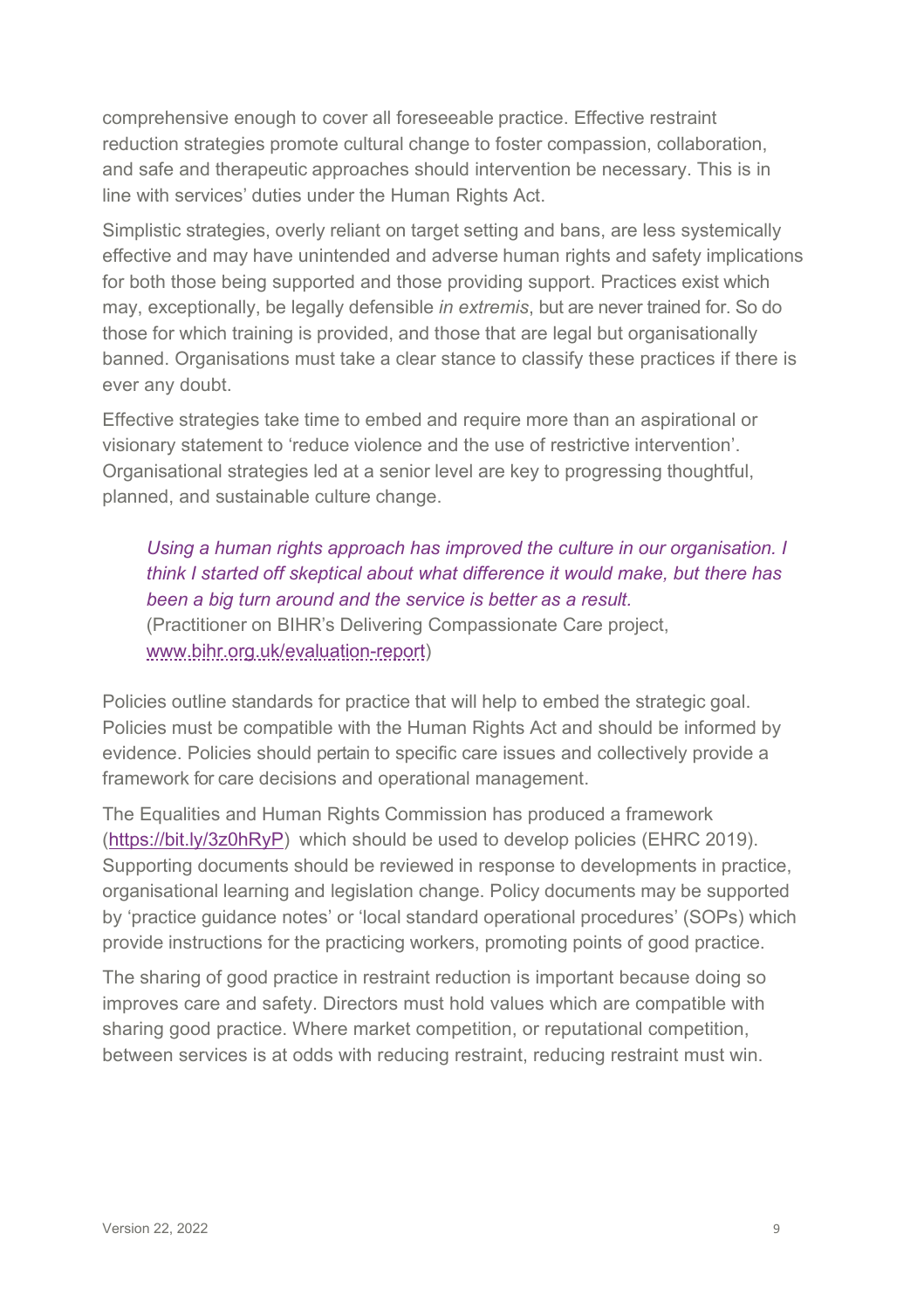comprehensive enough to cover all foreseeable practice. Effective restraint reduction strategies promote cultural change to foster compassion, collaboration, and safe and therapeutic approaches should intervention be necessary. This is in line with services' duties under the Human Rights Act.

Simplistic strategies, overly reliant on target setting and bans, are less systemically effective and may have unintended and adverse human rights and safety implications for both those being supported and those providing support. Practices exist which may, exceptionally, be legally defensible *in extremis*, but are never trained for. So do those for which training is provided, and those that are legal but organisationally banned. Organisations must take a clear stance to classify these practices if there is ever any doubt.

Effective strategies take time to embed and require more than an aspirational or visionary statement to 'reduce violence and the use of restrictive intervention'. Organisational strategies led at a senior level are key to progressing thoughtful, planned, and sustainable culture change.

> *Using a human rights approach has improved the culture in our organisation. I think I started off skeptical about what difference it would make, but there has been a big turn around and the service is better as a result.*
> (Practitioner on BIHR's Delivering Compassionate Care project, www.bihr.org.uk/evaluation-report)

Policies outline standards for practice that will help to embed the strategic goal. Policies must be compatible with the Human Rights Act and should be informed by evidence. Policies should pertain to specific care issues and collectively provide a framework for care decisions and operational management.

The Equalities and Human Rights Commission has produced a framework (https://bit.ly/3z0hRyP) which should be used to develop policies (EHRC 2019). Supporting documents should be reviewed in response to developments in practice, organisational learning and legislation change. Policy documents may be supported by 'practice guidance notes' or 'local standard operational procedures' (SOPs) which provide instructions for the practicing workers, promoting points of good practice.

The sharing of good practice in restraint reduction is important because doing so improves care and safety. Directors must hold values which are compatible with sharing good practice. Where market competition, or reputational competition, between services is at odds with reducing restraint, reducing restraint must win.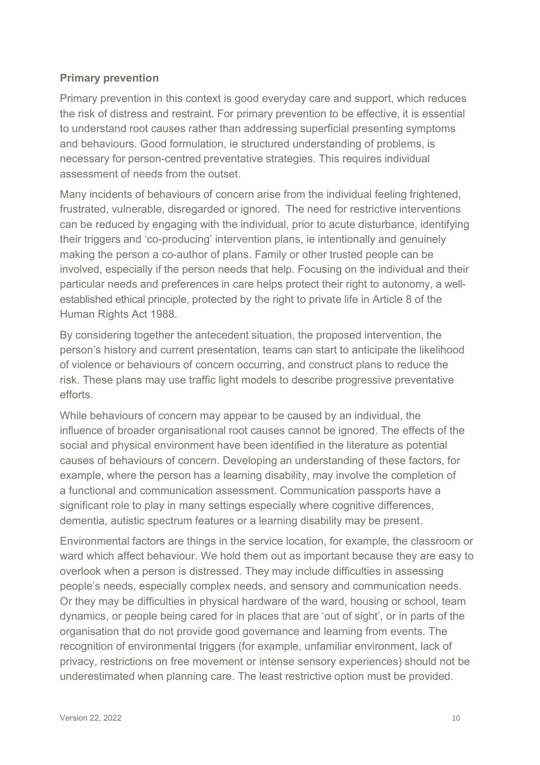**Primary prevention**

Primary prevention in this context is good everyday care and support, which reduces the risk of distress and restraint. For primary prevention to be effective, it is essential to understand root causes rather than addressing superficial presenting symptoms and behaviours. Good formulation, ie structured understanding of problems, is necessary for person-centred preventative strategies. This requires individual assessment of needs from the outset.

Many incidents of behaviours of concern arise from the individual feeling frightened, frustrated, vulnerable, disregarded or ignored. The need for restrictive interventions can be reduced by engaging with the individual, prior to acute disturbance, identifying their triggers and 'co-producing' intervention plans, ie intentionally and genuinely making the person a co-author of plans. Family or other trusted people can be involved, especially if the person needs that help. Focusing on the individual and their particular needs and preferences in care helps protect their right to autonomy, a well-established ethical principle, protected by the right to private life in Article 8 of the Human Rights Act 1988.

By considering together the antecedent situation, the proposed intervention, the person's history and current presentation, teams can start to anticipate the likelihood of violence or behaviours of concern occurring, and construct plans to reduce the risk. These plans may use traffic light models to describe progressive preventative efforts.

While behaviours of concern may appear to be caused by an individual, the influence of broader organisational root causes cannot be ignored. The effects of the social and physical environment have been identified in the literature as potential causes of behaviours of concern. Developing an understanding of these factors, for example, where the person has a learning disability, may involve the completion of a functional and communication assessment. Communication passports have a significant role to play in many settings especially where cognitive differences, dementia, autistic spectrum features or a learning disability may be present.

Environmental factors are things in the service location, for example, the classroom or ward which affect behaviour. We hold them out as important because they are easy to overlook when a person is distressed. They may include difficulties in assessing people's needs, especially complex needs, and sensory and communication needs. Or they may be difficulties in physical hardware of the ward, housing or school, team dynamics, or people being cared for in places that are 'out of sight', or in parts of the organisation that do not provide good governance and learning from events. The recognition of environmental triggers (for example, unfamiliar environment, lack of privacy, restrictions on free movement or intense sensory experiences) should not be underestimated when planning care. The least restrictive option must be provided.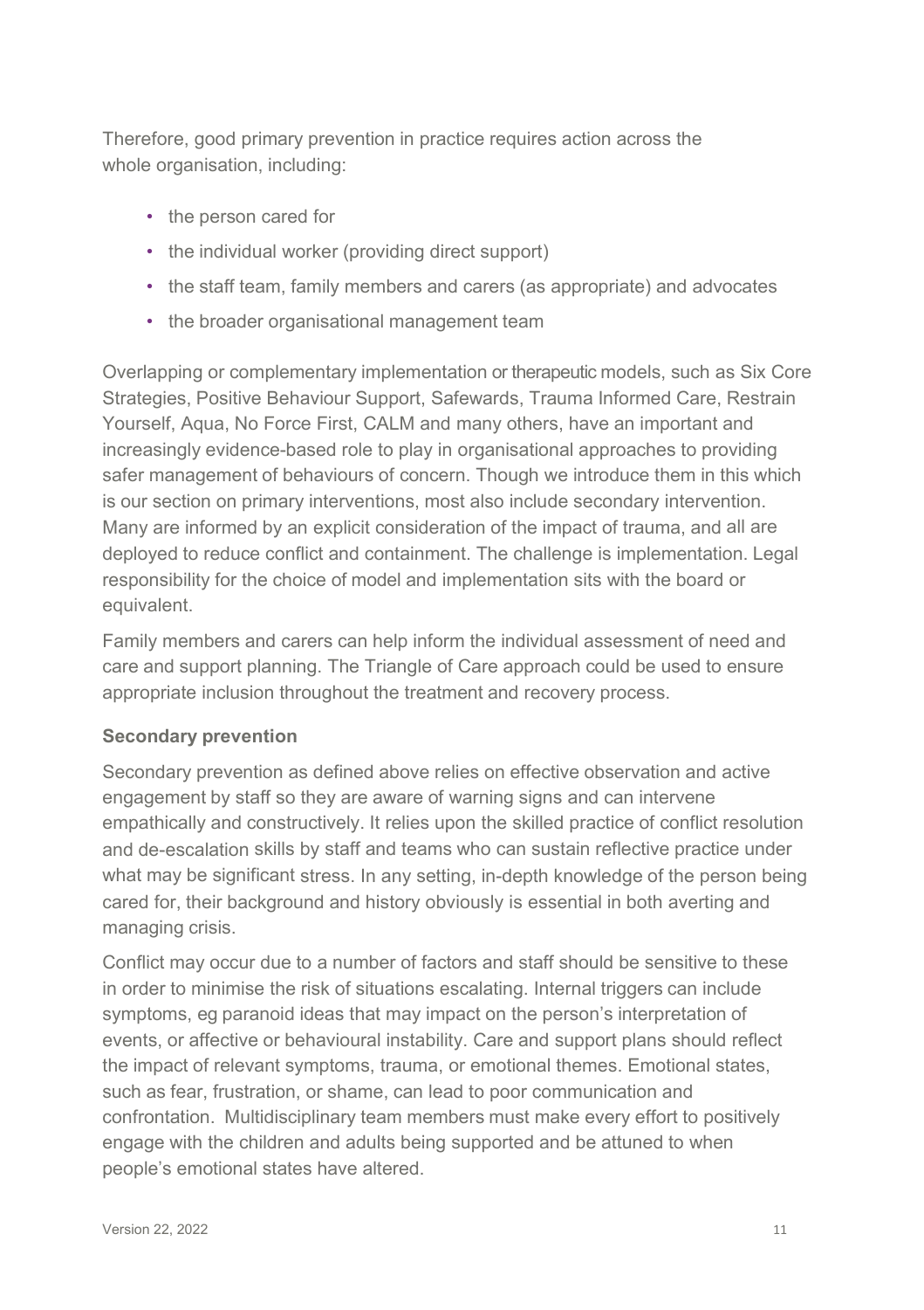Therefore, good primary prevention in practice requires action across the whole organisation, including:

- the person cared for
- the individual worker (providing direct support)
- the staff team, family members and carers (as appropriate) and advocates
- the broader organisational management team

Overlapping or complementary implementation or therapeutic models, such as Six Core Strategies, Positive Behaviour Support, Safewards, Trauma Informed Care, Restrain Yourself, Aqua, No Force First, CALM and many others, have an important and increasingly evidence-based role to play in organisational approaches to providing safer management of behaviours of concern. Though we introduce them in this which is our section on primary interventions, most also include secondary intervention. Many are informed by an explicit consideration of the impact of trauma, and all are deployed to reduce conflict and containment. The challenge is implementation. Legal responsibility for the choice of model and implementation sits with the board or equivalent.

Family members and carers can help inform the individual assessment of need and care and support planning. The Triangle of Care approach could be used to ensure appropriate inclusion throughout the treatment and recovery process.

**Secondary prevention**

Secondary prevention as defined above relies on effective observation and active engagement by staff so they are aware of warning signs and can intervene empathically and constructively. It relies upon the skilled practice of conflict resolution and de-escalation skills by staff and teams who can sustain reflective practice under what may be significant stress. In any setting, in-depth knowledge of the person being cared for, their background and history obviously is essential in both averting and managing crisis.

Conflict may occur due to a number of factors and staff should be sensitive to these in order to minimise the risk of situations escalating. Internal triggers can include symptoms, eg paranoid ideas that may impact on the person's interpretation of events, or affective or behavioural instability. Care and support plans should reflect the impact of relevant symptoms, trauma, or emotional themes. Emotional states, such as fear, frustration, or shame, can lead to poor communication and confrontation. Multidisciplinary team members must make every effort to positively engage with the children and adults being supported and be attuned to when people's emotional states have altered.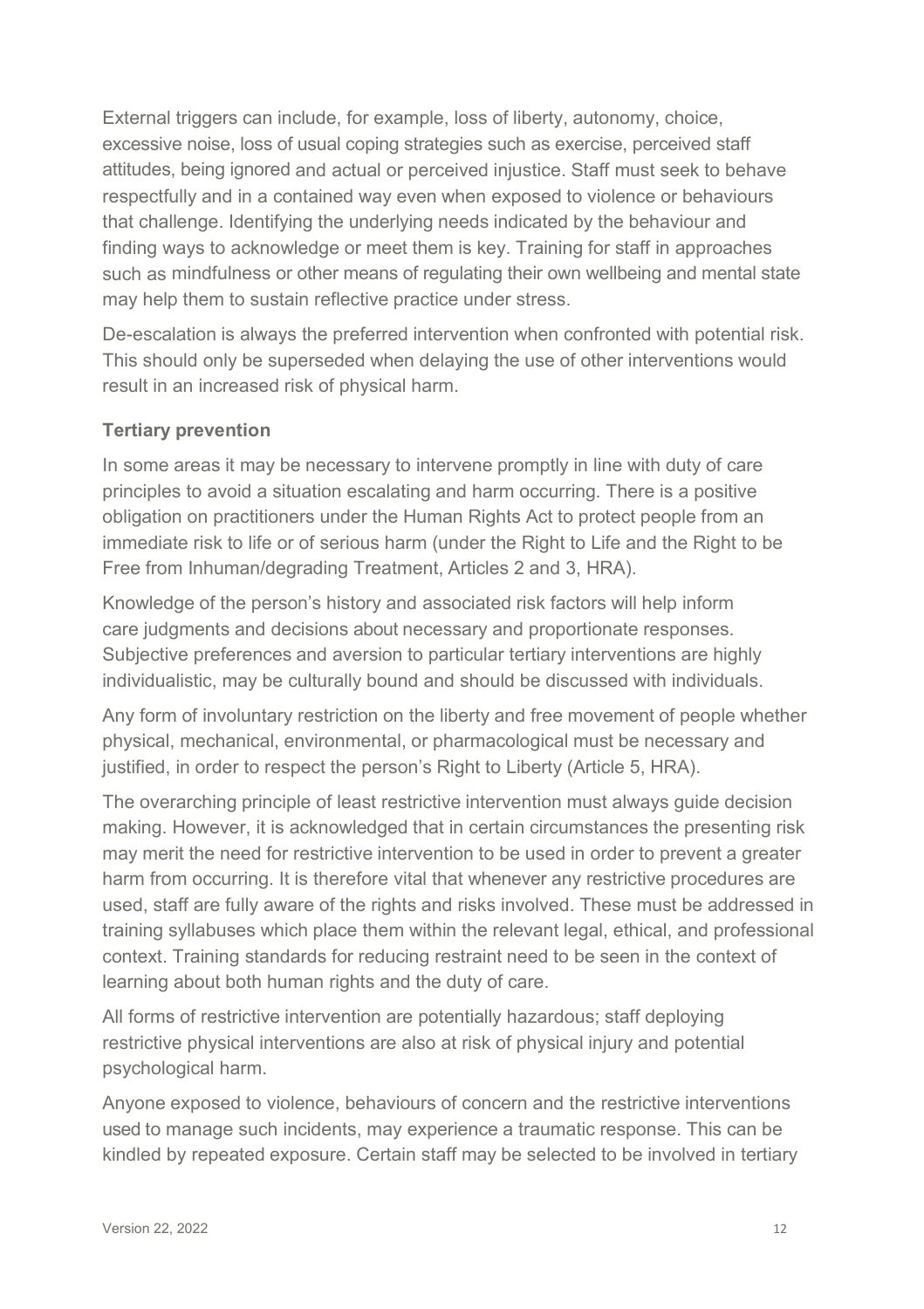External triggers can include, for example, loss of liberty, autonomy, choice, excessive noise, loss of usual coping strategies such as exercise, perceived staff attitudes, being ignored and actual or perceived injustice. Staff must seek to behave respectfully and in a contained way even when exposed to violence or behaviours that challenge. Identifying the underlying needs indicated by the behaviour and finding ways to acknowledge or meet them is key. Training for staff in approaches such as mindfulness or other means of regulating their own wellbeing and mental state may help them to sustain reflective practice under stress.

De-escalation is always the preferred intervention when confronted with potential risk. This should only be superseded when delaying the use of other interventions would result in an increased risk of physical harm.

### Tertiary prevention

In some areas it may be necessary to intervene promptly in line with duty of care principles to avoid a situation escalating and harm occurring. There is a positive obligation on practitioners under the Human Rights Act to protect people from an immediate risk to life or of serious harm (under the Right to Life and the Right to be Free from Inhuman/degrading Treatment, Articles 2 and 3, HRA).

Knowledge of the person's history and associated risk factors will help inform care judgments and decisions about necessary and proportionate responses. Subjective preferences and aversion to particular tertiary interventions are highly individualistic, may be culturally bound and should be discussed with individuals.

Any form of involuntary restriction on the liberty and free movement of people whether physical, mechanical, environmental, or pharmacological must be necessary and justified, in order to respect the person's Right to Liberty (Article 5, HRA).

The overarching principle of least restrictive intervention must always guide decision making. However, it is acknowledged that in certain circumstances the presenting risk may merit the need for restrictive intervention to be used in order to prevent a greater harm from occurring. It is therefore vital that whenever any restrictive procedures are used, staff are fully aware of the rights and risks involved. These must be addressed in training syllabuses which place them within the relevant legal, ethical, and professional context. Training standards for reducing restraint need to be seen in the context of learning about both human rights and the duty of care.

All forms of restrictive intervention are potentially hazardous; staff deploying restrictive physical interventions are also at risk of physical injury and potential psychological harm.

Anyone exposed to violence, behaviours of concern and the restrictive interventions used to manage such incidents, may experience a traumatic response. This can be kindled by repeated exposure. Certain staff may be selected to be involved in tertiary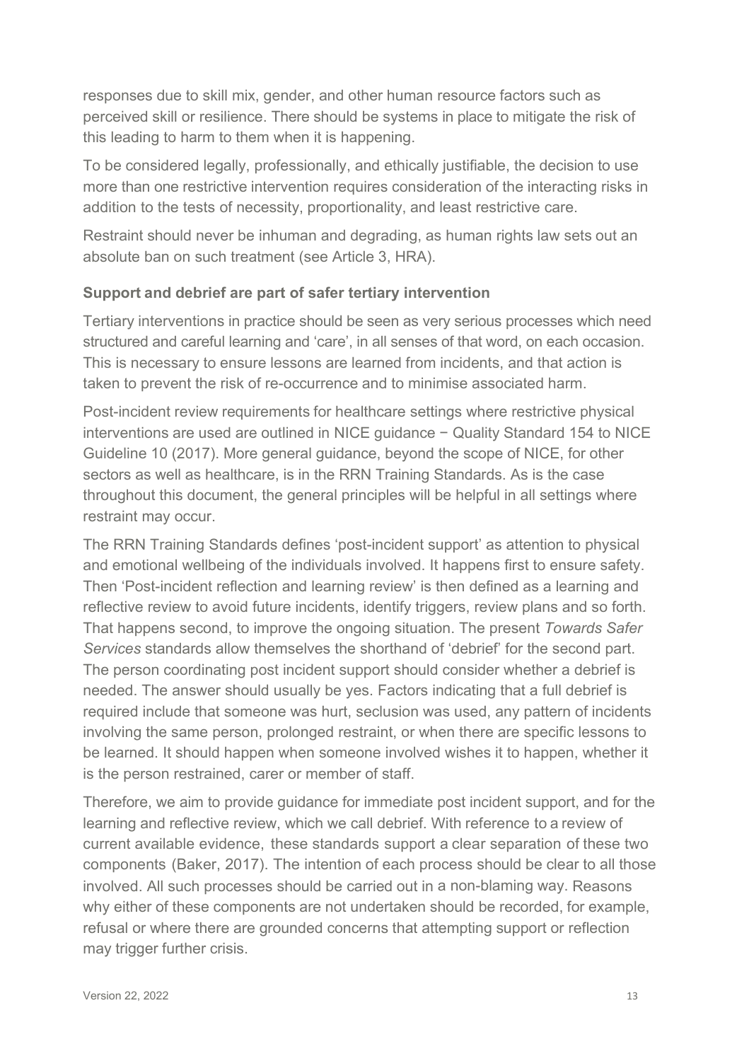responses due to skill mix, gender, and other human resource factors such as perceived skill or resilience. There should be systems in place to mitigate the risk of this leading to harm to them when it is happening.

To be considered legally, professionally, and ethically justifiable, the decision to use more than one restrictive intervention requires consideration of the interacting risks in addition to the tests of necessity, proportionality, and least restrictive care.

Restraint should never be inhuman and degrading, as human rights law sets out an absolute ban on such treatment (see Article 3, HRA).

### Support and debrief are part of safer tertiary intervention

Tertiary interventions in practice should be seen as very serious processes which need structured and careful learning and 'care', in all senses of that word, on each occasion. This is necessary to ensure lessons are learned from incidents, and that action is taken to prevent the risk of re-occurrence and to minimise associated harm.

Post-incident review requirements for healthcare settings where restrictive physical interventions are used are outlined in NICE guidance − Quality Standard 154 to NICE Guideline 10 (2017). More general guidance, beyond the scope of NICE, for other sectors as well as healthcare, is in the RRN Training Standards. As is the case throughout this document, the general principles will be helpful in all settings where restraint may occur.

The RRN Training Standards defines 'post-incident support' as attention to physical and emotional wellbeing of the individuals involved. It happens first to ensure safety. Then 'Post-incident reflection and learning review' is then defined as a learning and reflective review to avoid future incidents, identify triggers, review plans and so forth. That happens second, to improve the ongoing situation. The present *Towards Safer Services* standards allow themselves the shorthand of 'debrief' for the second part. The person coordinating post incident support should consider whether a debrief is needed. The answer should usually be yes. Factors indicating that a full debrief is required include that someone was hurt, seclusion was used, any pattern of incidents involving the same person, prolonged restraint, or when there are specific lessons to be learned. It should happen when someone involved wishes it to happen, whether it is the person restrained, carer or member of staff.

Therefore, we aim to provide guidance for immediate post incident support, and for the learning and reflective review, which we call debrief. With reference to a review of current available evidence, these standards support a clear separation of these two components (Baker, 2017). The intention of each process should be clear to all those involved. All such processes should be carried out in a non-blaming way. Reasons why either of these components are not undertaken should be recorded, for example, refusal or where there are grounded concerns that attempting support or reflection may trigger further crisis.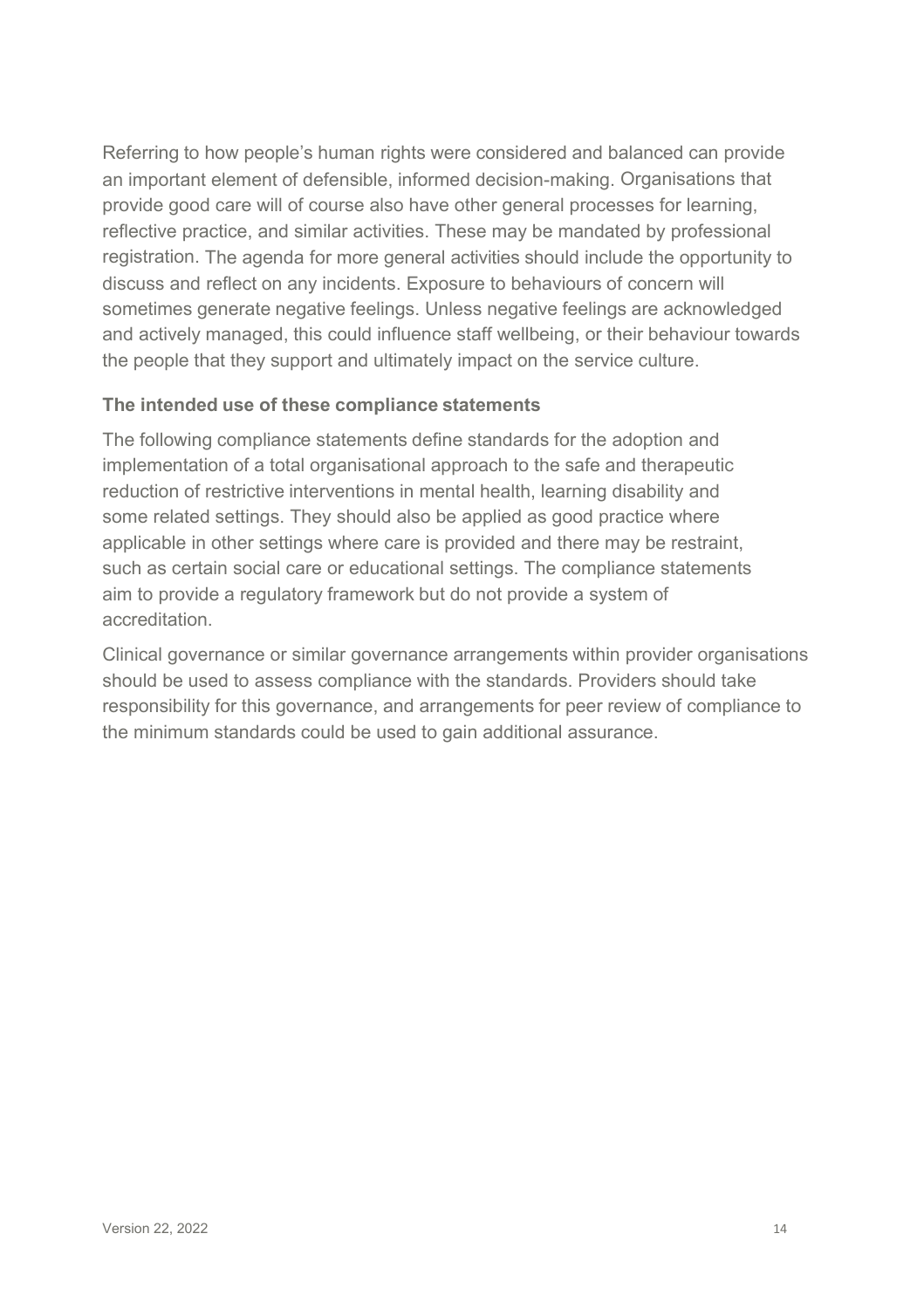Referring to how people's human rights were considered and balanced can provide an important element of defensible, informed decision-making. Organisations that provide good care will of course also have other general processes for learning, reflective practice, and similar activities. These may be mandated by professional registration. The agenda for more general activities should include the opportunity to discuss and reflect on any incidents. Exposure to behaviours of concern will sometimes generate negative feelings. Unless negative feelings are acknowledged and actively managed, this could influence staff wellbeing, or their behaviour towards the people that they support and ultimately impact on the service culture.

### The intended use of these compliance statements

The following compliance statements define standards for the adoption and implementation of a total organisational approach to the safe and therapeutic reduction of restrictive interventions in mental health, learning disability and some related settings. They should also be applied as good practice where applicable in other settings where care is provided and there may be restraint, such as certain social care or educational settings. The compliance statements aim to provide a regulatory framework but do not provide a system of accreditation.

Clinical governance or similar governance arrangements within provider organisations should be used to assess compliance with the standards. Providers should take responsibility for this governance, and arrangements for peer review of compliance to the minimum standards could be used to gain additional assurance.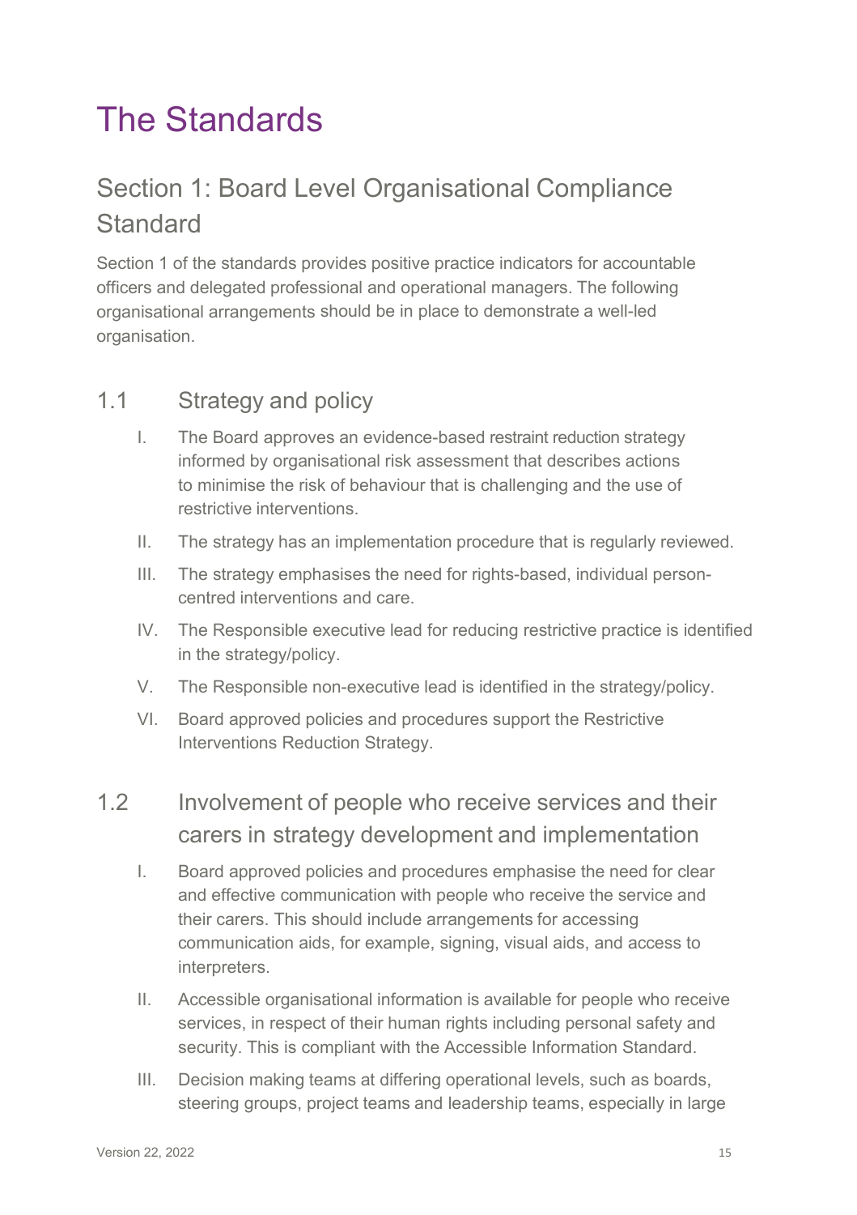# The Standards

## Section 1: Board Level Organisational Compliance Standard

Section 1 of the standards provides positive practice indicators for accountable officers and delegated professional and operational managers. The following organisational arrangements should be in place to demonstrate a well-led organisation.

### 1.1 Strategy and policy

I. The Board approves an evidence-based restraint reduction strategy informed by organisational risk assessment that describes actions to minimise the risk of behaviour that is challenging and the use of restrictive interventions.

II. The strategy has an implementation procedure that is regularly reviewed.

III. The strategy emphasises the need for rights-based, individual person-centred interventions and care.

IV. The Responsible executive lead for reducing restrictive practice is identified in the strategy/policy.

V. The Responsible non-executive lead is identified in the strategy/policy.

VI. Board approved policies and procedures support the Restrictive Interventions Reduction Strategy.

### 1.2 Involvement of people who receive services and their carers in strategy development and implementation

I. Board approved policies and procedures emphasise the need for clear and effective communication with people who receive the service and their carers. This should include arrangements for accessing communication aids, for example, signing, visual aids, and access to interpreters.

II. Accessible organisational information is available for people who receive services, in respect of their human rights including personal safety and security. This is compliant with the Accessible Information Standard.

III. Decision making teams at differing operational levels, such as boards, steering groups, project teams and leadership teams, especially in large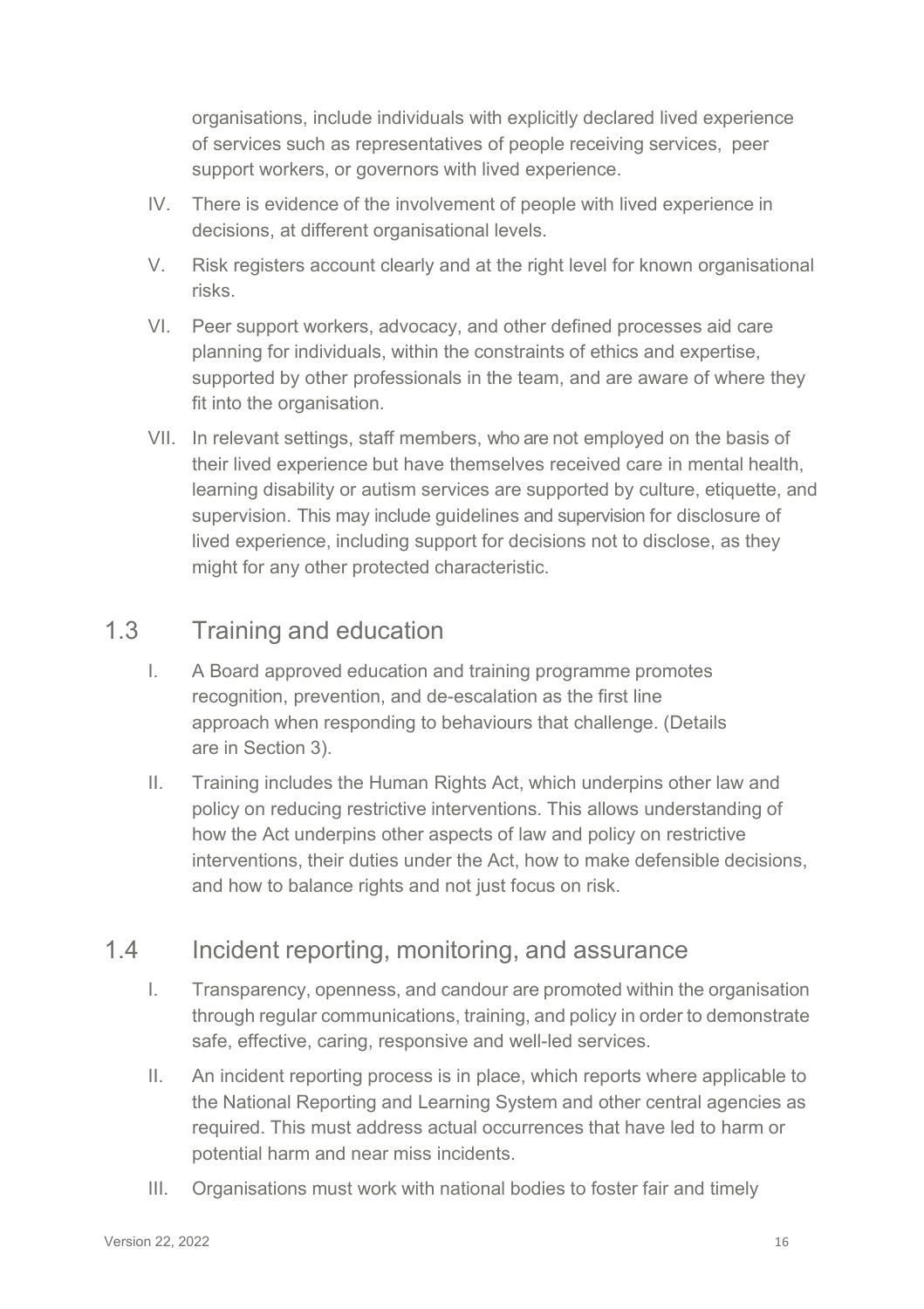organisations, include individuals with explicitly declared lived experience of services such as representatives of people receiving services, peer support workers, or governors with lived experience.

IV. There is evidence of the involvement of people with lived experience in decisions, at different organisational levels.

V. Risk registers account clearly and at the right level for known organisational risks.

VI. Peer support workers, advocacy, and other defined processes aid care planning for individuals, within the constraints of ethics and expertise, supported by other professionals in the team, and are aware of where they fit into the organisation.

VII. In relevant settings, staff members, who are not employed on the basis of their lived experience but have themselves received care in mental health, learning disability or autism services are supported by culture, etiquette, and supervision. This may include guidelines and supervision for disclosure of lived experience, including support for decisions not to disclose, as they might for any other protected characteristic.

## 1.3 Training and education

I. A Board approved education and training programme promotes recognition, prevention, and de-escalation as the first line approach when responding to behaviours that challenge. (Details are in Section 3).

II. Training includes the Human Rights Act, which underpins other law and policy on reducing restrictive interventions. This allows understanding of how the Act underpins other aspects of law and policy on restrictive interventions, their duties under the Act, how to make defensible decisions, and how to balance rights and not just focus on risk.

## 1.4 Incident reporting, monitoring, and assurance

I. Transparency, openness, and candour are promoted within the organisation through regular communications, training, and policy in order to demonstrate safe, effective, caring, responsive and well-led services.

II. An incident reporting process is in place, which reports where applicable to the National Reporting and Learning System and other central agencies as required. This must address actual occurrences that have led to harm or potential harm and near miss incidents.

III. Organisations must work with national bodies to foster fair and timely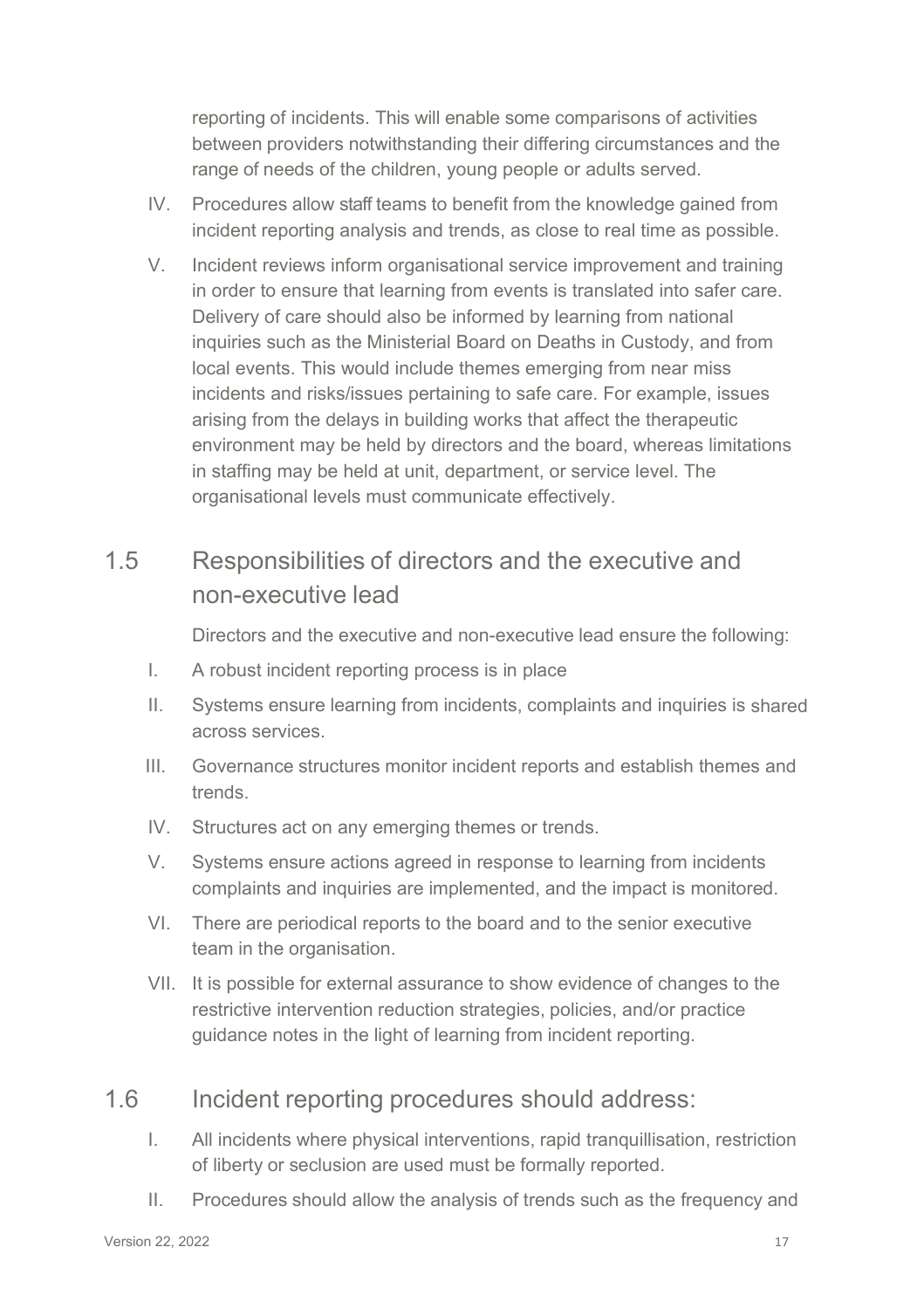reporting of incidents. This will enable some comparisons of activities between providers notwithstanding their differing circumstances and the range of needs of the children, young people or adults served.

IV. Procedures allow staff teams to benefit from the knowledge gained from incident reporting analysis and trends, as close to real time as possible.

V. Incident reviews inform organisational service improvement and training in order to ensure that learning from events is translated into safer care. Delivery of care should also be informed by learning from national inquiries such as the Ministerial Board on Deaths in Custody, and from local events. This would include themes emerging from near miss incidents and risks/issues pertaining to safe care. For example, issues arising from the delays in building works that affect the therapeutic environment may be held by directors and the board, whereas limitations in staffing may be held at unit, department, or service level. The organisational levels must communicate effectively.

## 1.5 Responsibilities of directors and the executive and non-executive lead

Directors and the executive and non-executive lead ensure the following:

I. A robust incident reporting process is in place

II. Systems ensure learning from incidents, complaints and inquiries is shared across services.

III. Governance structures monitor incident reports and establish themes and trends.

IV. Structures act on any emerging themes or trends.

V. Systems ensure actions agreed in response to learning from incidents complaints and inquiries are implemented, and the impact is monitored.

VI. There are periodical reports to the board and to the senior executive team in the organisation.

VII. It is possible for external assurance to show evidence of changes to the restrictive intervention reduction strategies, policies, and/or practice guidance notes in the light of learning from incident reporting.

## 1.6 Incident reporting procedures should address:

I. All incidents where physical interventions, rapid tranquillisation, restriction of liberty or seclusion are used must be formally reported.

II. Procedures should allow the analysis of trends such as the frequency and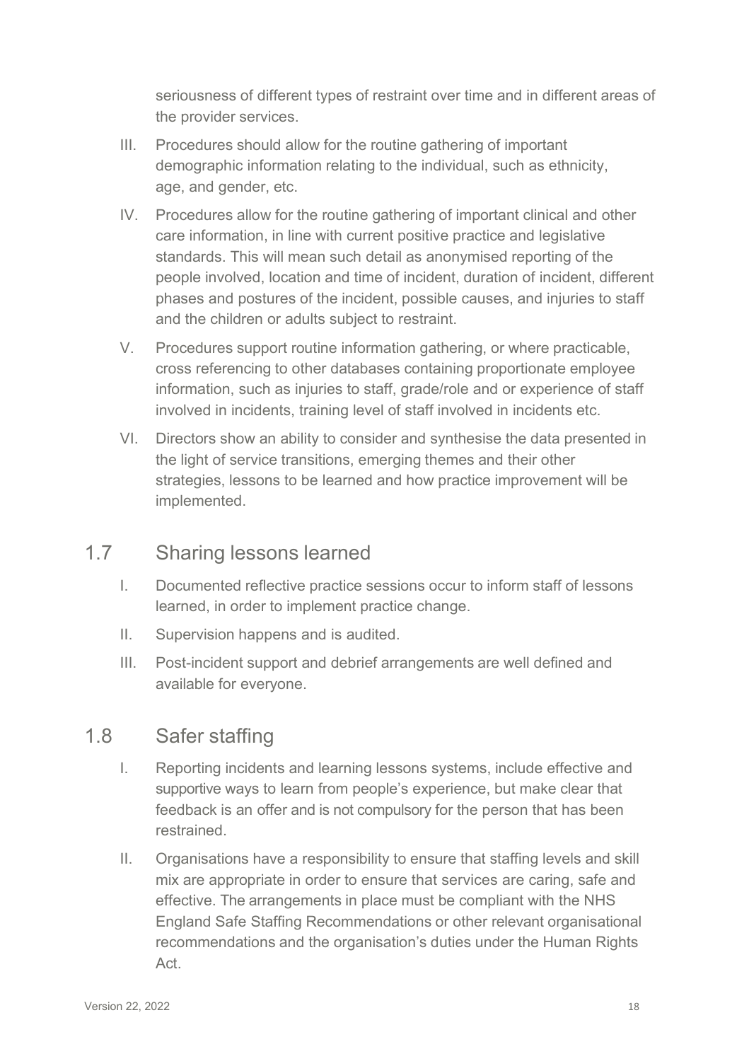seriousness of different types of restraint over time and in different areas of the provider services.

III. Procedures should allow for the routine gathering of important demographic information relating to the individual, such as ethnicity, age, and gender, etc.

IV. Procedures allow for the routine gathering of important clinical and other care information, in line with current positive practice and legislative standards. This will mean such detail as anonymised reporting of the people involved, location and time of incident, duration of incident, different phases and postures of the incident, possible causes, and injuries to staff and the children or adults subject to restraint.

V. Procedures support routine information gathering, or where practicable, cross referencing to other databases containing proportionate employee information, such as injuries to staff, grade/role and or experience of staff involved in incidents, training level of staff involved in incidents etc.

VI. Directors show an ability to consider and synthesise the data presented in the light of service transitions, emerging themes and their other strategies, lessons to be learned and how practice improvement will be implemented.

## 1.7 Sharing lessons learned

I. Documented reflective practice sessions occur to inform staff of lessons learned, in order to implement practice change.

II. Supervision happens and is audited.

III. Post-incident support and debrief arrangements are well defined and available for everyone.

## 1.8 Safer staffing

I. Reporting incidents and learning lessons systems, include effective and supportive ways to learn from people's experience, but make clear that feedback is an offer and is not compulsory for the person that has been restrained.

II. Organisations have a responsibility to ensure that staffing levels and skill mix are appropriate in order to ensure that services are caring, safe and effective. The arrangements in place must be compliant with the NHS England Safe Staffing Recommendations or other relevant organisational recommendations and the organisation's duties under the Human Rights Act.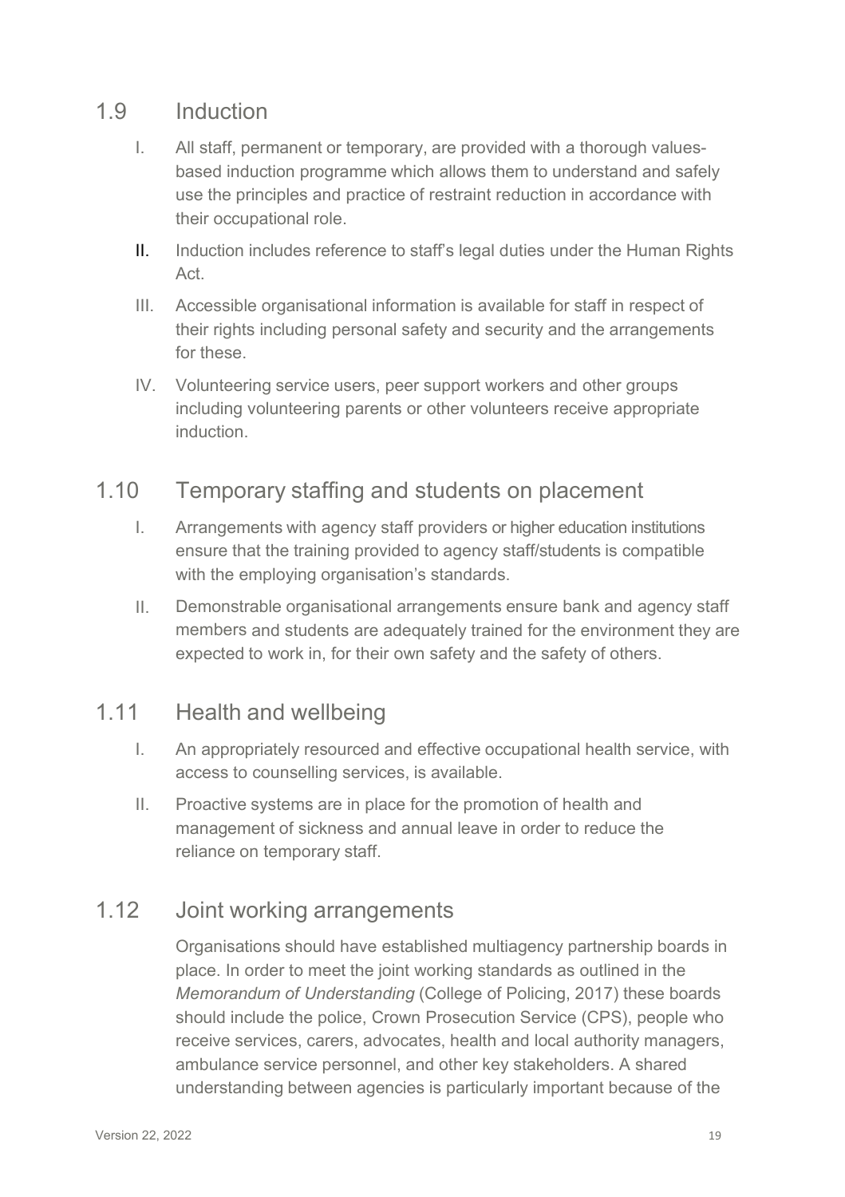## 1.9 Induction

I. All staff, permanent or temporary, are provided with a thorough values-based induction programme which allows them to understand and safely use the principles and practice of restraint reduction in accordance with their occupational role.

II. Induction includes reference to staff's legal duties under the Human Rights Act.

III. Accessible organisational information is available for staff in respect of their rights including personal safety and security and the arrangements for these.

IV. Volunteering service users, peer support workers and other groups including volunteering parents or other volunteers receive appropriate induction.

## 1.10 Temporary staffing and students on placement

I. Arrangements with agency staff providers or higher education institutions ensure that the training provided to agency staff/students is compatible with the employing organisation's standards.

II. Demonstrable organisational arrangements ensure bank and agency staff members and students are adequately trained for the environment they are expected to work in, for their own safety and the safety of others.

## 1.11 Health and wellbeing

I. An appropriately resourced and effective occupational health service, with access to counselling services, is available.

II. Proactive systems are in place for the promotion of health and management of sickness and annual leave in order to reduce the reliance on temporary staff.

## 1.12 Joint working arrangements

Organisations should have established multiagency partnership boards in place. In order to meet the joint working standards as outlined in the *Memorandum of Understanding* (College of Policing, 2017) these boards should include the police, Crown Prosecution Service (CPS), people who receive services, carers, advocates, health and local authority managers, ambulance service personnel, and other key stakeholders. A shared understanding between agencies is particularly important because of the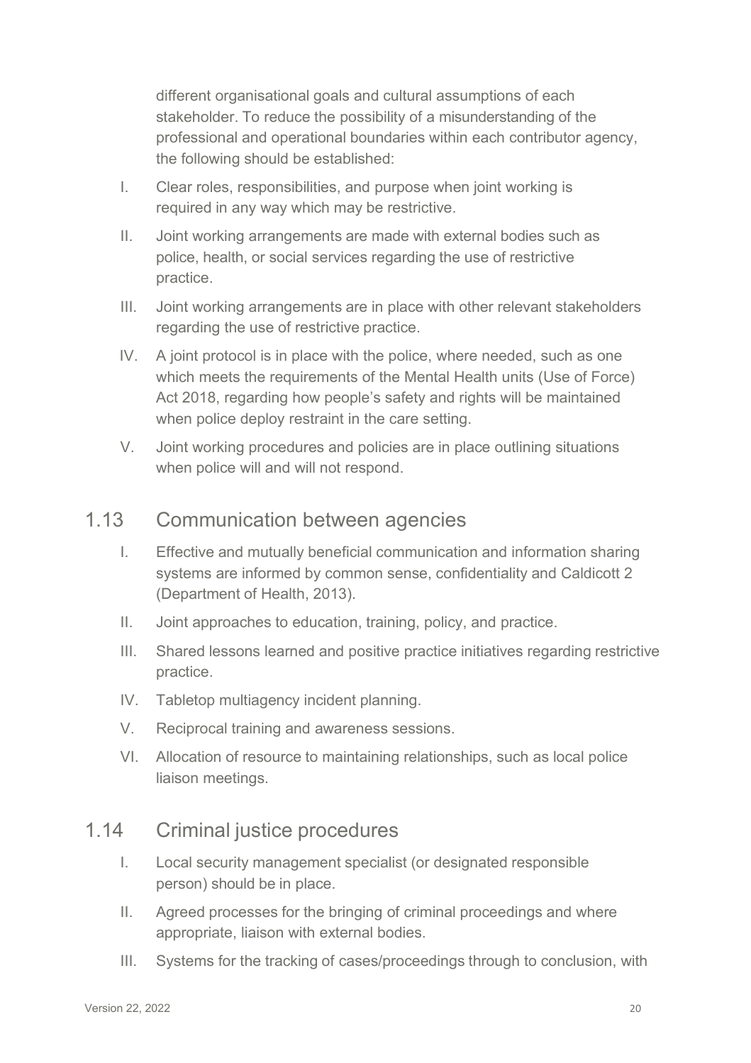different organisational goals and cultural assumptions of each stakeholder. To reduce the possibility of a misunderstanding of the professional and operational boundaries within each contributor agency, the following should be established:

I. Clear roles, responsibilities, and purpose when joint working is required in any way which may be restrictive.

II. Joint working arrangements are made with external bodies such as police, health, or social services regarding the use of restrictive practice.

III. Joint working arrangements are in place with other relevant stakeholders regarding the use of restrictive practice.

IV. A joint protocol is in place with the police, where needed, such as one which meets the requirements of the Mental Health units (Use of Force) Act 2018, regarding how people's safety and rights will be maintained when police deploy restraint in the care setting.

V. Joint working procedures and policies are in place outlining situations when police will and will not respond.

## 1.13 Communication between agencies

I. Effective and mutually beneficial communication and information sharing systems are informed by common sense, confidentiality and Caldicott 2 (Department of Health, 2013).

II. Joint approaches to education, training, policy, and practice.

III. Shared lessons learned and positive practice initiatives regarding restrictive practice.

IV. Tabletop multiagency incident planning.

V. Reciprocal training and awareness sessions.

VI. Allocation of resource to maintaining relationships, such as local police liaison meetings.

## 1.14 Criminal justice procedures

I. Local security management specialist (or designated responsible person) should be in place.

II. Agreed processes for the bringing of criminal proceedings and where appropriate, liaison with external bodies.

III. Systems for the tracking of cases/proceedings through to conclusion, with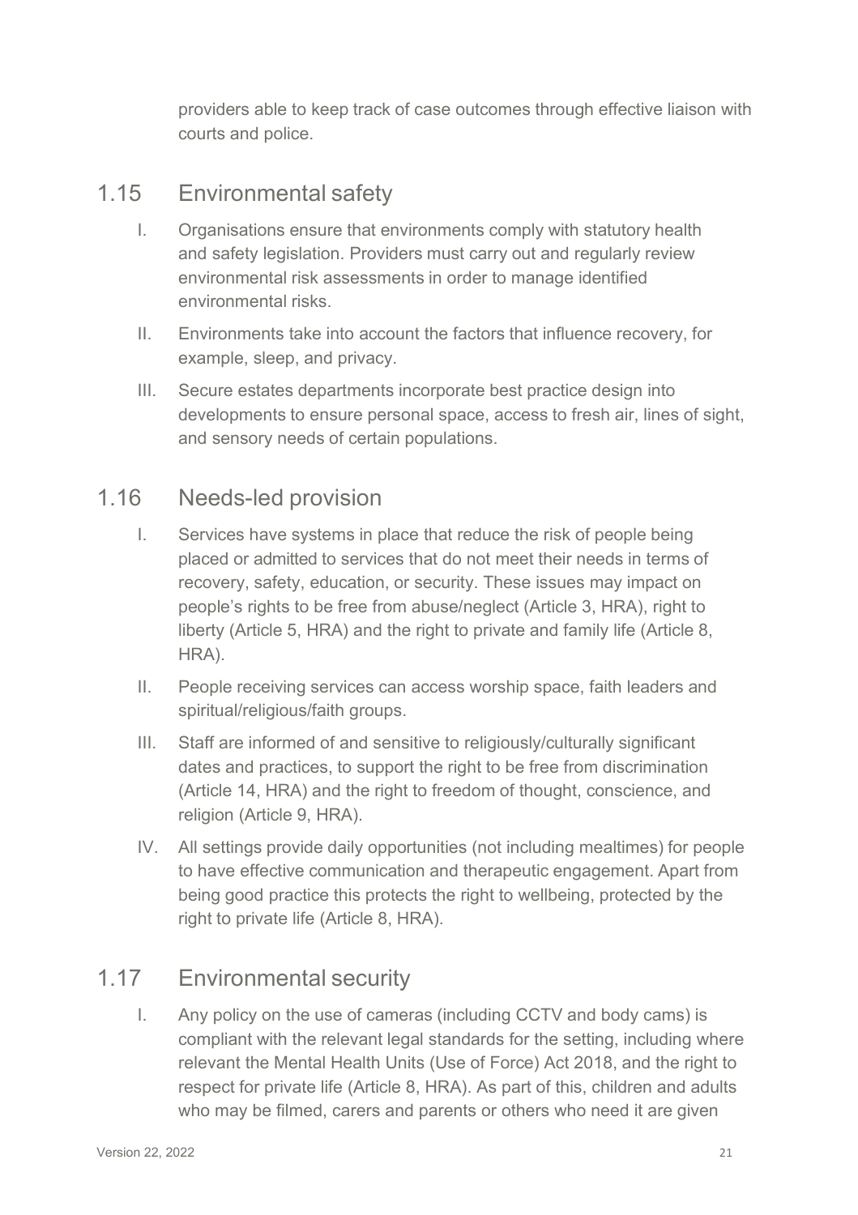providers able to keep track of case outcomes through effective liaison with courts and police.

## 1.15 Environmental safety

I. Organisations ensure that environments comply with statutory health and safety legislation. Providers must carry out and regularly review environmental risk assessments in order to manage identified environmental risks.

II. Environments take into account the factors that influence recovery, for example, sleep, and privacy.

III. Secure estates departments incorporate best practice design into developments to ensure personal space, access to fresh air, lines of sight, and sensory needs of certain populations.

## 1.16 Needs-led provision

I. Services have systems in place that reduce the risk of people being placed or admitted to services that do not meet their needs in terms of recovery, safety, education, or security. These issues may impact on people's rights to be free from abuse/neglect (Article 3, HRA), right to liberty (Article 5, HRA) and the right to private and family life (Article 8, HRA).

II. People receiving services can access worship space, faith leaders and spiritual/religious/faith groups.

III. Staff are informed of and sensitive to religiously/culturally significant dates and practices, to support the right to be free from discrimination (Article 14, HRA) and the right to freedom of thought, conscience, and religion (Article 9, HRA).

IV. All settings provide daily opportunities (not including mealtimes) for people to have effective communication and therapeutic engagement. Apart from being good practice this protects the right to wellbeing, protected by the right to private life (Article 8, HRA).

## 1.17 Environmental security

I. Any policy on the use of cameras (including CCTV and body cams) is compliant with the relevant legal standards for the setting, including where relevant the Mental Health Units (Use of Force) Act 2018, and the right to respect for private life (Article 8, HRA). As part of this, children and adults who may be filmed, carers and parents or others who need it are given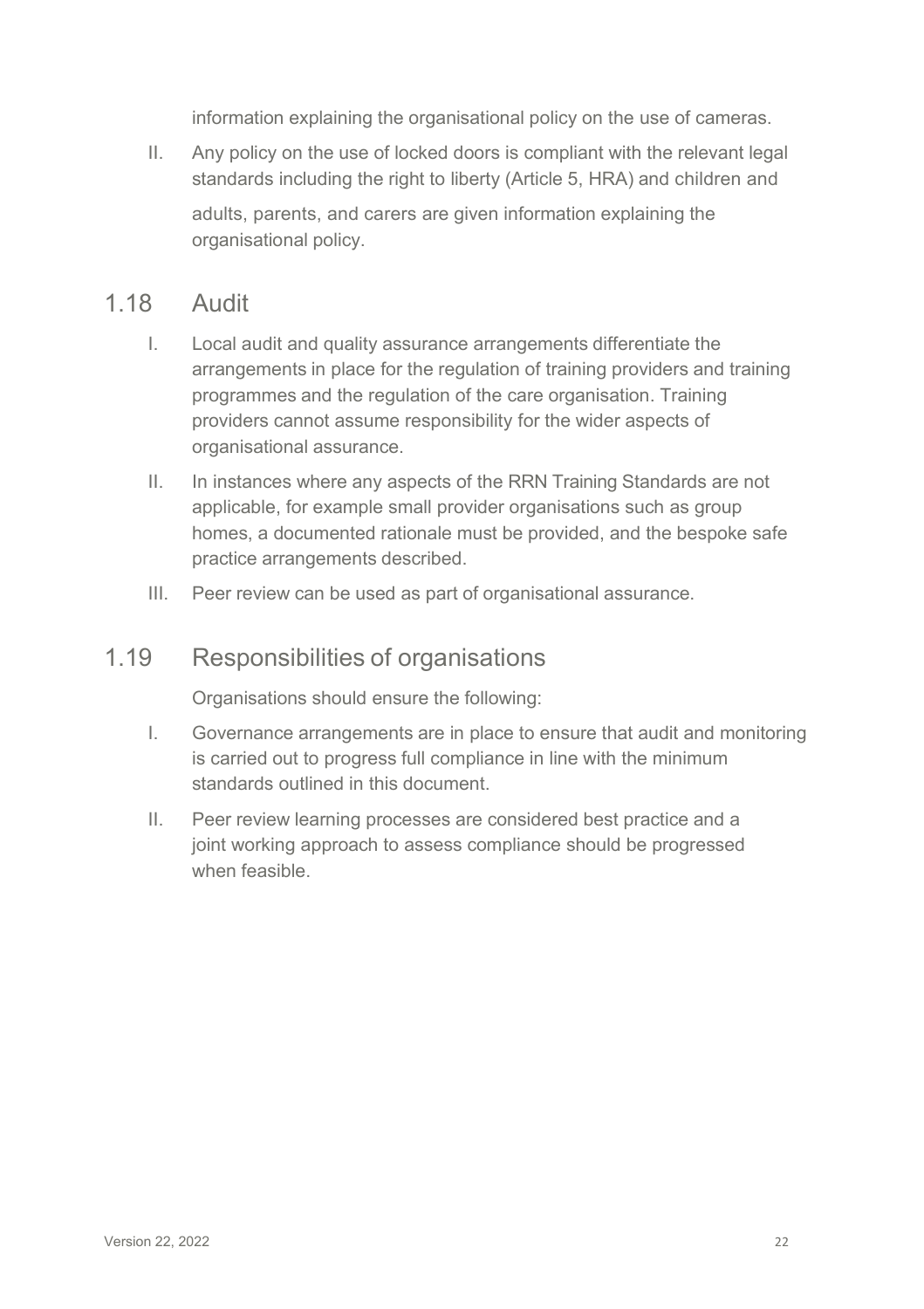information explaining the organisational policy on the use of cameras.

II. Any policy on the use of locked doors is compliant with the relevant legal standards including the right to liberty (Article 5, HRA) and children and adults, parents, and carers are given information explaining the organisational policy.

## 1.18 Audit

I. Local audit and quality assurance arrangements differentiate the arrangements in place for the regulation of training providers and training programmes and the regulation of the care organisation. Training providers cannot assume responsibility for the wider aspects of organisational assurance.

II. In instances where any aspects of the RRN Training Standards are not applicable, for example small provider organisations such as group homes, a documented rationale must be provided, and the bespoke safe practice arrangements described.

III. Peer review can be used as part of organisational assurance.

## 1.19 Responsibilities of organisations

Organisations should ensure the following:

I. Governance arrangements are in place to ensure that audit and monitoring is carried out to progress full compliance in line with the minimum standards outlined in this document.

II. Peer review learning processes are considered best practice and a joint working approach to assess compliance should be progressed when feasible.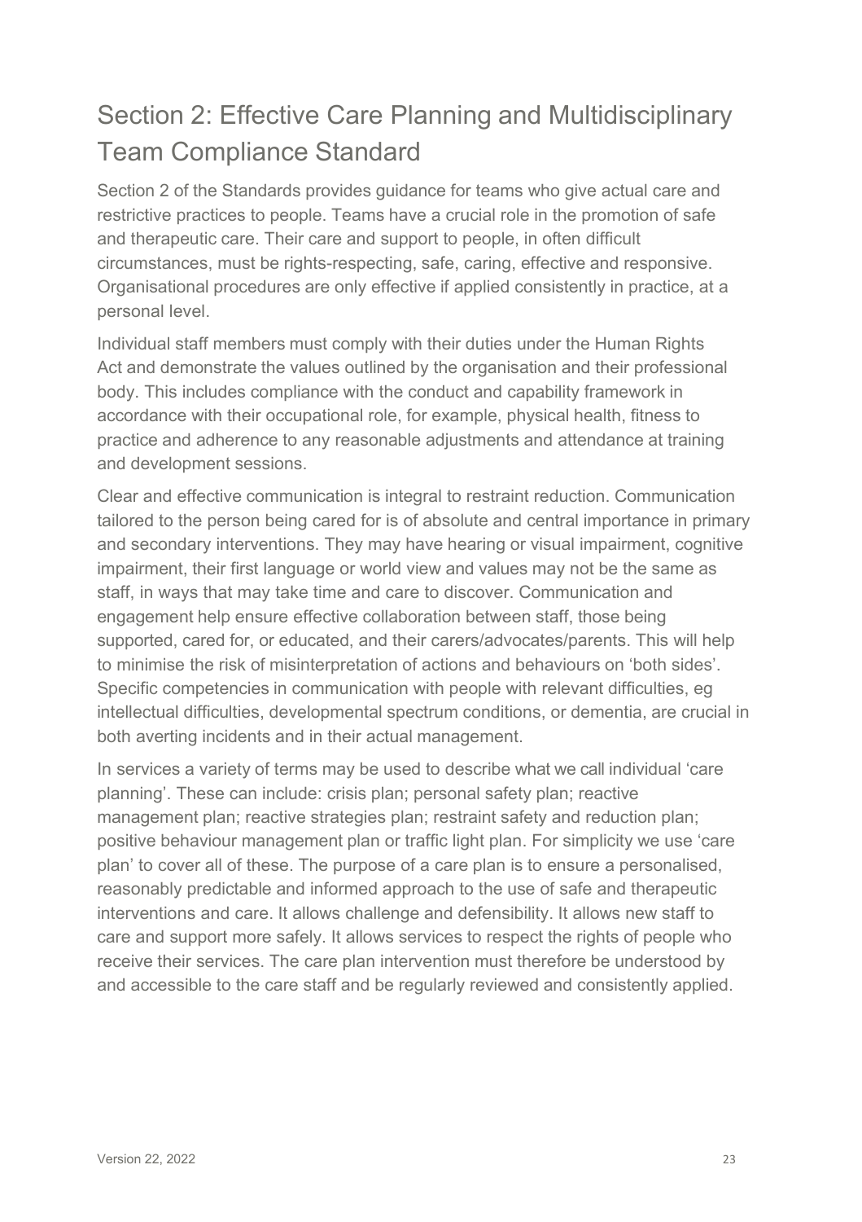## Section 2: Effective Care Planning and Multidisciplinary Team Compliance Standard

Section 2 of the Standards provides guidance for teams who give actual care and restrictive practices to people. Teams have a crucial role in the promotion of safe and therapeutic care. Their care and support to people, in often difficult circumstances, must be rights-respecting, safe, caring, effective and responsive. Organisational procedures are only effective if applied consistently in practice, at a personal level.

Individual staff members must comply with their duties under the Human Rights Act and demonstrate the values outlined by the organisation and their professional body. This includes compliance with the conduct and capability framework in accordance with their occupational role, for example, physical health, fitness to practice and adherence to any reasonable adjustments and attendance at training and development sessions.

Clear and effective communication is integral to restraint reduction. Communication tailored to the person being cared for is of absolute and central importance in primary and secondary interventions. They may have hearing or visual impairment, cognitive impairment, their first language or world view and values may not be the same as staff, in ways that may take time and care to discover. Communication and engagement help ensure effective collaboration between staff, those being supported, cared for, or educated, and their carers/advocates/parents. This will help to minimise the risk of misinterpretation of actions and behaviours on 'both sides'. Specific competencies in communication with people with relevant difficulties, eg intellectual difficulties, developmental spectrum conditions, or dementia, are crucial in both averting incidents and in their actual management.

In services a variety of terms may be used to describe what we call individual 'care planning'. These can include: crisis plan; personal safety plan; reactive management plan; reactive strategies plan; restraint safety and reduction plan; positive behaviour management plan or traffic light plan. For simplicity we use 'care plan' to cover all of these. The purpose of a care plan is to ensure a personalised, reasonably predictable and informed approach to the use of safe and therapeutic interventions and care. It allows challenge and defensibility. It allows new staff to care and support more safely. It allows services to respect the rights of people who receive their services. The care plan intervention must therefore be understood by and accessible to the care staff and be regularly reviewed and consistently applied.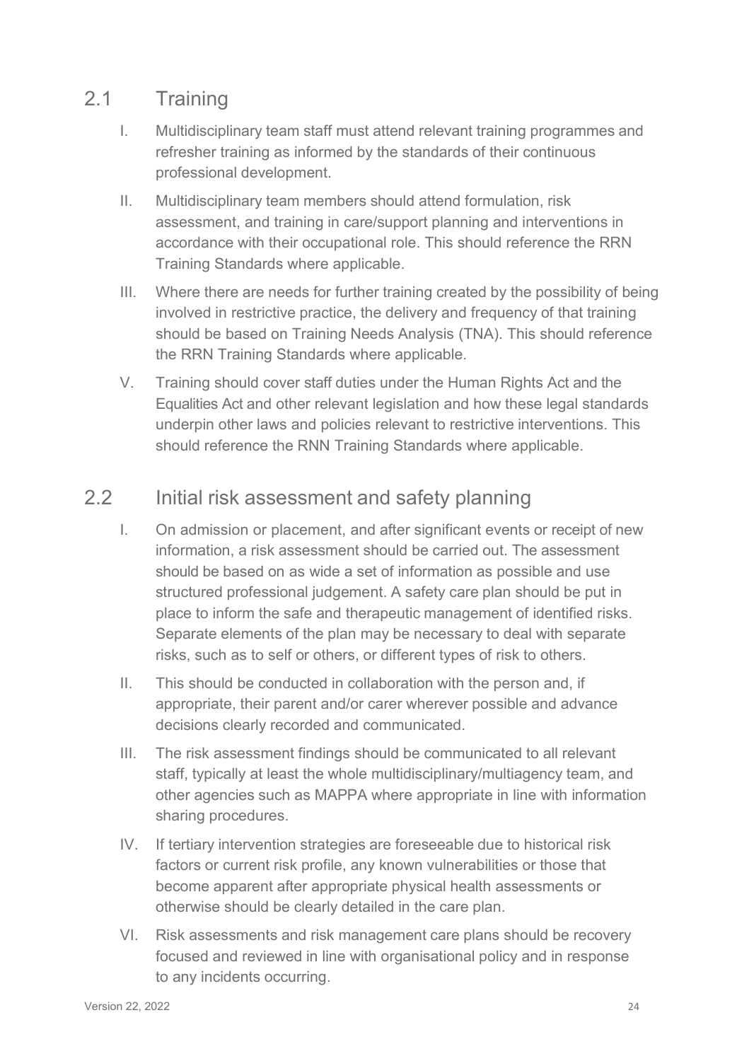## 2.1 Training

I. Multidisciplinary team staff must attend relevant training programmes and refresher training as informed by the standards of their continuous professional development.

II. Multidisciplinary team members should attend formulation, risk assessment, and training in care/support planning and interventions in accordance with their occupational role. This should reference the RRN Training Standards where applicable.

III. Where there are needs for further training created by the possibility of being involved in restrictive practice, the delivery and frequency of that training should be based on Training Needs Analysis (TNA). This should reference the RRN Training Standards where applicable.

V. Training should cover staff duties under the Human Rights Act and the Equalities Act and other relevant legislation and how these legal standards underpin other laws and policies relevant to restrictive interventions. This should reference the RNN Training Standards where applicable.

## 2.2 Initial risk assessment and safety planning

I. On admission or placement, and after significant events or receipt of new information, a risk assessment should be carried out. The assessment should be based on as wide a set of information as possible and use structured professional judgement. A safety care plan should be put in place to inform the safe and therapeutic management of identified risks. Separate elements of the plan may be necessary to deal with separate risks, such as to self or others, or different types of risk to others.

II. This should be conducted in collaboration with the person and, if appropriate, their parent and/or carer wherever possible and advance decisions clearly recorded and communicated.

III. The risk assessment findings should be communicated to all relevant staff, typically at least the whole multidisciplinary/multiagency team, and other agencies such as MAPPA where appropriate in line with information sharing procedures.

IV. If tertiary intervention strategies are foreseeable due to historical risk factors or current risk profile, any known vulnerabilities or those that become apparent after appropriate physical health assessments or otherwise should be clearly detailed in the care plan.

VI. Risk assessments and risk management care plans should be recovery focused and reviewed in line with organisational policy and in response to any incidents occurring.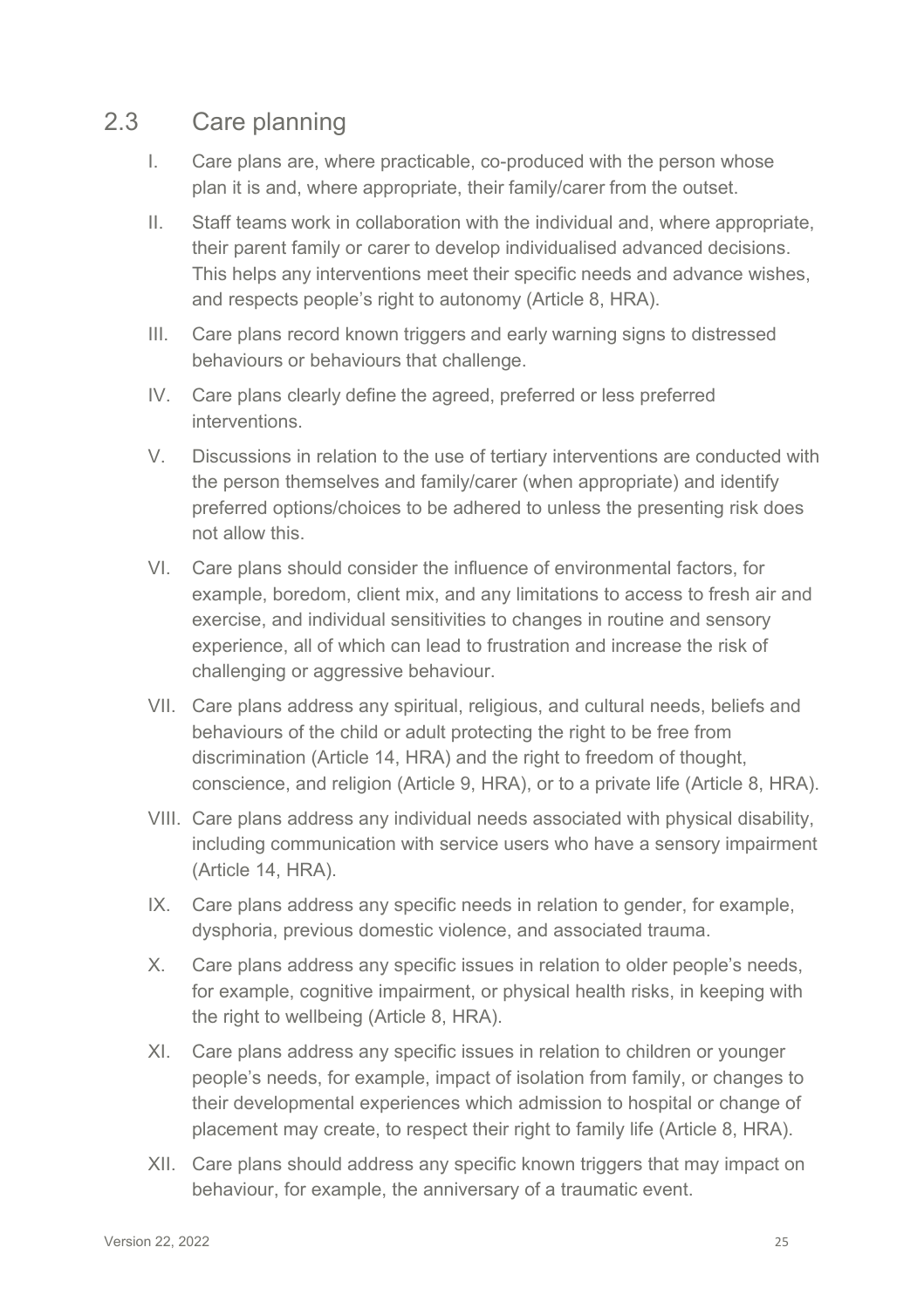## 2.3 Care planning

I. Care plans are, where practicable, co-produced with the person whose plan it is and, where appropriate, their family/carer from the outset.

II. Staff teams work in collaboration with the individual and, where appropriate, their parent family or carer to develop individualised advanced decisions. This helps any interventions meet their specific needs and advance wishes, and respects people's right to autonomy (Article 8, HRA).

III. Care plans record known triggers and early warning signs to distressed behaviours or behaviours that challenge.

IV. Care plans clearly define the agreed, preferred or less preferred interventions.

V. Discussions in relation to the use of tertiary interventions are conducted with the person themselves and family/carer (when appropriate) and identify preferred options/choices to be adhered to unless the presenting risk does not allow this.

VI. Care plans should consider the influence of environmental factors, for example, boredom, client mix, and any limitations to access to fresh air and exercise, and individual sensitivities to changes in routine and sensory experience, all of which can lead to frustration and increase the risk of challenging or aggressive behaviour.

VII. Care plans address any spiritual, religious, and cultural needs, beliefs and behaviours of the child or adult protecting the right to be free from discrimination (Article 14, HRA) and the right to freedom of thought, conscience, and religion (Article 9, HRA), or to a private life (Article 8, HRA).

VIII. Care plans address any individual needs associated with physical disability, including communication with service users who have a sensory impairment (Article 14, HRA).

IX. Care plans address any specific needs in relation to gender, for example, dysphoria, previous domestic violence, and associated trauma.

X. Care plans address any specific issues in relation to older people's needs, for example, cognitive impairment, or physical health risks, in keeping with the right to wellbeing (Article 8, HRA).

XI. Care plans address any specific issues in relation to children or younger people's needs, for example, impact of isolation from family, or changes to their developmental experiences which admission to hospital or change of placement may create, to respect their right to family life (Article 8, HRA).

XII. Care plans should address any specific known triggers that may impact on behaviour, for example, the anniversary of a traumatic event.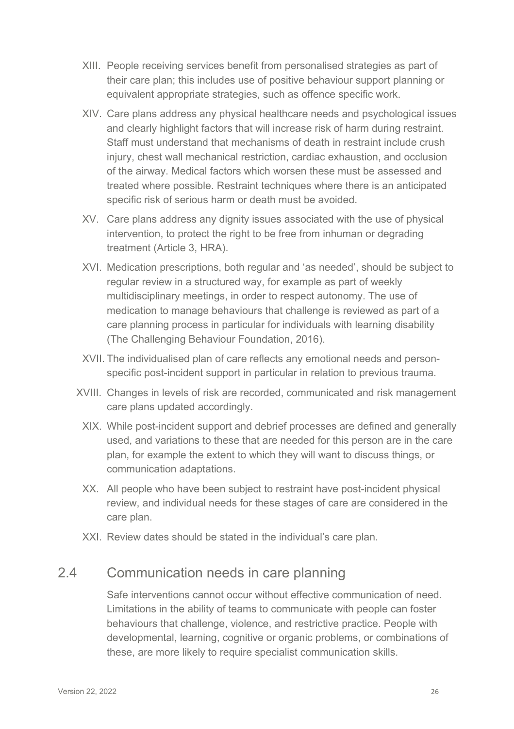XIII. People receiving services benefit from personalised strategies as part of their care plan; this includes use of positive behaviour support planning or equivalent appropriate strategies, such as offence specific work.

XIV. Care plans address any physical healthcare needs and psychological issues and clearly highlight factors that will increase risk of harm during restraint. Staff must understand that mechanisms of death in restraint include crush injury, chest wall mechanical restriction, cardiac exhaustion, and occlusion of the airway. Medical factors which worsen these must be assessed and treated where possible. Restraint techniques where there is an anticipated specific risk of serious harm or death must be avoided.

XV. Care plans address any dignity issues associated with the use of physical intervention, to protect the right to be free from inhuman or degrading treatment (Article 3, HRA).

XVI. Medication prescriptions, both regular and 'as needed', should be subject to regular review in a structured way, for example as part of weekly multidisciplinary meetings, in order to respect autonomy. The use of medication to manage behaviours that challenge is reviewed as part of a care planning process in particular for individuals with learning disability (The Challenging Behaviour Foundation, 2016).

XVII. The individualised plan of care reflects any emotional needs and person-specific post-incident support in particular in relation to previous trauma.

XVIII. Changes in levels of risk are recorded, communicated and risk management care plans updated accordingly.

XIX. While post-incident support and debrief processes are defined and generally used, and variations to these that are needed for this person are in the care plan, for example the extent to which they will want to discuss things, or communication adaptations.

XX. All people who have been subject to restraint have post-incident physical review, and individual needs for these stages of care are considered in the care plan.

XXI. Review dates should be stated in the individual's care plan.

## 2.4 Communication needs in care planning

Safe interventions cannot occur without effective communication of need. Limitations in the ability of teams to communicate with people can foster behaviours that challenge, violence, and restrictive practice. People with developmental, learning, cognitive or organic problems, or combinations of these, are more likely to require specialist communication skills.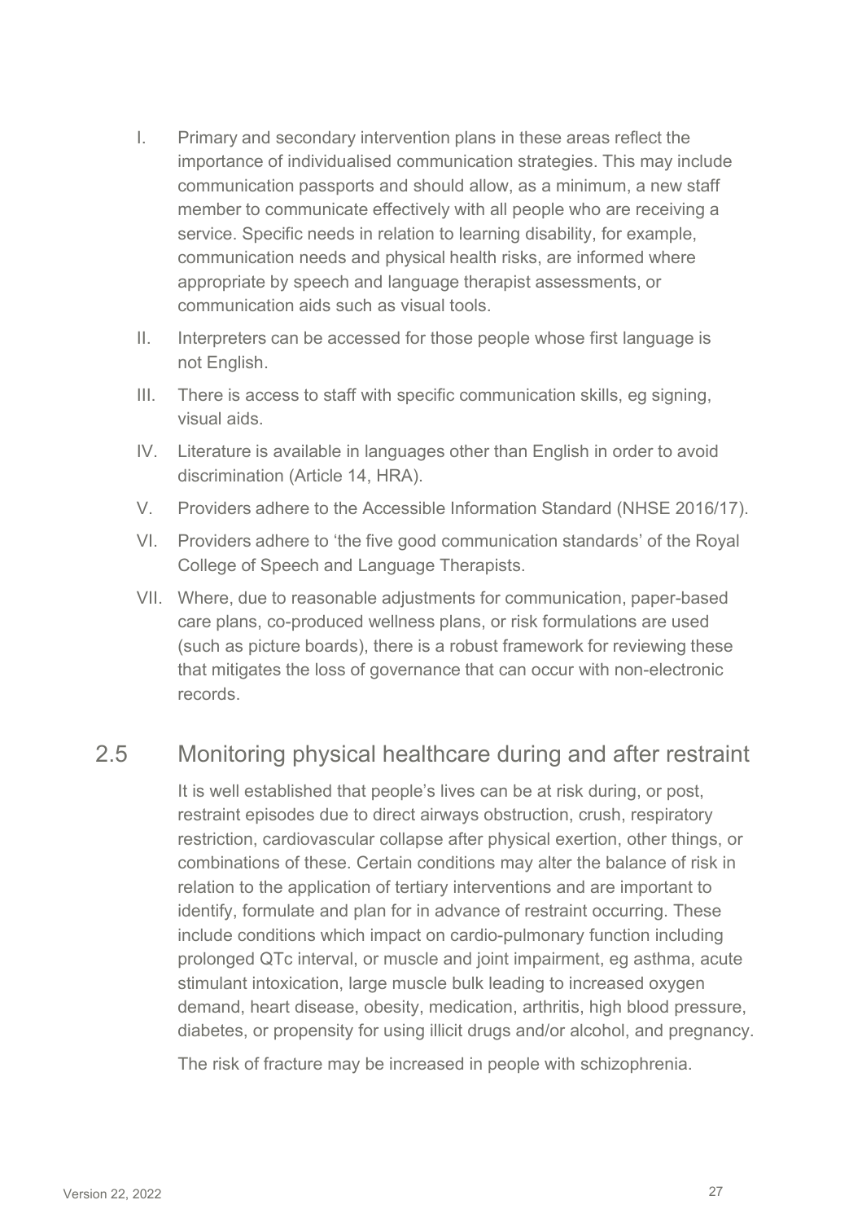I. Primary and secondary intervention plans in these areas reflect the importance of individualised communication strategies. This may include communication passports and should allow, as a minimum, a new staff member to communicate effectively with all people who are receiving a service. Specific needs in relation to learning disability, for example, communication needs and physical health risks, are informed where appropriate by speech and language therapist assessments, or communication aids such as visual tools.

II. Interpreters can be accessed for those people whose first language is not English.

III. There is access to staff with specific communication skills, eg signing, visual aids.

IV. Literature is available in languages other than English in order to avoid discrimination (Article 14, HRA).

V. Providers adhere to the Accessible Information Standard (NHSE 2016/17).

VI. Providers adhere to 'the five good communication standards' of the Royal College of Speech and Language Therapists.

VII. Where, due to reasonable adjustments for communication, paper-based care plans, co-produced wellness plans, or risk formulations are used (such as picture boards), there is a robust framework for reviewing these that mitigates the loss of governance that can occur with non-electronic records.

## 2.5 Monitoring physical healthcare during and after restraint

It is well established that people's lives can be at risk during, or post, restraint episodes due to direct airways obstruction, crush, respiratory restriction, cardiovascular collapse after physical exertion, other things, or combinations of these. Certain conditions may alter the balance of risk in relation to the application of tertiary interventions and are important to identify, formulate and plan for in advance of restraint occurring. These include conditions which impact on cardio-pulmonary function including prolonged QTc interval, or muscle and joint impairment, eg asthma, acute stimulant intoxication, large muscle bulk leading to increased oxygen demand, heart disease, obesity, medication, arthritis, high blood pressure, diabetes, or propensity for using illicit drugs and/or alcohol, and pregnancy.

The risk of fracture may be increased in people with schizophrenia.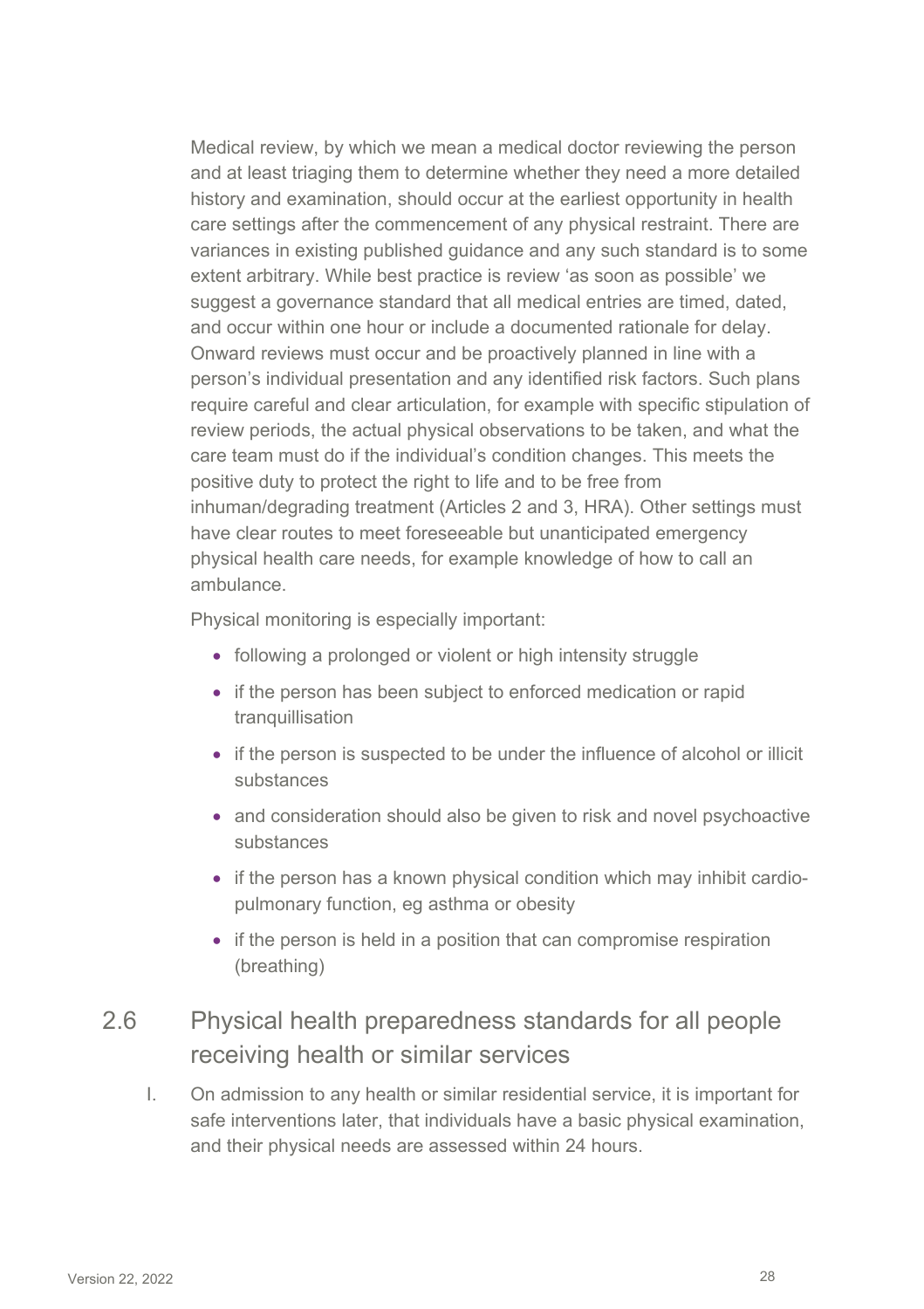Medical review, by which we mean a medical doctor reviewing the person and at least triaging them to determine whether they need a more detailed history and examination, should occur at the earliest opportunity in health care settings after the commencement of any physical restraint. There are variances in existing published guidance and any such standard is to some extent arbitrary. While best practice is review 'as soon as possible' we suggest a governance standard that all medical entries are timed, dated, and occur within one hour or include a documented rationale for delay. Onward reviews must occur and be proactively planned in line with a person's individual presentation and any identified risk factors. Such plans require careful and clear articulation, for example with specific stipulation of review periods, the actual physical observations to be taken, and what the care team must do if the individual's condition changes. This meets the positive duty to protect the right to life and to be free from inhuman/degrading treatment (Articles 2 and 3, HRA). Other settings must have clear routes to meet foreseeable but unanticipated emergency physical health care needs, for example knowledge of how to call an ambulance.

Physical monitoring is especially important:

- following a prolonged or violent or high intensity struggle
- if the person has been subject to enforced medication or rapid tranquillisation
- if the person is suspected to be under the influence of alcohol or illicit substances
- and consideration should also be given to risk and novel psychoactive substances
- if the person has a known physical condition which may inhibit cardio-pulmonary function, eg asthma or obesity
- if the person is held in a position that can compromise respiration (breathing)

## 2.6 Physical health preparedness standards for all people receiving health or similar services

I. On admission to any health or similar residential service, it is important for safe interventions later, that individuals have a basic physical examination, and their physical needs are assessed within 24 hours.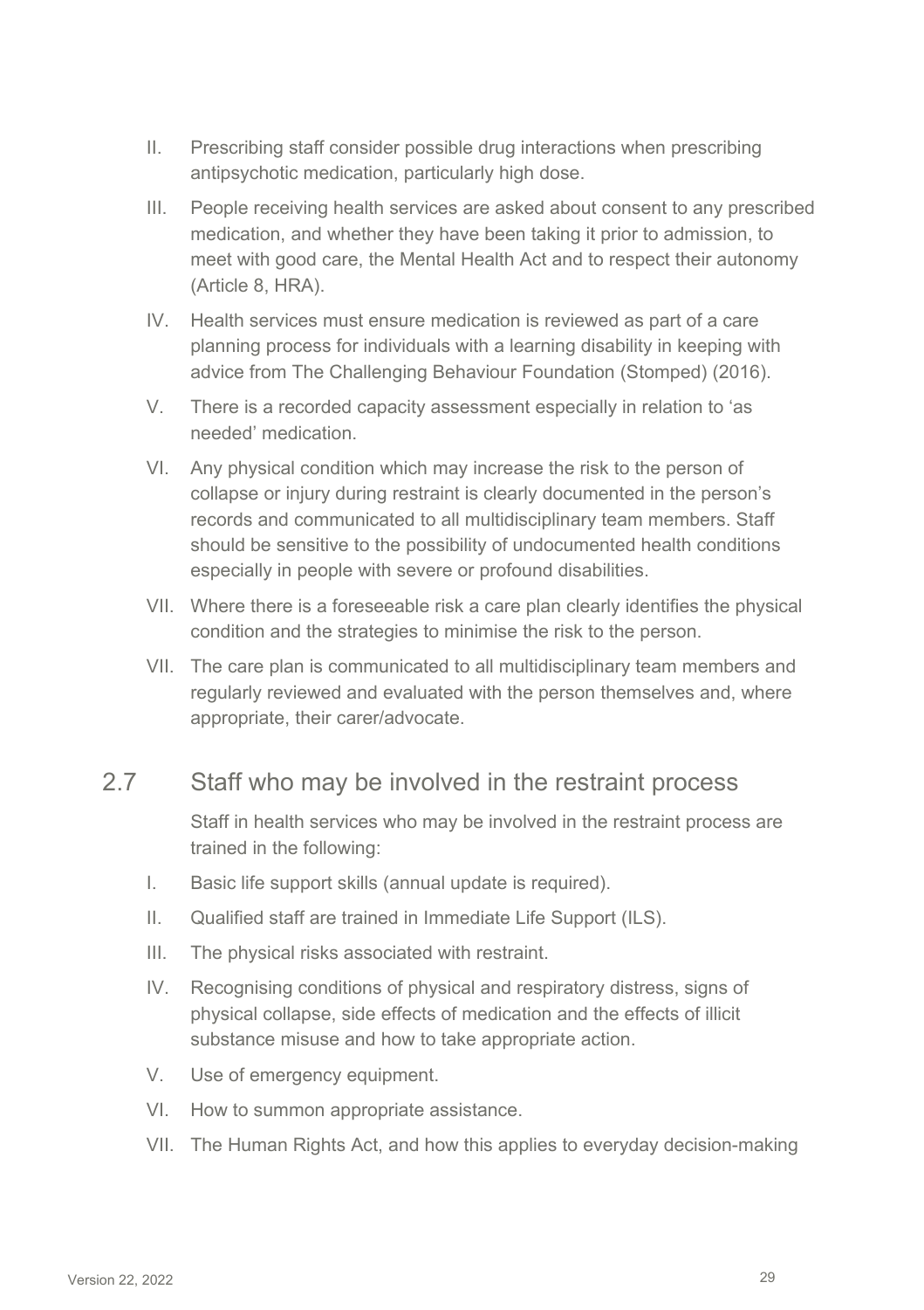II. Prescribing staff consider possible drug interactions when prescribing antipsychotic medication, particularly high dose.

III. People receiving health services are asked about consent to any prescribed medication, and whether they have been taking it prior to admission, to meet with good care, the Mental Health Act and to respect their autonomy (Article 8, HRA).

IV. Health services must ensure medication is reviewed as part of a care planning process for individuals with a learning disability in keeping with advice from The Challenging Behaviour Foundation (Stomped) (2016).

V. There is a recorded capacity assessment especially in relation to 'as needed' medication.

VI. Any physical condition which may increase the risk to the person of collapse or injury during restraint is clearly documented in the person's records and communicated to all multidisciplinary team members. Staff should be sensitive to the possibility of undocumented health conditions especially in people with severe or profound disabilities.

VII. Where there is a foreseeable risk a care plan clearly identifies the physical condition and the strategies to minimise the risk to the person.

VII. The care plan is communicated to all multidisciplinary team members and regularly reviewed and evaluated with the person themselves and, where appropriate, their carer/advocate.

## 2.7 Staff who may be involved in the restraint process

Staff in health services who may be involved in the restraint process are trained in the following:

I. Basic life support skills (annual update is required).

II. Qualified staff are trained in Immediate Life Support (ILS).

III. The physical risks associated with restraint.

IV. Recognising conditions of physical and respiratory distress, signs of physical collapse, side effects of medication and the effects of illicit substance misuse and how to take appropriate action.

V. Use of emergency equipment.

VI. How to summon appropriate assistance.

VII. The Human Rights Act, and how this applies to everyday decision-making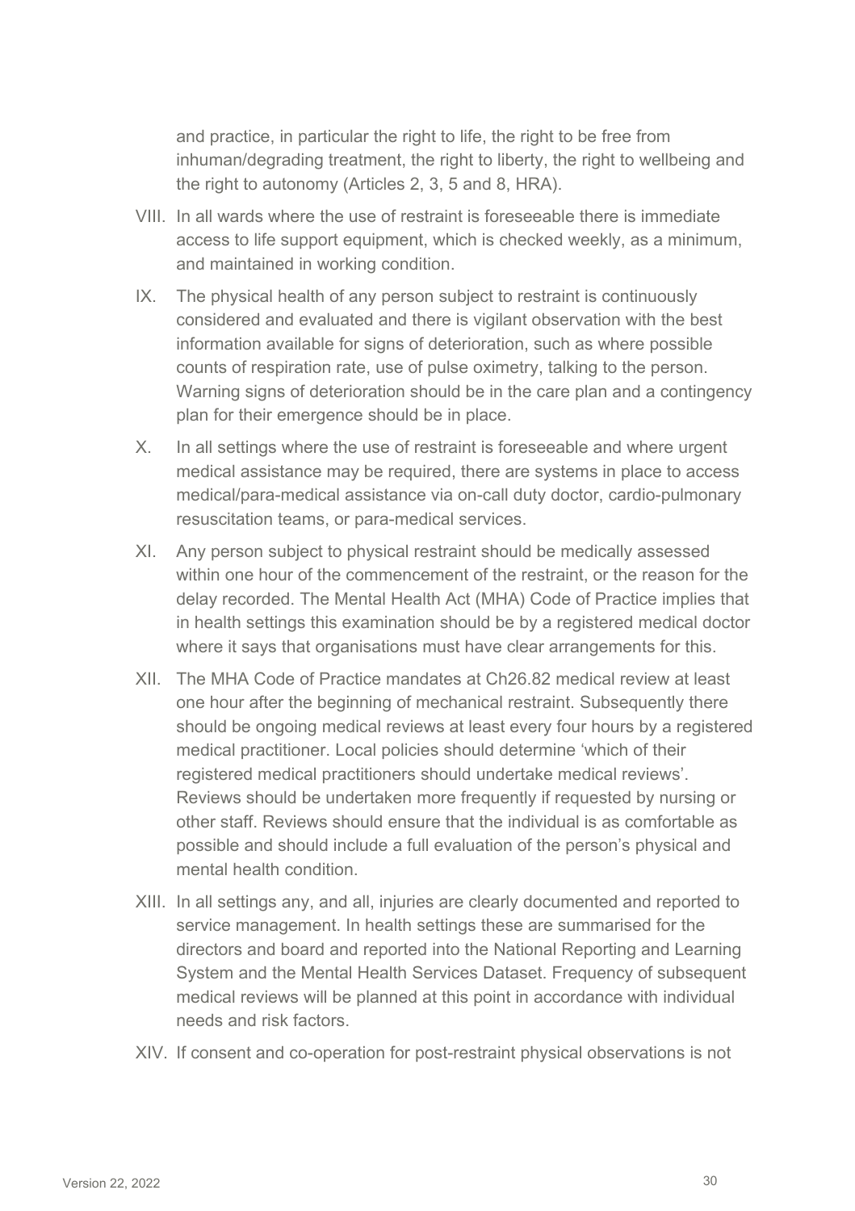and practice, in particular the right to life, the right to be free from inhuman/degrading treatment, the right to liberty, the right to wellbeing and the right to autonomy (Articles 2, 3, 5 and 8, HRA).

VIII. In all wards where the use of restraint is foreseeable there is immediate access to life support equipment, which is checked weekly, as a minimum, and maintained in working condition.

IX. The physical health of any person subject to restraint is continuously considered and evaluated and there is vigilant observation with the best information available for signs of deterioration, such as where possible counts of respiration rate, use of pulse oximetry, talking to the person. Warning signs of deterioration should be in the care plan and a contingency plan for their emergence should be in place.

X. In all settings where the use of restraint is foreseeable and where urgent medical assistance may be required, there are systems in place to access medical/para-medical assistance via on-call duty doctor, cardio-pulmonary resuscitation teams, or para-medical services.

XI. Any person subject to physical restraint should be medically assessed within one hour of the commencement of the restraint, or the reason for the delay recorded. The Mental Health Act (MHA) Code of Practice implies that in health settings this examination should be by a registered medical doctor where it says that organisations must have clear arrangements for this.

XII. The MHA Code of Practice mandates at Ch26.82 medical review at least one hour after the beginning of mechanical restraint. Subsequently there should be ongoing medical reviews at least every four hours by a registered medical practitioner. Local policies should determine 'which of their registered medical practitioners should undertake medical reviews'. Reviews should be undertaken more frequently if requested by nursing or other staff. Reviews should ensure that the individual is as comfortable as possible and should include a full evaluation of the person's physical and mental health condition.

XIII. In all settings any, and all, injuries are clearly documented and reported to service management. In health settings these are summarised for the directors and board and reported into the National Reporting and Learning System and the Mental Health Services Dataset. Frequency of subsequent medical reviews will be planned at this point in accordance with individual needs and risk factors.

XIV. If consent and co-operation for post-restraint physical observations is not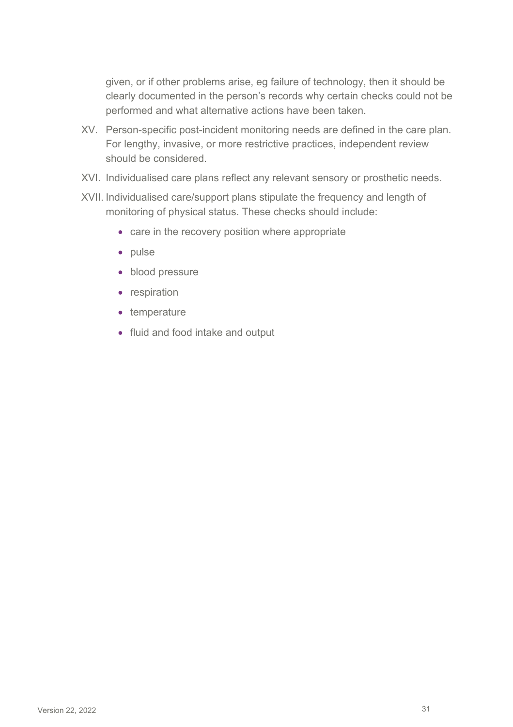given, or if other problems arise, eg failure of technology, then it should be clearly documented in the person's records why certain checks could not be performed and what alternative actions have been taken.

XV. Person-specific post-incident monitoring needs are defined in the care plan. For lengthy, invasive, or more restrictive practices, independent review should be considered.

XVI. Individualised care plans reflect any relevant sensory or prosthetic needs.

XVII. Individualised care/support plans stipulate the frequency and length of monitoring of physical status. These checks should include:

- care in the recovery position where appropriate
- pulse
- blood pressure
- respiration
- temperature
- fluid and food intake and output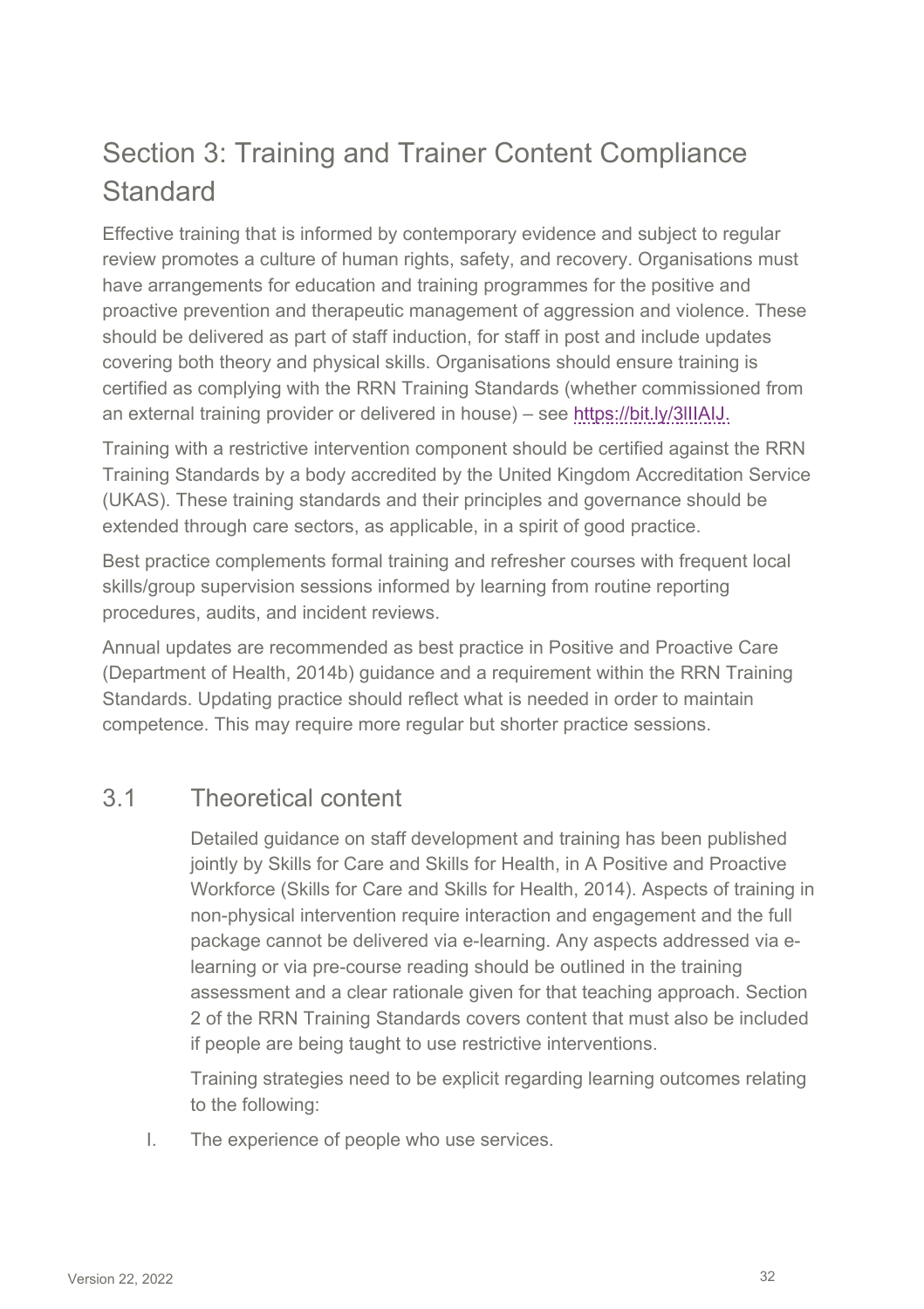# Section 3: Training and Trainer Content Compliance Standard

Effective training that is informed by contemporary evidence and subject to regular review promotes a culture of human rights, safety, and recovery. Organisations must have arrangements for education and training programmes for the positive and proactive prevention and therapeutic management of aggression and violence. These should be delivered as part of staff induction, for staff in post and include updates covering both theory and physical skills. Organisations should ensure training is certified as complying with the RRN Training Standards (whether commissioned from an external training provider or delivered in house) – see https://bit.ly/3lIIAIJ.

Training with a restrictive intervention component should be certified against the RRN Training Standards by a body accredited by the United Kingdom Accreditation Service (UKAS). These training standards and their principles and governance should be extended through care sectors, as applicable, in a spirit of good practice.

Best practice complements formal training and refresher courses with frequent local skills/group supervision sessions informed by learning from routine reporting procedures, audits, and incident reviews.

Annual updates are recommended as best practice in Positive and Proactive Care (Department of Health, 2014b) guidance and a requirement within the RRN Training Standards. Updating practice should reflect what is needed in order to maintain competence. This may require more regular but shorter practice sessions.

## 3.1 Theoretical content

Detailed guidance on staff development and training has been published jointly by Skills for Care and Skills for Health, in A Positive and Proactive Workforce (Skills for Care and Skills for Health, 2014). Aspects of training in non-physical intervention require interaction and engagement and the full package cannot be delivered via e-learning. Any aspects addressed via e-learning or via pre-course reading should be outlined in the training assessment and a clear rationale given for that teaching approach. Section 2 of the RRN Training Standards covers content that must also be included if people are being taught to use restrictive interventions.

Training strategies need to be explicit regarding learning outcomes relating to the following:

I. The experience of people who use services.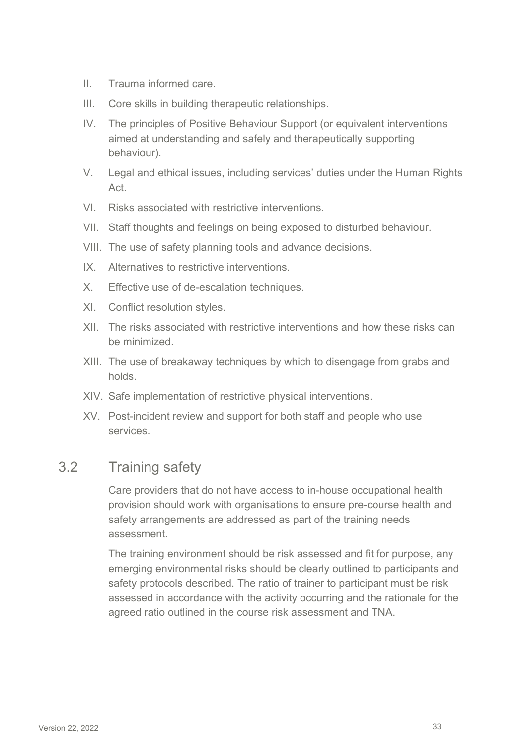II. Trauma informed care.
III. Core skills in building therapeutic relationships.
IV. The principles of Positive Behaviour Support (or equivalent interventions aimed at understanding and safely and therapeutically supporting behaviour).
V. Legal and ethical issues, including services' duties under the Human Rights Act.
VI. Risks associated with restrictive interventions.
VII. Staff thoughts and feelings on being exposed to disturbed behaviour.
VIII. The use of safety planning tools and advance decisions.
IX. Alternatives to restrictive interventions.
X. Effective use of de-escalation techniques.
XI. Conflict resolution styles.
XII. The risks associated with restrictive interventions and how these risks can be minimized.
XIII. The use of breakaway techniques by which to disengage from grabs and holds.
XIV. Safe implementation of restrictive physical interventions.
XV. Post-incident review and support for both staff and people who use services.

## 3.2 Training safety

Care providers that do not have access to in-house occupational health provision should work with organisations to ensure pre-course health and safety arrangements are addressed as part of the training needs assessment.

The training environment should be risk assessed and fit for purpose, any emerging environmental risks should be clearly outlined to participants and safety protocols described. The ratio of trainer to participant must be risk assessed in accordance with the activity occurring and the rationale for the agreed ratio outlined in the course risk assessment and TNA.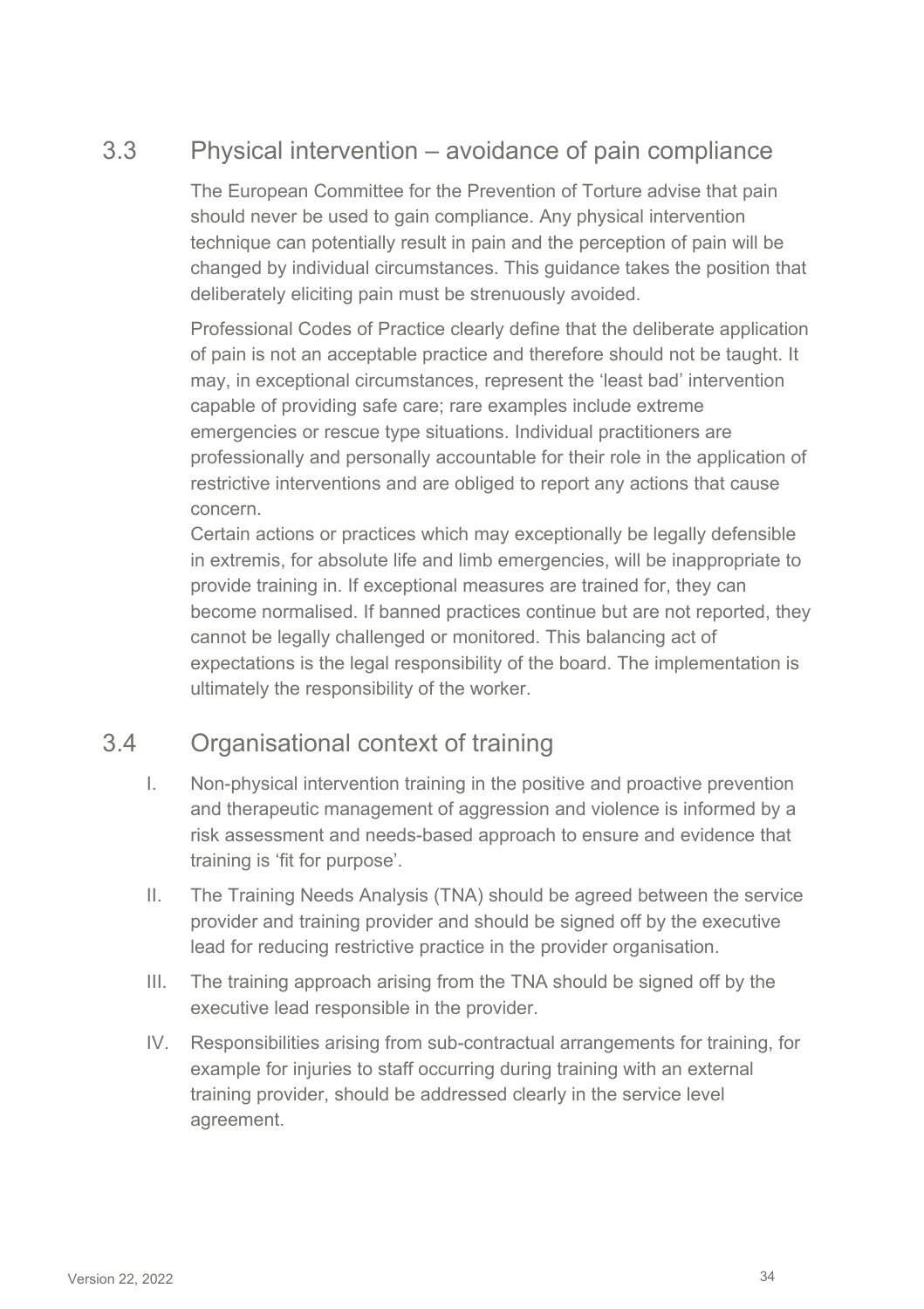## 3.3 Physical intervention – avoidance of pain compliance

The European Committee for the Prevention of Torture advise that pain should never be used to gain compliance. Any physical intervention technique can potentially result in pain and the perception of pain will be changed by individual circumstances. This guidance takes the position that deliberately eliciting pain must be strenuously avoided.

Professional Codes of Practice clearly define that the deliberate application of pain is not an acceptable practice and therefore should not be taught. It may, in exceptional circumstances, represent the 'least bad' intervention capable of providing safe care; rare examples include extreme emergencies or rescue type situations. Individual practitioners are professionally and personally accountable for their role in the application of restrictive interventions and are obliged to report any actions that cause concern.

Certain actions or practices which may exceptionally be legally defensible in extremis, for absolute life and limb emergencies, will be inappropriate to provide training in. If exceptional measures are trained for, they can become normalised. If banned practices continue but are not reported, they cannot be legally challenged or monitored. This balancing act of expectations is the legal responsibility of the board. The implementation is ultimately the responsibility of the worker.

## 3.4 Organisational context of training

I. Non-physical intervention training in the positive and proactive prevention and therapeutic management of aggression and violence is informed by a risk assessment and needs-based approach to ensure and evidence that training is 'fit for purpose'.

II. The Training Needs Analysis (TNA) should be agreed between the service provider and training provider and should be signed off by the executive lead for reducing restrictive practice in the provider organisation.

III. The training approach arising from the TNA should be signed off by the executive lead responsible in the provider.

IV. Responsibilities arising from sub-contractual arrangements for training, for example for injuries to staff occurring during training with an external training provider, should be addressed clearly in the service level agreement.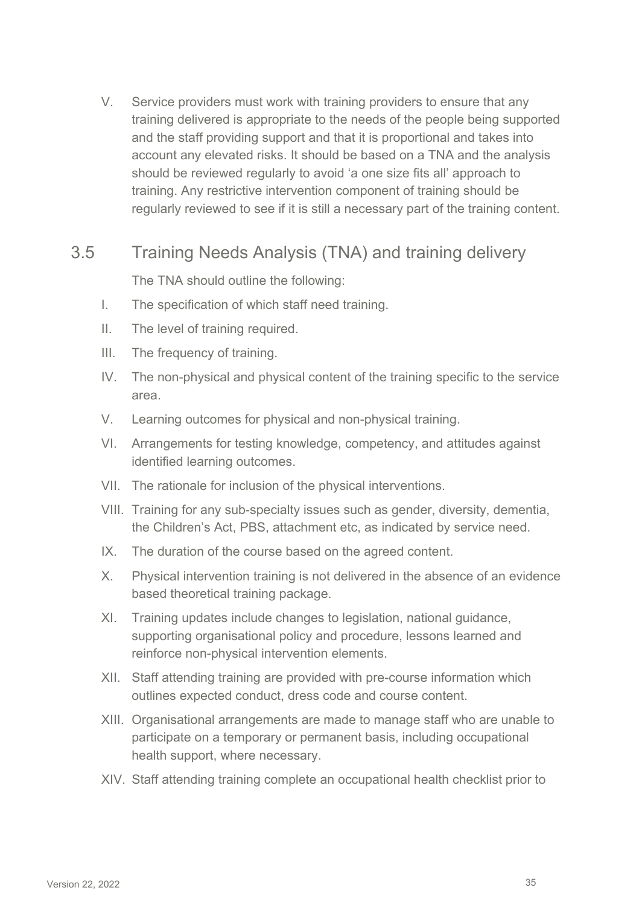V. Service providers must work with training providers to ensure that any training delivered is appropriate to the needs of the people being supported and the staff providing support and that it is proportional and takes into account any elevated risks. It should be based on a TNA and the analysis should be reviewed regularly to avoid 'a one size fits all' approach to training. Any restrictive intervention component of training should be regularly reviewed to see if it is still a necessary part of the training content.

## 3.5 Training Needs Analysis (TNA) and training delivery

The TNA should outline the following:

I. The specification of which staff need training.

II. The level of training required.

III. The frequency of training.

IV. The non-physical and physical content of the training specific to the service area.

V. Learning outcomes for physical and non-physical training.

VI. Arrangements for testing knowledge, competency, and attitudes against identified learning outcomes.

VII. The rationale for inclusion of the physical interventions.

VIII. Training for any sub-specialty issues such as gender, diversity, dementia, the Children's Act, PBS, attachment etc, as indicated by service need.

IX. The duration of the course based on the agreed content.

X. Physical intervention training is not delivered in the absence of an evidence based theoretical training package.

XI. Training updates include changes to legislation, national guidance, supporting organisational policy and procedure, lessons learned and reinforce non-physical intervention elements.

XII. Staff attending training are provided with pre-course information which outlines expected conduct, dress code and course content.

XIII. Organisational arrangements are made to manage staff who are unable to participate on a temporary or permanent basis, including occupational health support, where necessary.

XIV. Staff attending training complete an occupational health checklist prior to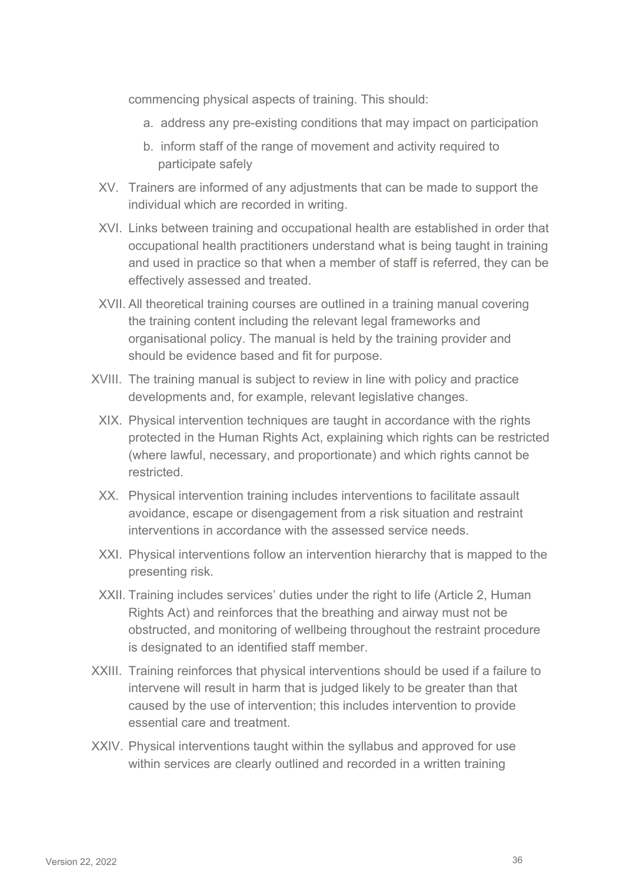commencing physical aspects of training. This should:

   a. address any pre-existing conditions that may impact on participation

   b. inform staff of the range of movement and activity required to participate safely

XV. Trainers are informed of any adjustments that can be made to support the individual which are recorded in writing.

XVI. Links between training and occupational health are established in order that occupational health practitioners understand what is being taught in training and used in practice so that when a member of staff is referred, they can be effectively assessed and treated.

XVII. All theoretical training courses are outlined in a training manual covering the training content including the relevant legal frameworks and organisational policy. The manual is held by the training provider and should be evidence based and fit for purpose.

XVIII. The training manual is subject to review in line with policy and practice developments and, for example, relevant legislative changes.

XIX. Physical intervention techniques are taught in accordance with the rights protected in the Human Rights Act, explaining which rights can be restricted (where lawful, necessary, and proportionate) and which rights cannot be restricted.

XX. Physical intervention training includes interventions to facilitate assault avoidance, escape or disengagement from a risk situation and restraint interventions in accordance with the assessed service needs.

XXI. Physical interventions follow an intervention hierarchy that is mapped to the presenting risk.

XXII. Training includes services' duties under the right to life (Article 2, Human Rights Act) and reinforces that the breathing and airway must not be obstructed, and monitoring of wellbeing throughout the restraint procedure is designated to an identified staff member.

XXIII. Training reinforces that physical interventions should be used if a failure to intervene will result in harm that is judged likely to be greater than that caused by the use of intervention; this includes intervention to provide essential care and treatment.

XXIV. Physical interventions taught within the syllabus and approved for use within services are clearly outlined and recorded in a written training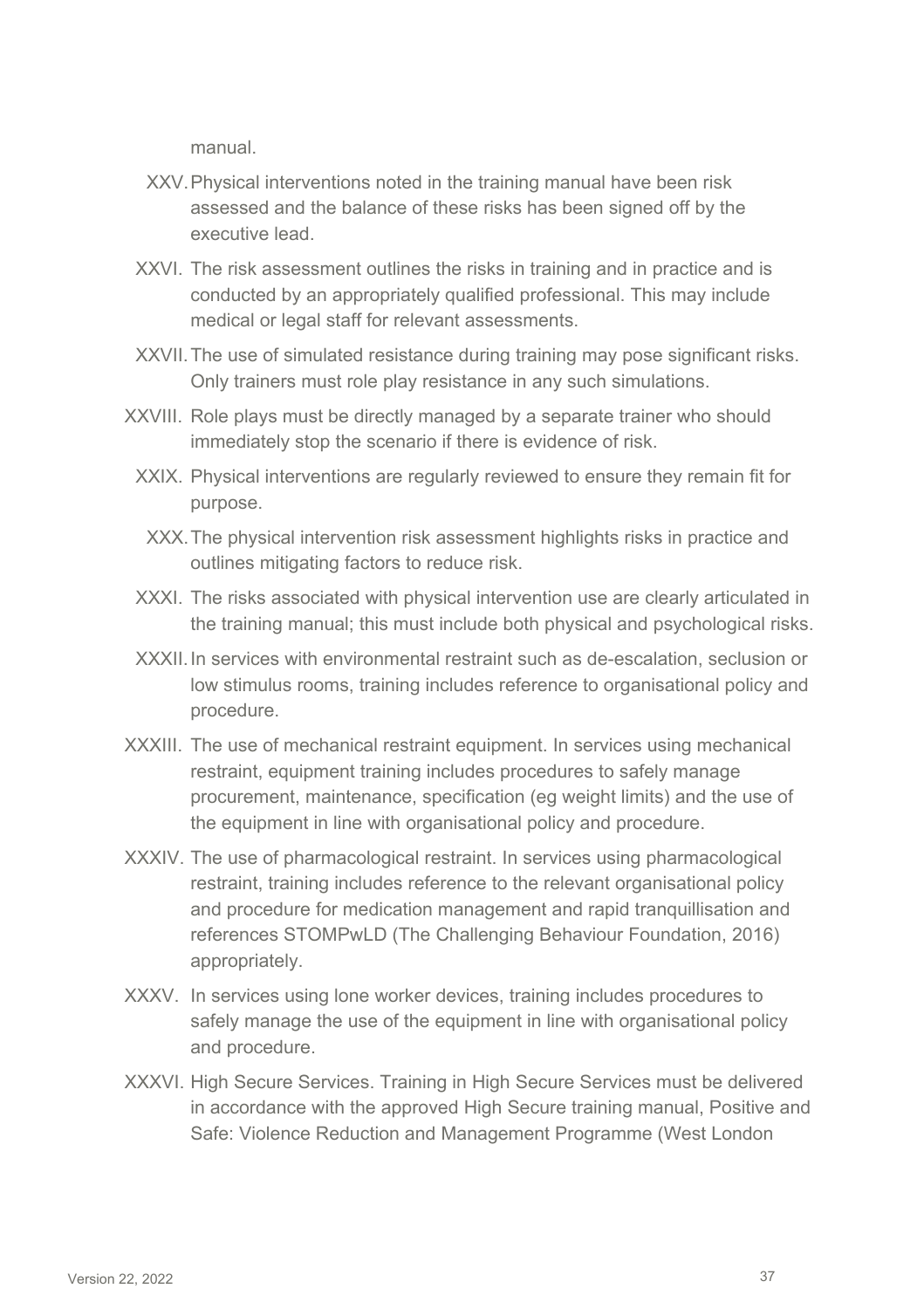manual.

XXV. Physical interventions noted in the training manual have been risk assessed and the balance of these risks has been signed off by the executive lead.

XXVI. The risk assessment outlines the risks in training and in practice and is conducted by an appropriately qualified professional. This may include medical or legal staff for relevant assessments.

XXVII. The use of simulated resistance during training may pose significant risks. Only trainers must role play resistance in any such simulations.

XXVIII. Role plays must be directly managed by a separate trainer who should immediately stop the scenario if there is evidence of risk.

XXIX. Physical interventions are regularly reviewed to ensure they remain fit for purpose.

XXX. The physical intervention risk assessment highlights risks in practice and outlines mitigating factors to reduce risk.

XXXI. The risks associated with physical intervention use are clearly articulated in the training manual; this must include both physical and psychological risks.

XXXII. In services with environmental restraint such as de-escalation, seclusion or low stimulus rooms, training includes reference to organisational policy and procedure.

XXXIII. The use of mechanical restraint equipment. In services using mechanical restraint, equipment training includes procedures to safely manage procurement, maintenance, specification (eg weight limits) and the use of the equipment in line with organisational policy and procedure.

XXXIV. The use of pharmacological restraint. In services using pharmacological restraint, training includes reference to the relevant organisational policy and procedure for medication management and rapid tranquillisation and references STOMPwLD (The Challenging Behaviour Foundation, 2016) appropriately.

XXXV. In services using lone worker devices, training includes procedures to safely manage the use of the equipment in line with organisational policy and procedure.

XXXVI. High Secure Services. Training in High Secure Services must be delivered in accordance with the approved High Secure training manual, Positive and Safe: Violence Reduction and Management Programme (West London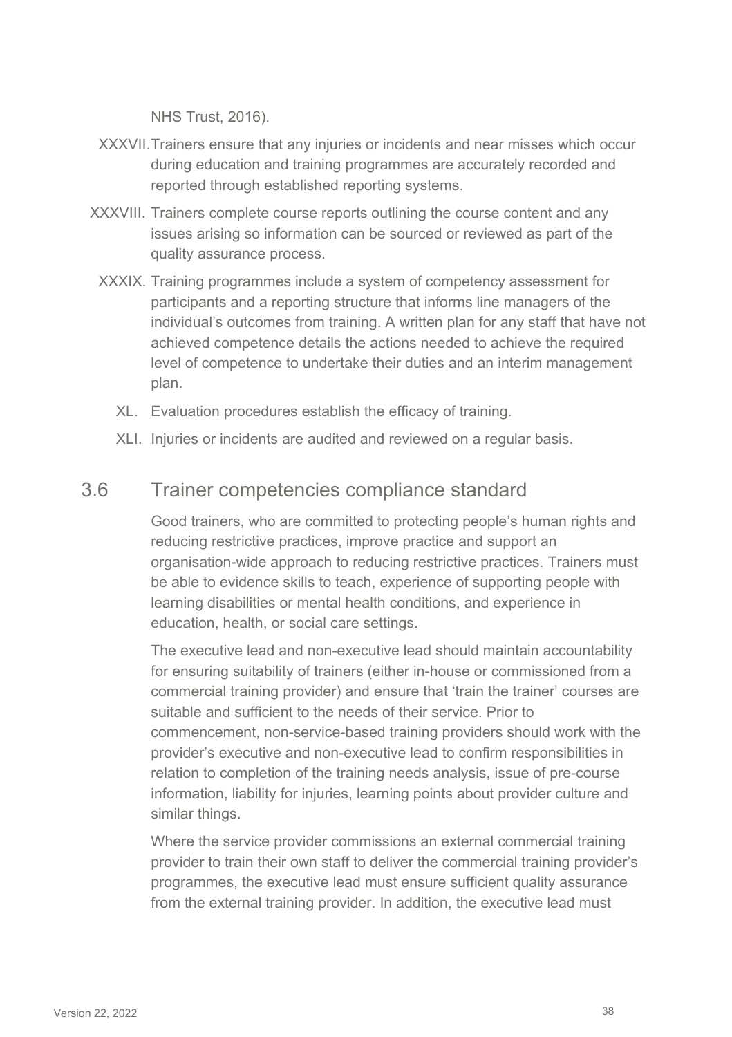NHS Trust, 2016).

XXXVII. Trainers ensure that any injuries or incidents and near misses which occur during education and training programmes are accurately recorded and reported through established reporting systems.

XXXVIII. Trainers complete course reports outlining the course content and any issues arising so information can be sourced or reviewed as part of the quality assurance process.

XXXIX. Training programmes include a system of competency assessment for participants and a reporting structure that informs line managers of the individual's outcomes from training. A written plan for any staff that have not achieved competence details the actions needed to achieve the required level of competence to undertake their duties and an interim management plan.

XL. Evaluation procedures establish the efficacy of training.

XLI. Injuries or incidents are audited and reviewed on a regular basis.

## 3.6 Trainer competencies compliance standard

Good trainers, who are committed to protecting people's human rights and reducing restrictive practices, improve practice and support an organisation-wide approach to reducing restrictive practices. Trainers must be able to evidence skills to teach, experience of supporting people with learning disabilities or mental health conditions, and experience in education, health, or social care settings.

The executive lead and non-executive lead should maintain accountability for ensuring suitability of trainers (either in-house or commissioned from a commercial training provider) and ensure that 'train the trainer' courses are suitable and sufficient to the needs of their service. Prior to commencement, non-service-based training providers should work with the provider's executive and non-executive lead to confirm responsibilities in relation to completion of the training needs analysis, issue of pre-course information, liability for injuries, learning points about provider culture and similar things.

Where the service provider commissions an external commercial training provider to train their own staff to deliver the commercial training provider's programmes, the executive lead must ensure sufficient quality assurance from the external training provider. In addition, the executive lead must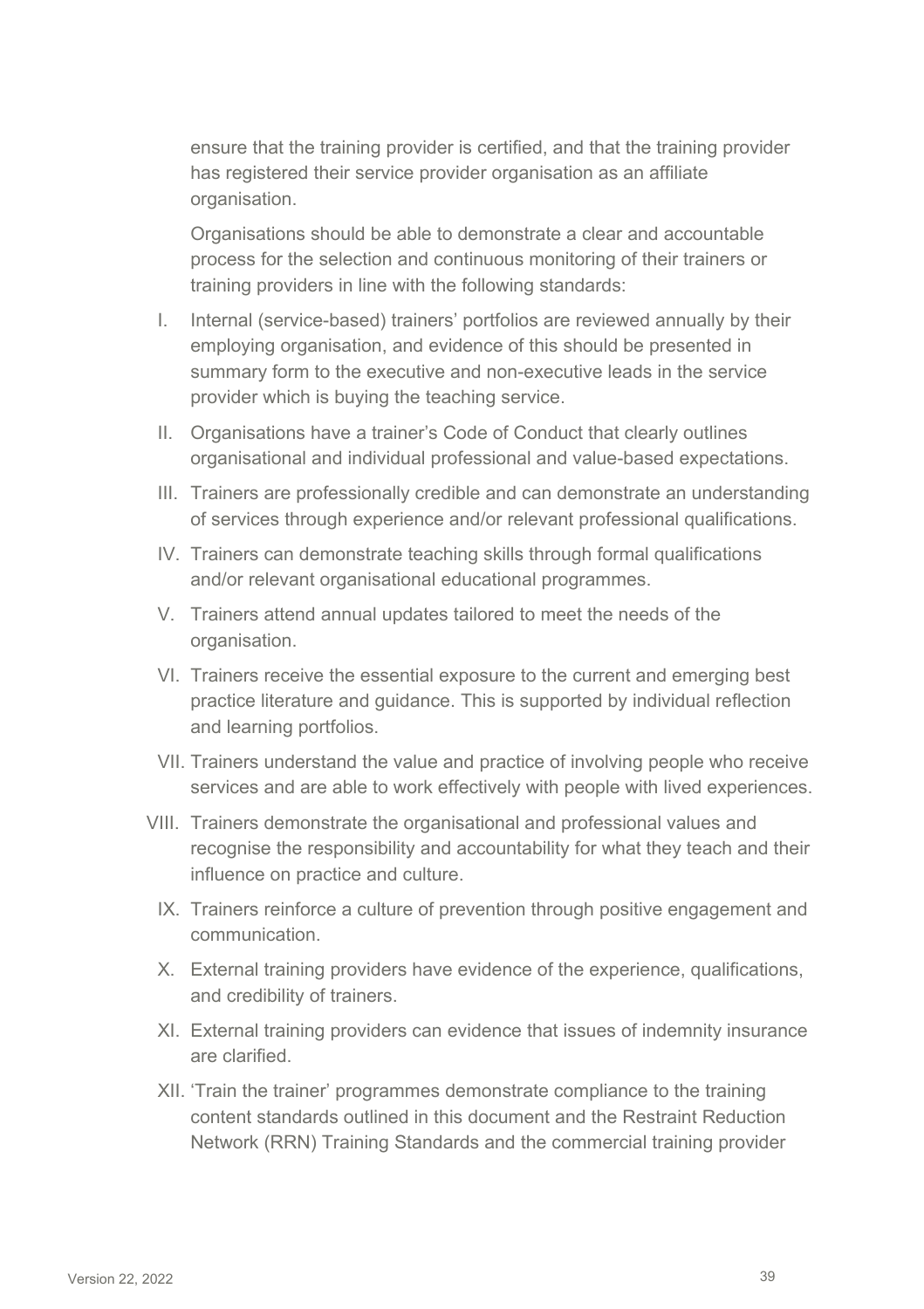ensure that the training provider is certified, and that the training provider has registered their service provider organisation as an affiliate organisation.

Organisations should be able to demonstrate a clear and accountable process for the selection and continuous monitoring of their trainers or training providers in line with the following standards:

I. Internal (service-based) trainers' portfolios are reviewed annually by their employing organisation, and evidence of this should be presented in summary form to the executive and non-executive leads in the service provider which is buying the teaching service.

II. Organisations have a trainer's Code of Conduct that clearly outlines organisational and individual professional and value-based expectations.

III. Trainers are professionally credible and can demonstrate an understanding of services through experience and/or relevant professional qualifications.

IV. Trainers can demonstrate teaching skills through formal qualifications and/or relevant organisational educational programmes.

V. Trainers attend annual updates tailored to meet the needs of the organisation.

VI. Trainers receive the essential exposure to the current and emerging best practice literature and guidance. This is supported by individual reflection and learning portfolios.

VII. Trainers understand the value and practice of involving people who receive services and are able to work effectively with people with lived experiences.

VIII. Trainers demonstrate the organisational and professional values and recognise the responsibility and accountability for what they teach and their influence on practice and culture.

IX. Trainers reinforce a culture of prevention through positive engagement and communication.

X. External training providers have evidence of the experience, qualifications, and credibility of trainers.

XI. External training providers can evidence that issues of indemnity insurance are clarified.

XII. 'Train the trainer' programmes demonstrate compliance to the training content standards outlined in this document and the Restraint Reduction Network (RRN) Training Standards and the commercial training provider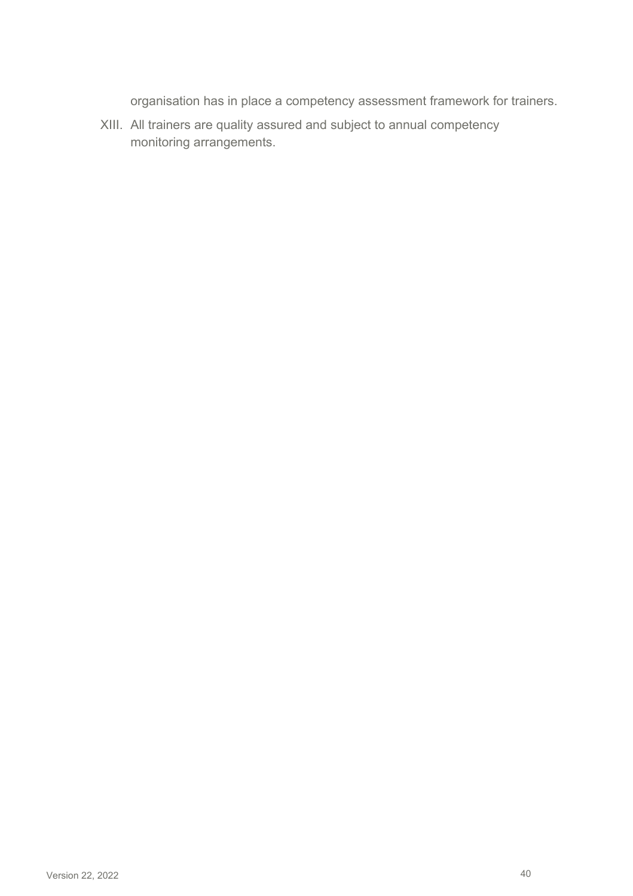organisation has in place a competency assessment framework for trainers.

XIII. All trainers are quality assured and subject to annual competency monitoring arrangements.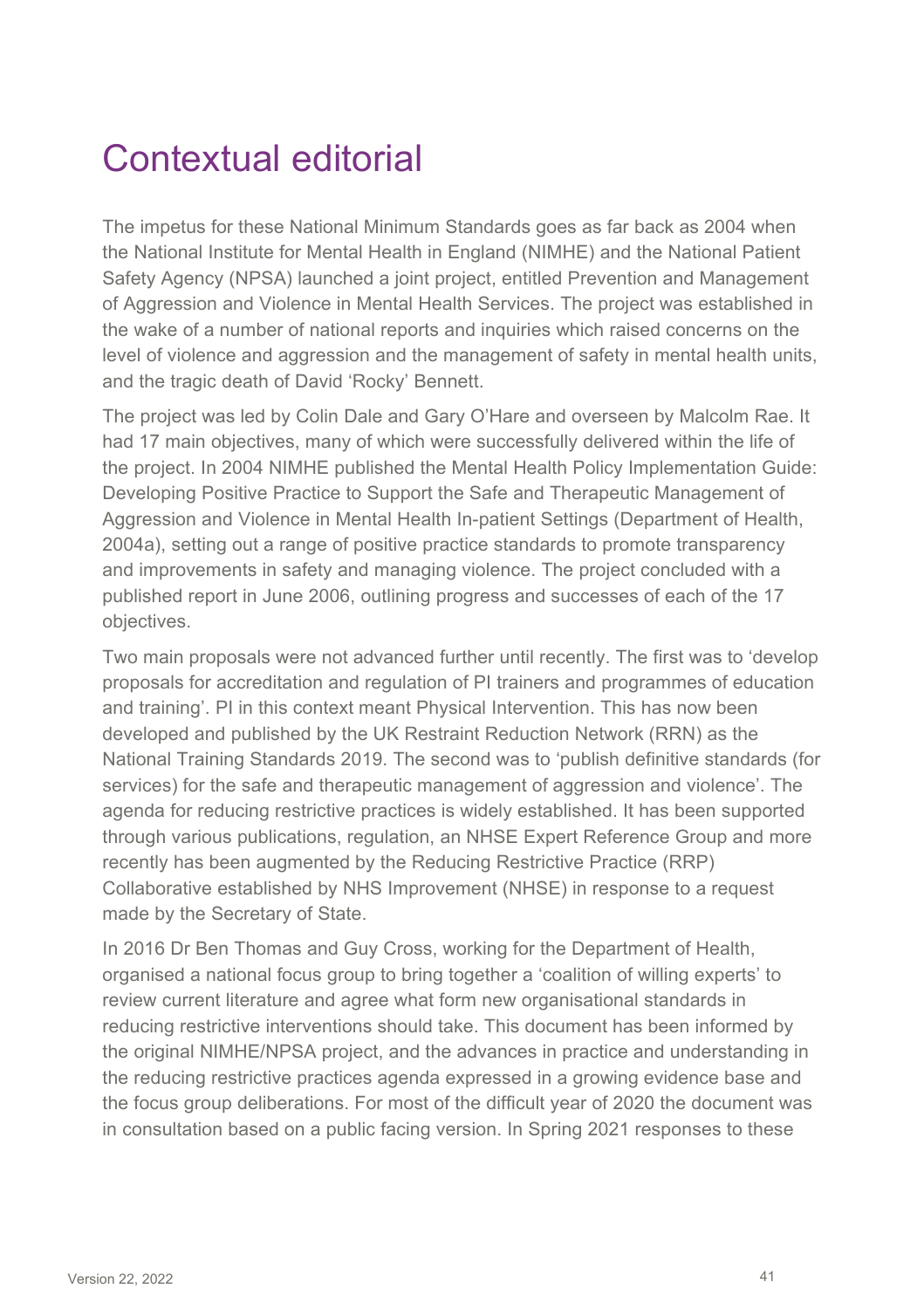# Contextual editorial

The impetus for these National Minimum Standards goes as far back as 2004 when the National Institute for Mental Health in England (NIMHE) and the National Patient Safety Agency (NPSA) launched a joint project, entitled Prevention and Management of Aggression and Violence in Mental Health Services. The project was established in the wake of a number of national reports and inquiries which raised concerns on the level of violence and aggression and the management of safety in mental health units, and the tragic death of David 'Rocky' Bennett.

The project was led by Colin Dale and Gary O'Hare and overseen by Malcolm Rae. It had 17 main objectives, many of which were successfully delivered within the life of the project. In 2004 NIMHE published the Mental Health Policy Implementation Guide: Developing Positive Practice to Support the Safe and Therapeutic Management of Aggression and Violence in Mental Health In-patient Settings (Department of Health, 2004a), setting out a range of positive practice standards to promote transparency and improvements in safety and managing violence. The project concluded with a published report in June 2006, outlining progress and successes of each of the 17 objectives.

Two main proposals were not advanced further until recently. The first was to 'develop proposals for accreditation and regulation of PI trainers and programmes of education and training'. PI in this context meant Physical Intervention. This has now been developed and published by the UK Restraint Reduction Network (RRN) as the National Training Standards 2019. The second was to 'publish definitive standards (for services) for the safe and therapeutic management of aggression and violence'. The agenda for reducing restrictive practices is widely established. It has been supported through various publications, regulation, an NHSE Expert Reference Group and more recently has been augmented by the Reducing Restrictive Practice (RRP) Collaborative established by NHS Improvement (NHSE) in response to a request made by the Secretary of State.

In 2016 Dr Ben Thomas and Guy Cross, working for the Department of Health, organised a national focus group to bring together a 'coalition of willing experts' to review current literature and agree what form new organisational standards in reducing restrictive interventions should take. This document has been informed by the original NIMHE/NPSA project, and the advances in practice and understanding in the reducing restrictive practices agenda expressed in a growing evidence base and the focus group deliberations. For most of the difficult year of 2020 the document was in consultation based on a public facing version. In Spring 2021 responses to these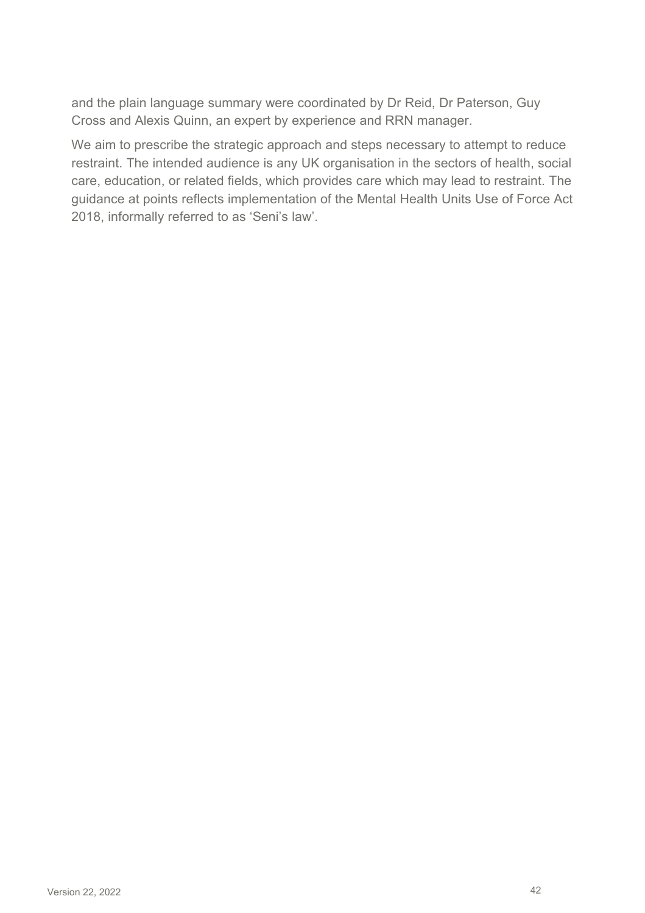and the plain language summary were coordinated by Dr Reid, Dr Paterson, Guy Cross and Alexis Quinn, an expert by experience and RRN manager.

We aim to prescribe the strategic approach and steps necessary to attempt to reduce restraint. The intended audience is any UK organisation in the sectors of health, social care, education, or related fields, which provides care which may lead to restraint. The guidance at points reflects implementation of the Mental Health Units Use of Force Act 2018, informally referred to as 'Seni's law'.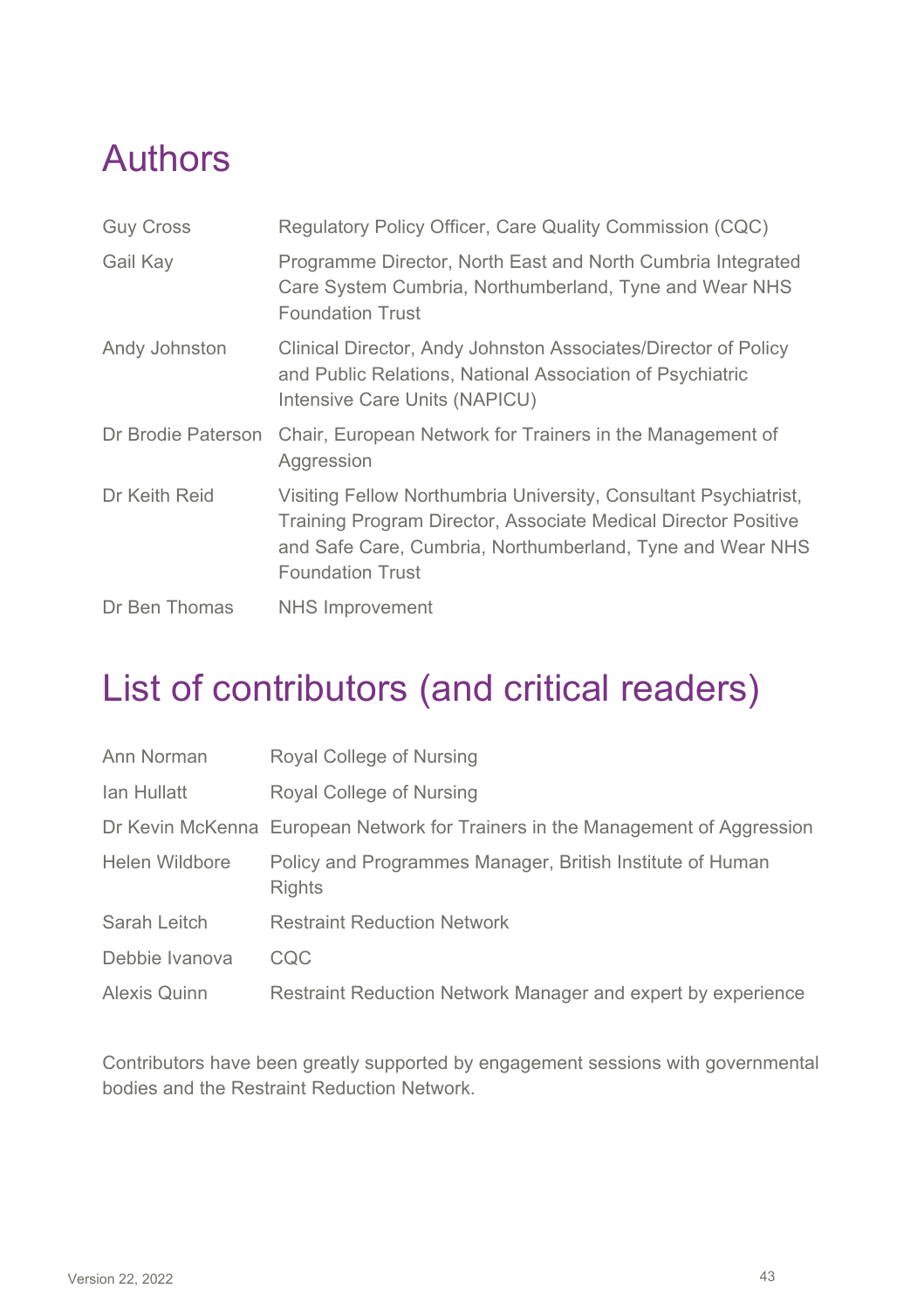# Authors

| | |
|---|---|
| Guy Cross | Regulatory Policy Officer, Care Quality Commission (CQC) |
| Gail Kay | Programme Director, North East and North Cumbria Integrated Care System Cumbria, Northumberland, Tyne and Wear NHS Foundation Trust |
| Andy Johnston | Clinical Director, Andy Johnston Associates/Director of Policy and Public Relations, National Association of Psychiatric Intensive Care Units (NAPICU) |
| Dr Brodie Paterson | Chair, European Network for Trainers in the Management of Aggression |
| Dr Keith Reid | Visiting Fellow Northumbria University, Consultant Psychiatrist, Training Program Director, Associate Medical Director Positive and Safe Care, Cumbria, Northumberland, Tyne and Wear NHS Foundation Trust |
| Dr Ben Thomas | NHS Improvement |

# List of contributors (and critical readers)

| | |
|---|---|
| Ann Norman | Royal College of Nursing |
| Ian Hullatt | Royal College of Nursing |
| Dr Kevin McKenna | European Network for Trainers in the Management of Aggression |
| Helen Wildbore | Policy and Programmes Manager, British Institute of Human Rights |
| Sarah Leitch | Restraint Reduction Network |
| Debbie Ivanova | CQC |
| Alexis Quinn | Restraint Reduction Network Manager and expert by experience |

Contributors have been greatly supported by engagement sessions with governmental bodies and the Restraint Reduction Network.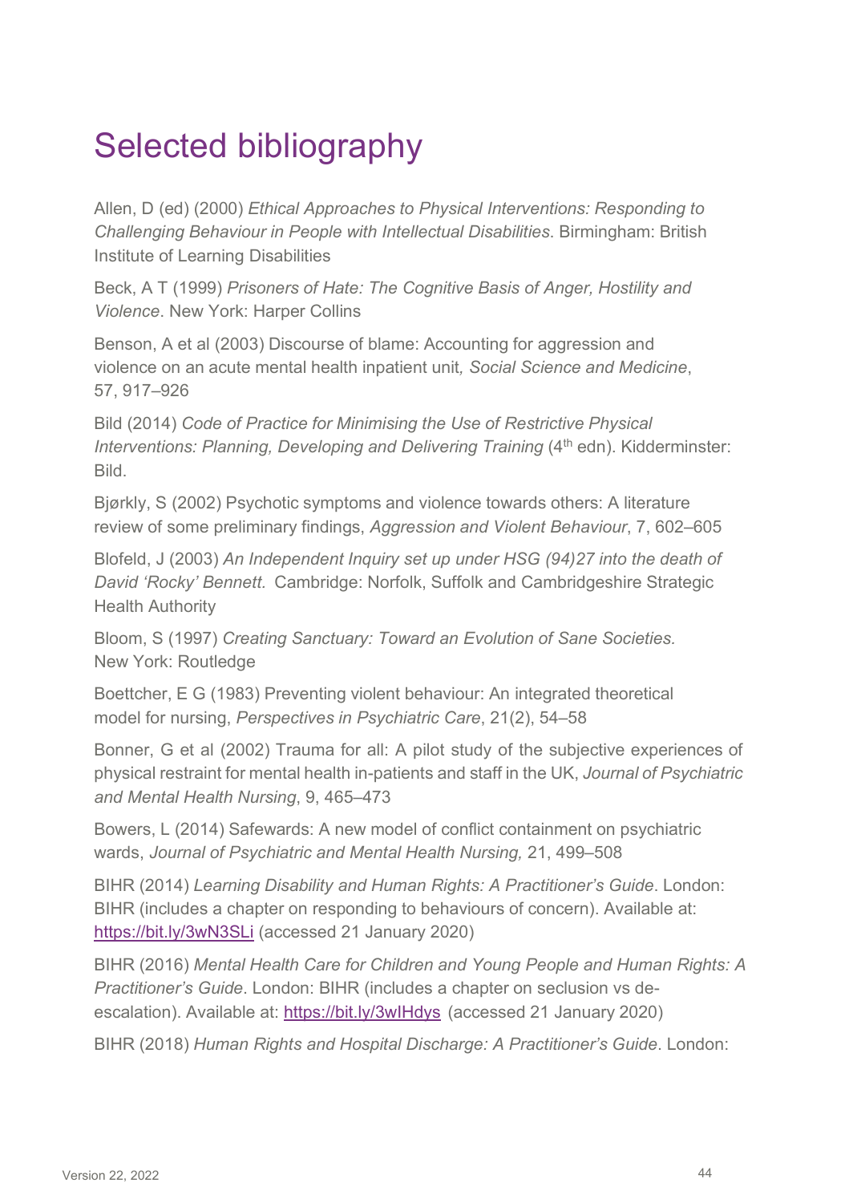# Selected bibliography

Allen, D (ed) (2000) *Ethical Approaches to Physical Interventions: Responding to Challenging Behaviour in People with Intellectual Disabilities*. Birmingham: British Institute of Learning Disabilities

Beck, A T (1999) *Prisoners of Hate: The Cognitive Basis of Anger, Hostility and Violence*. New York: Harper Collins

Benson, A et al (2003) Discourse of blame: Accounting for aggression and violence on an acute mental health inpatient unit*, Social Science and Medicine*, 57, 917–926

Bild (2014) *Code of Practice for Minimising the Use of Restrictive Physical Interventions: Planning, Developing and Delivering Training* (4th edn). Kidderminster: Bild.

Bjørkly, S (2002) Psychotic symptoms and violence towards others: A literature review of some preliminary findings, *Aggression and Violent Behaviour*, 7, 602–605

Blofeld, J (2003) *An Independent Inquiry set up under HSG (94)27 into the death of David 'Rocky' Bennett.* Cambridge: Norfolk, Suffolk and Cambridgeshire Strategic Health Authority

Bloom, S (1997) *Creating Sanctuary: Toward an Evolution of Sane Societies.* New York: Routledge

Boettcher, E G (1983) Preventing violent behaviour: An integrated theoretical model for nursing, *Perspectives in Psychiatric Care*, 21(2), 54–58

Bonner, G et al (2002) Trauma for all: A pilot study of the subjective experiences of physical restraint for mental health in-patients and staff in the UK, *Journal of Psychiatric and Mental Health Nursing*, 9, 465–473

Bowers, L (2014) Safewards: A new model of conflict containment on psychiatric wards, *Journal of Psychiatric and Mental Health Nursing,* 21, 499–508

BIHR (2014) *Learning Disability and Human Rights: A Practitioner's Guide*. London: BIHR (includes a chapter on responding to behaviours of concern). Available at: https://bit.ly/3wN3SLi (accessed 21 January 2020)

BIHR (2016) *Mental Health Care for Children and Young People and Human Rights: A Practitioner's Guide*. London: BIHR (includes a chapter on seclusion vs de-escalation). Available at: https://bit.ly/3wIHdys (accessed 21 January 2020)

BIHR (2018) *Human Rights and Hospital Discharge: A Practitioner's Guide*. London: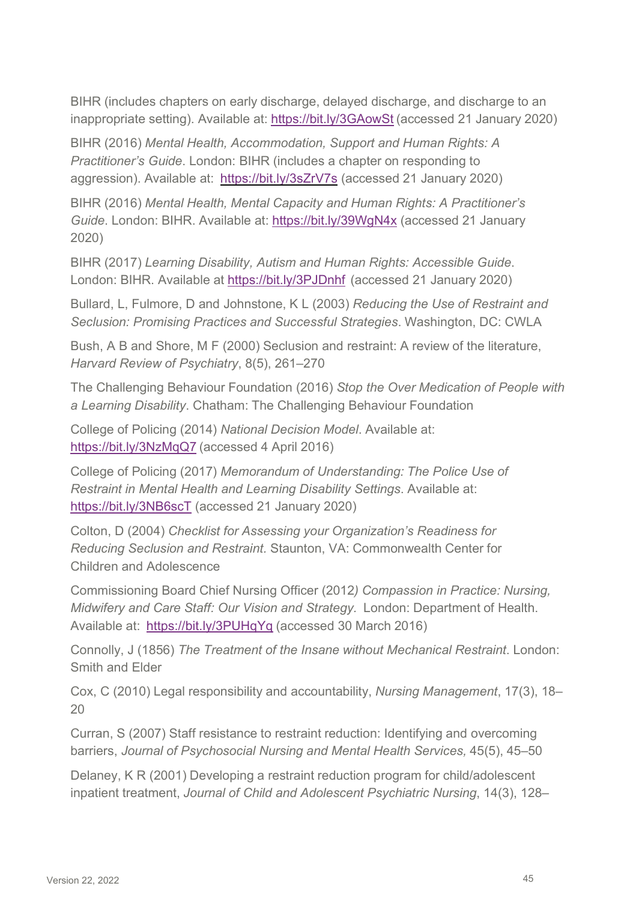BIHR (includes chapters on early discharge, delayed discharge, and discharge to an inappropriate setting). Available at: https://bit.ly/3GAowSt (accessed 21 January 2020)

BIHR (2016) *Mental Health, Accommodation, Support and Human Rights: A Practitioner's Guide*. London: BIHR (includes a chapter on responding to aggression). Available at: https://bit.ly/3sZrV7s (accessed 21 January 2020)

BIHR (2016) *Mental Health, Mental Capacity and Human Rights: A Practitioner's Guide*. London: BIHR. Available at: https://bit.ly/39WgN4x (accessed 21 January 2020)

BIHR (2017) *Learning Disability, Autism and Human Rights: Accessible Guide*. London: BIHR. Available at https://bit.ly/3PJDnhf (accessed 21 January 2020)

Bullard, L, Fulmore, D and Johnstone, K L (2003) *Reducing the Use of Restraint and Seclusion: Promising Practices and Successful Strategies*. Washington, DC: CWLA

Bush, A B and Shore, M F (2000) Seclusion and restraint: A review of the literature, *Harvard Review of Psychiatry*, 8(5), 261–270

The Challenging Behaviour Foundation (2016) *Stop the Over Medication of People with a Learning Disability*. Chatham: The Challenging Behaviour Foundation

College of Policing (2014) *National Decision Model*. Available at: https://bit.ly/3NzMqQ7 (accessed 4 April 2016)

College of Policing (2017) *Memorandum of Understanding: The Police Use of Restraint in Mental Health and Learning Disability Settings*. Available at: https://bit.ly/3NB6scT (accessed 21 January 2020)

Colton, D (2004) *Checklist for Assessing your Organization's Readiness for Reducing Seclusion and Restraint.* Staunton, VA: Commonwealth Center for Children and Adolescence

Commissioning Board Chief Nursing Officer (2012*) Compassion in Practice: Nursing, Midwifery and Care Staff: Our Vision and Strategy.* London: Department of Health. Available at: https://bit.ly/3PUHqYq (accessed 30 March 2016)

Connolly, J (1856) *The Treatment of the Insane without Mechanical Restraint*. London: Smith and Elder

Cox, C (2010) Legal responsibility and accountability, *Nursing Management*, 17(3), 18–20

Curran, S (2007) Staff resistance to restraint reduction: Identifying and overcoming barriers, *Journal of Psychosocial Nursing and Mental Health Services,* 45(5), 45–50

Delaney, K R (2001) Developing a restraint reduction program for child/adolescent inpatient treatment, *Journal of Child and Adolescent Psychiatric Nursing*, 14(3), 128–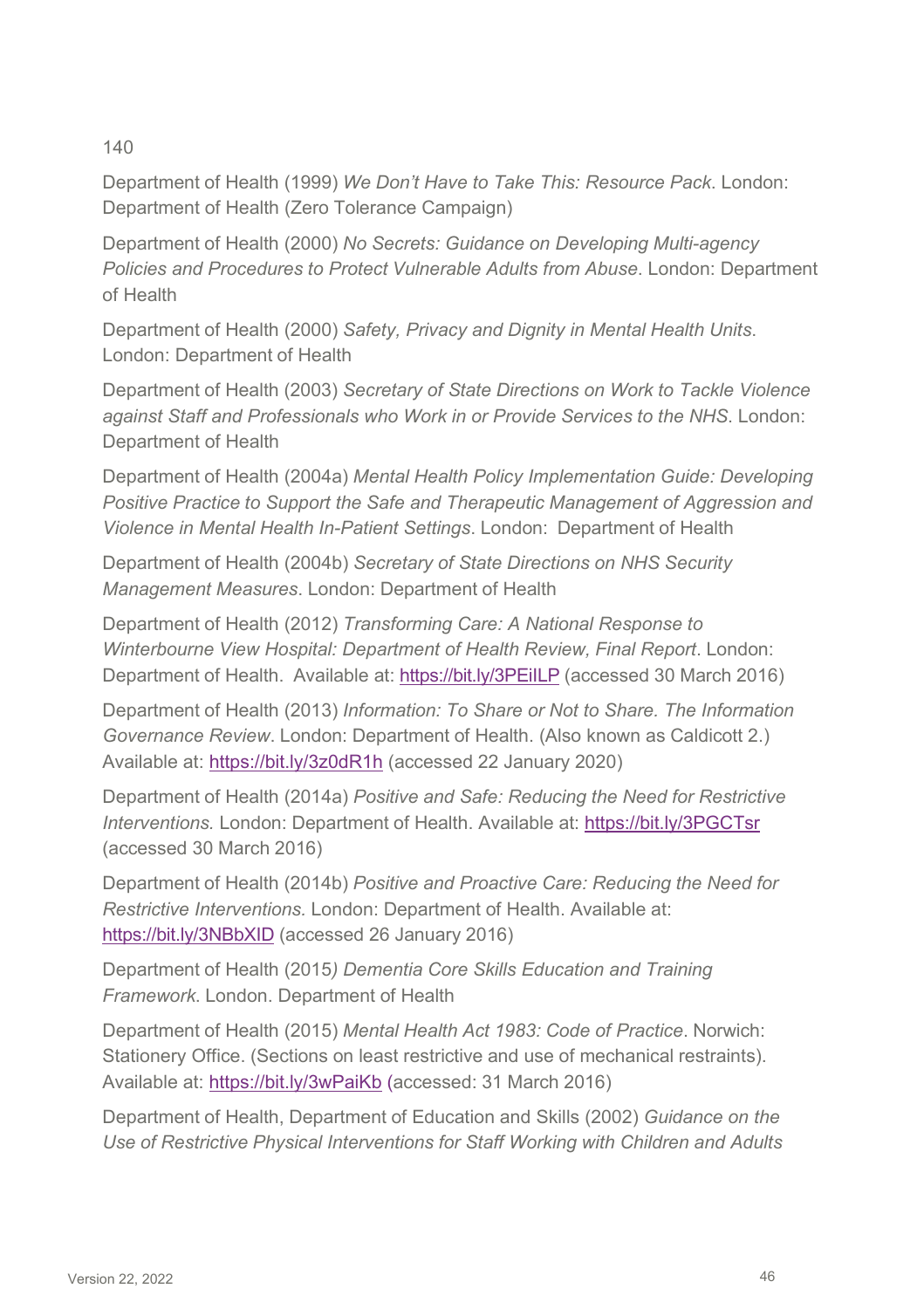140

Department of Health (1999) *We Don't Have to Take This: Resource Pack*. London: Department of Health (Zero Tolerance Campaign)

Department of Health (2000) *No Secrets: Guidance on Developing Multi-agency Policies and Procedures to Protect Vulnerable Adults from Abuse*. London: Department of Health

Department of Health (2000) *Safety, Privacy and Dignity in Mental Health Units*. London: Department of Health

Department of Health (2003) *Secretary of State Directions on Work to Tackle Violence against Staff and Professionals who Work in or Provide Services to the NHS*. London: Department of Health

Department of Health (2004a) *Mental Health Policy Implementation Guide: Developing Positive Practice to Support the Safe and Therapeutic Management of Aggression and Violence in Mental Health In-Patient Settings*. London: Department of Health

Department of Health (2004b) *Secretary of State Directions on NHS Security Management Measures*. London: Department of Health

Department of Health (2012) *Transforming Care: A National Response to Winterbourne View Hospital: Department of Health Review, Final Report*. London: Department of Health. Available at: https://bit.ly/3PEiILP (accessed 30 March 2016)

Department of Health (2013) *Information: To Share or Not to Share. The Information Governance Review*. London: Department of Health. (Also known as Caldicott 2.) Available at: https://bit.ly/3z0dR1h (accessed 22 January 2020)

Department of Health (2014a) *Positive and Safe: Reducing the Need for Restrictive Interventions.* London: Department of Health. Available at: https://bit.ly/3PGCTsr (accessed 30 March 2016)

Department of Health (2014b) *Positive and Proactive Care: Reducing the Need for Restrictive Interventions.* London: Department of Health. Available at: https://bit.ly/3NBbXID (accessed 26 January 2016)

Department of Health (2015*) Dementia Core Skills Education and Training Framework*. London. Department of Health

Department of Health (2015) *Mental Health Act 1983: Code of Practice*. Norwich: Stationery Office. (Sections on least restrictive and use of mechanical restraints). Available at: https://bit.ly/3wPaiKb (accessed: 31 March 2016)

Department of Health, Department of Education and Skills (2002) *Guidance on the Use of Restrictive Physical Interventions for Staff Working with Children and Adults*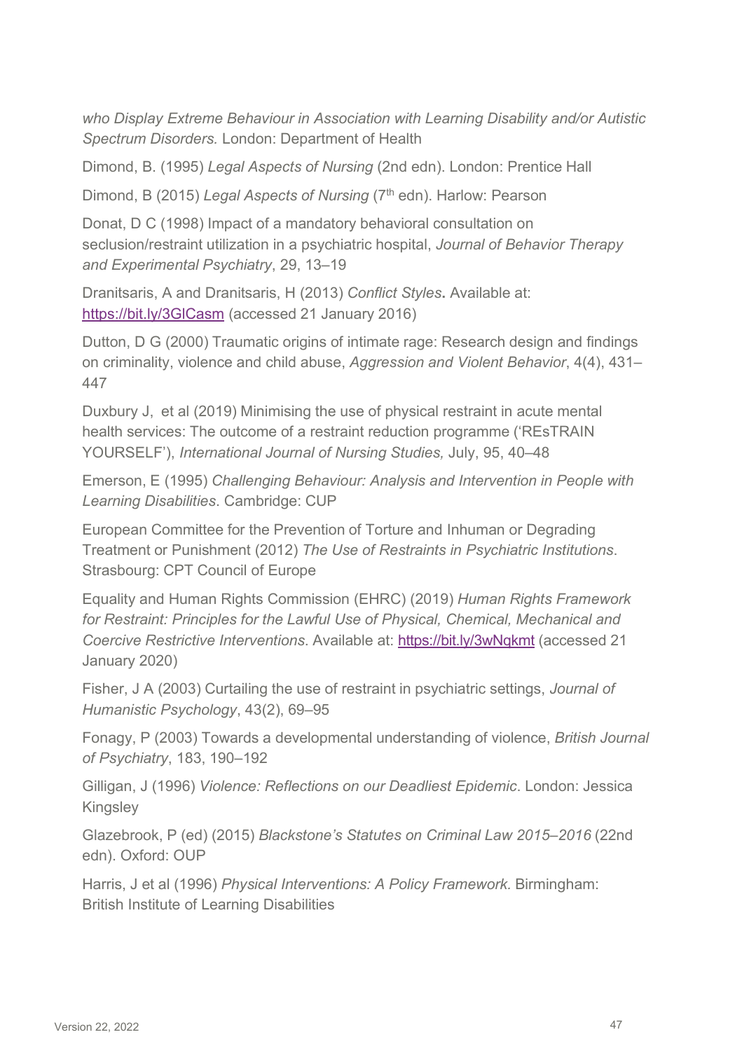*who Display Extreme Behaviour in Association with Learning Disability and/or Autistic Spectrum Disorders.* London: Department of Health

Dimond, B. (1995) *Legal Aspects of Nursing* (2nd edn). London: Prentice Hall

Dimond, B (2015) *Legal Aspects of Nursing* (7th edn). Harlow: Pearson

Donat, D C (1998) Impact of a mandatory behavioral consultation on seclusion/restraint utilization in a psychiatric hospital, *Journal of Behavior Therapy and Experimental Psychiatry*, 29, 13–19

Dranitsaris, A and Dranitsaris, H (2013) *Conflict Styles*. Available at: https://bit.ly/3GlCasm (accessed 21 January 2016)

Dutton, D G (2000) Traumatic origins of intimate rage: Research design and findings on criminality, violence and child abuse, *Aggression and Violent Behavior*, 4(4), 431–447

Duxbury J, et al (2019) Minimising the use of physical restraint in acute mental health services: The outcome of a restraint reduction programme ('REsTRAIN YOURSELF'), *International Journal of Nursing Studies,* July, 95, 40–48

Emerson, E (1995) *Challenging Behaviour: Analysis and Intervention in People with Learning Disabilities*. Cambridge: CUP

European Committee for the Prevention of Torture and Inhuman or Degrading Treatment or Punishment (2012) *The Use of Restraints in Psychiatric Institutions*. Strasbourg: CPT Council of Europe

Equality and Human Rights Commission (EHRC) (2019) *Human Rights Framework for Restraint: Principles for the Lawful Use of Physical, Chemical, Mechanical and Coercive Restrictive Interventions*. Available at: https://bit.ly/3wNqkmt (accessed 21 January 2020)

Fisher, J A (2003) Curtailing the use of restraint in psychiatric settings, *Journal of Humanistic Psychology*, 43(2), 69–95

Fonagy, P (2003) Towards a developmental understanding of violence, *British Journal of Psychiatry*, 183, 190–192

Gilligan, J (1996) *Violence: Reflections on our Deadliest Epidemic*. London: Jessica Kingsley

Glazebrook, P (ed) (2015) *Blackstone's Statutes on Criminal Law 2015–2016* (22nd edn). Oxford: OUP

Harris, J et al (1996) *Physical Interventions: A Policy Framework.* Birmingham: British Institute of Learning Disabilities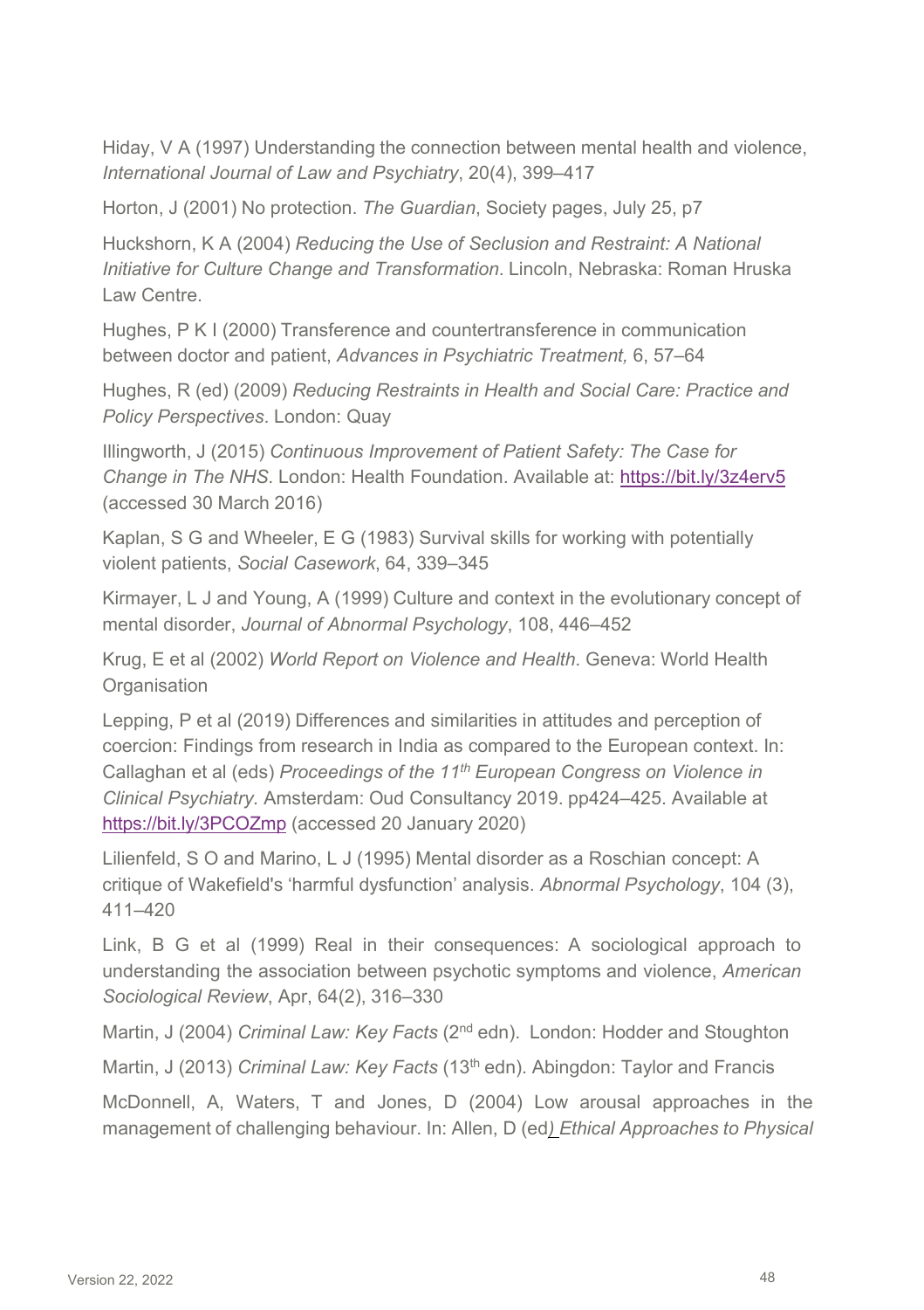Hiday, V A (1997) Understanding the connection between mental health and violence, *International Journal of Law and Psychiatry*, 20(4), 399–417

Horton, J (2001) No protection. *The Guardian*, Society pages, July 25, p7

Huckshorn, K A (2004) *Reducing the Use of Seclusion and Restraint: A National Initiative for Culture Change and Transformation*. Lincoln, Nebraska: Roman Hruska Law Centre.

Hughes, P K I (2000) Transference and countertransference in communication between doctor and patient, *Advances in Psychiatric Treatment,* 6, 57–64

Hughes, R (ed) (2009) *Reducing Restraints in Health and Social Care: Practice and Policy Perspectives*. London: Quay

Illingworth, J (2015) *Continuous Improvement of Patient Safety: The Case for Change in The NHS*. London: Health Foundation. Available at: https://bit.ly/3z4erv5 (accessed 30 March 2016)

Kaplan, S G and Wheeler, E G (1983) Survival skills for working with potentially violent patients, *Social Casework*, 64, 339–345

Kirmayer, L J and Young, A (1999) Culture and context in the evolutionary concept of mental disorder, *Journal of Abnormal Psychology*, 108, 446–452

Krug, E et al (2002) *World Report on Violence and Health*. Geneva: World Health Organisation

Lepping, P et al (2019) Differences and similarities in attitudes and perception of coercion: Findings from research in India as compared to the European context. In: Callaghan et al (eds) *Proceedings of the 11th European Congress on Violence in Clinical Psychiatry*. Amsterdam: Oud Consultancy 2019. pp424–425. Available at https://bit.ly/3PCOZmp (accessed 20 January 2020)

Lilienfeld, S O and Marino, L J (1995) Mental disorder as a Roschian concept: A critique of Wakefield's 'harmful dysfunction' analysis. *Abnormal Psychology*, 104 (3), 411–420

Link, B G et al (1999) Real in their consequences: A sociological approach to understanding the association between psychotic symptoms and violence, *American Sociological Review*, Apr, 64(2), 316–330

Martin, J (2004) *Criminal Law: Key Facts* (2nd edn). London: Hodder and Stoughton

Martin, J (2013) *Criminal Law: Key Facts* (13th edn). Abingdon: Taylor and Francis

McDonnell, A, Waters, T and Jones, D (2004) Low arousal approaches in the management of challenging behaviour. In: Allen, D (ed) *Ethical Approaches to Physical*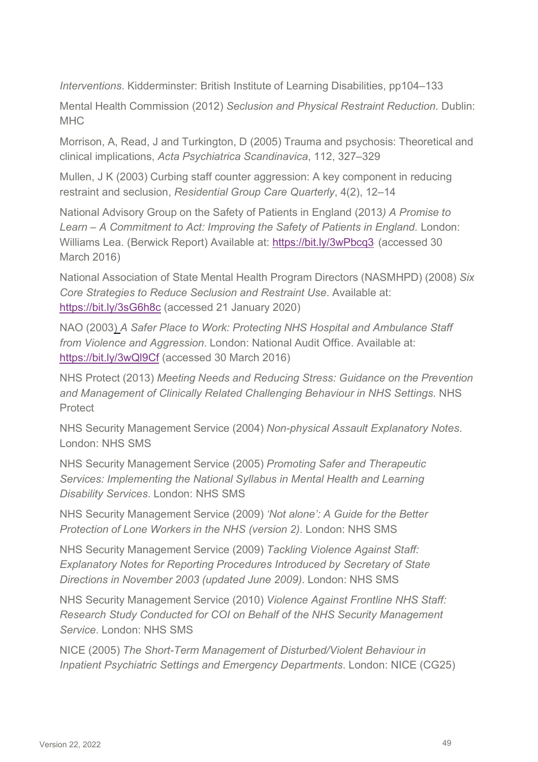*Interventions*. Kidderminster: British Institute of Learning Disabilities, pp104–133

Mental Health Commission (2012) *Seclusion and Physical Restraint Reduction*. Dublin: MHC

Morrison, A, Read, J and Turkington, D (2005) Trauma and psychosis: Theoretical and clinical implications, *Acta Psychiatrica Scandinavica*, 112, 327–329

Mullen, J K (2003) Curbing staff counter aggression: A key component in reducing restraint and seclusion, *Residential Group Care Quarterly*, 4(2), 12–14

National Advisory Group on the Safety of Patients in England (2013*) A Promise to Learn – A Commitment to Act: Improving the Safety of Patients in England.* London: Williams Lea. (Berwick Report) Available at: https://bit.ly/3wPbcq3 (accessed 30 March 2016)

National Association of State Mental Health Program Directors (NASMHPD) (2008) *Six Core Strategies to Reduce Seclusion and Restraint Use*. Available at: https://bit.ly/3sG6h8c (accessed 21 January 2020)

NAO (2003) *A Safer Place to Work: Protecting NHS Hospital and Ambulance Staff from Violence and Aggression*. London: National Audit Office. Available at: https://bit.ly/3wQl9Cf (accessed 30 March 2016)

NHS Protect (2013) *Meeting Needs and Reducing Stress: Guidance on the Prevention and Management of Clinically Related Challenging Behaviour in NHS Settings*. NHS Protect

NHS Security Management Service (2004) *Non-physical Assault Explanatory Notes*. London: NHS SMS

NHS Security Management Service (2005) *Promoting Safer and Therapeutic Services: Implementing the National Syllabus in Mental Health and Learning Disability Services*. London: NHS SMS

NHS Security Management Service (2009) *'Not alone': A Guide for the Better Protection of Lone Workers in the NHS (version 2)*. London: NHS SMS

NHS Security Management Service (2009) *Tackling Violence Against Staff: Explanatory Notes for Reporting Procedures Introduced by Secretary of State Directions in November 2003 (updated June 2009)*. London: NHS SMS

NHS Security Management Service (2010) *Violence Against Frontline NHS Staff: Research Study Conducted for COI on Behalf of the NHS Security Management Service*. London: NHS SMS

NICE (2005) *The Short-Term Management of Disturbed/Violent Behaviour in Inpatient Psychiatric Settings and Emergency Departments*. London: NICE (CG25)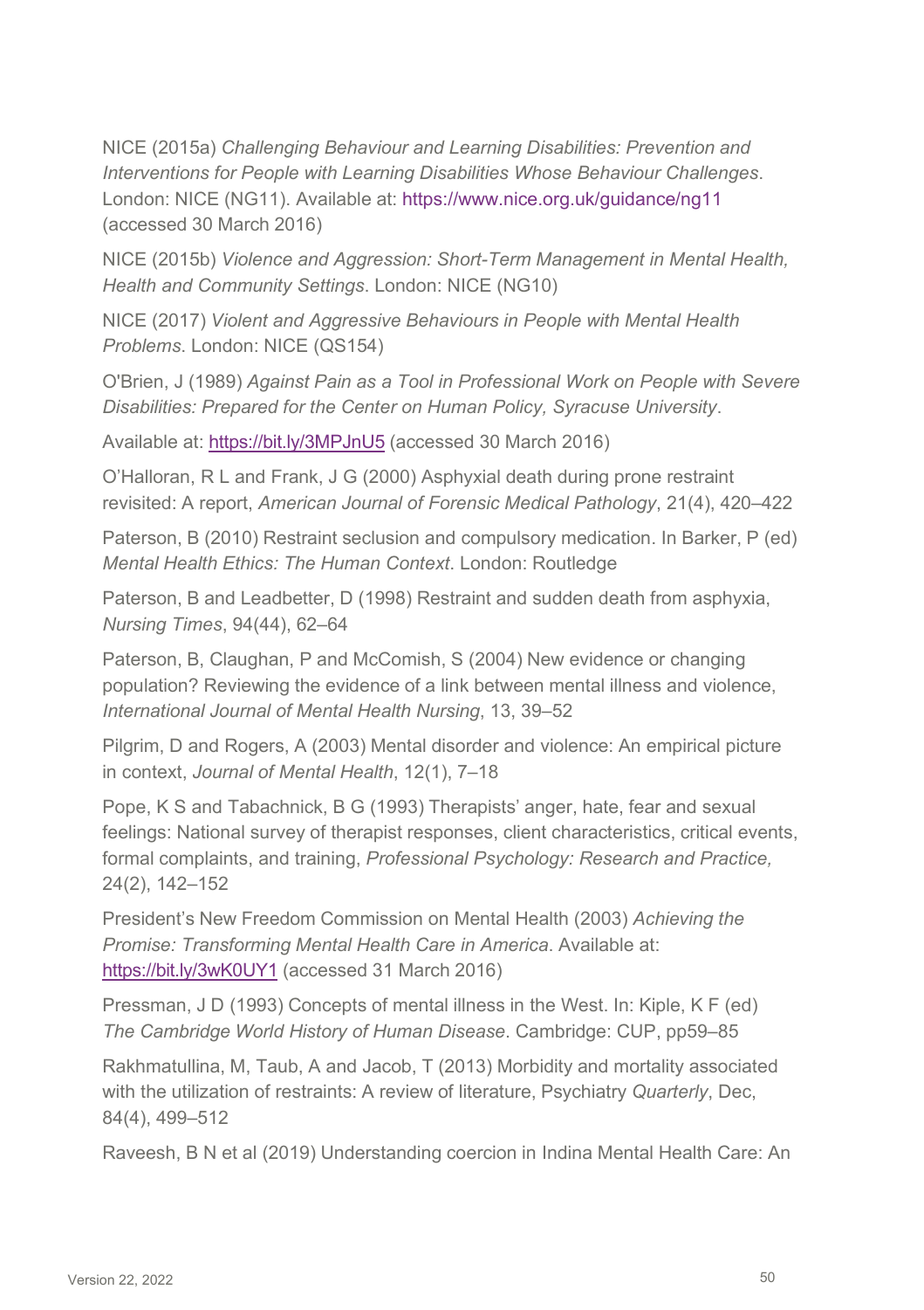NICE (2015a) *Challenging Behaviour and Learning Disabilities: Prevention and Interventions for People with Learning Disabilities Whose Behaviour Challenges*. London: NICE (NG11). Available at: https://www.nice.org.uk/guidance/ng11 (accessed 30 March 2016)

NICE (2015b) *Violence and Aggression: Short-Term Management in Mental Health, Health and Community Settings*. London: NICE (NG10)

NICE (2017) *Violent and Aggressive Behaviours in People with Mental Health Problems*. London: NICE (QS154)

O'Brien, J (1989) *Against Pain as a Tool in Professional Work on People with Severe Disabilities: Prepared for the Center on Human Policy, Syracuse University*.

Available at: https://bit.ly/3MPJnU5 (accessed 30 March 2016)

O'Halloran, R L and Frank, J G (2000) Asphyxial death during prone restraint revisited: A report, *American Journal of Forensic Medical Pathology*, 21(4), 420–422

Paterson, B (2010) Restraint seclusion and compulsory medication. In Barker, P (ed) *Mental Health Ethics: The Human Context*. London: Routledge

Paterson, B and Leadbetter, D (1998) Restraint and sudden death from asphyxia, *Nursing Times*, 94(44), 62–64

Paterson, B, Claughan, P and McComish, S (2004) New evidence or changing population? Reviewing the evidence of a link between mental illness and violence, *International Journal of Mental Health Nursing*, 13, 39–52

Pilgrim, D and Rogers, A (2003) Mental disorder and violence: An empirical picture in context, *Journal of Mental Health*, 12(1), 7–18

Pope, K S and Tabachnick, B G (1993) Therapists' anger, hate, fear and sexual feelings: National survey of therapist responses, client characteristics, critical events, formal complaints, and training, *Professional Psychology: Research and Practice,* 24(2), 142–152

President's New Freedom Commission on Mental Health (2003) *Achieving the Promise: Transforming Mental Health Care in America*. Available at: https://bit.ly/3wK0UY1 (accessed 31 March 2016)

Pressman, J D (1993) Concepts of mental illness in the West. In: Kiple, K F (ed) *The Cambridge World History of Human Disease*. Cambridge: CUP, pp59–85

Rakhmatullina, M, Taub, A and Jacob, T (2013) Morbidity and mortality associated with the utilization of restraints: A review of literature, Psychiatry *Quarterly*, Dec, 84(4), 499–512

Raveesh, B N et al (2019) Understanding coercion in Indina Mental Health Care: An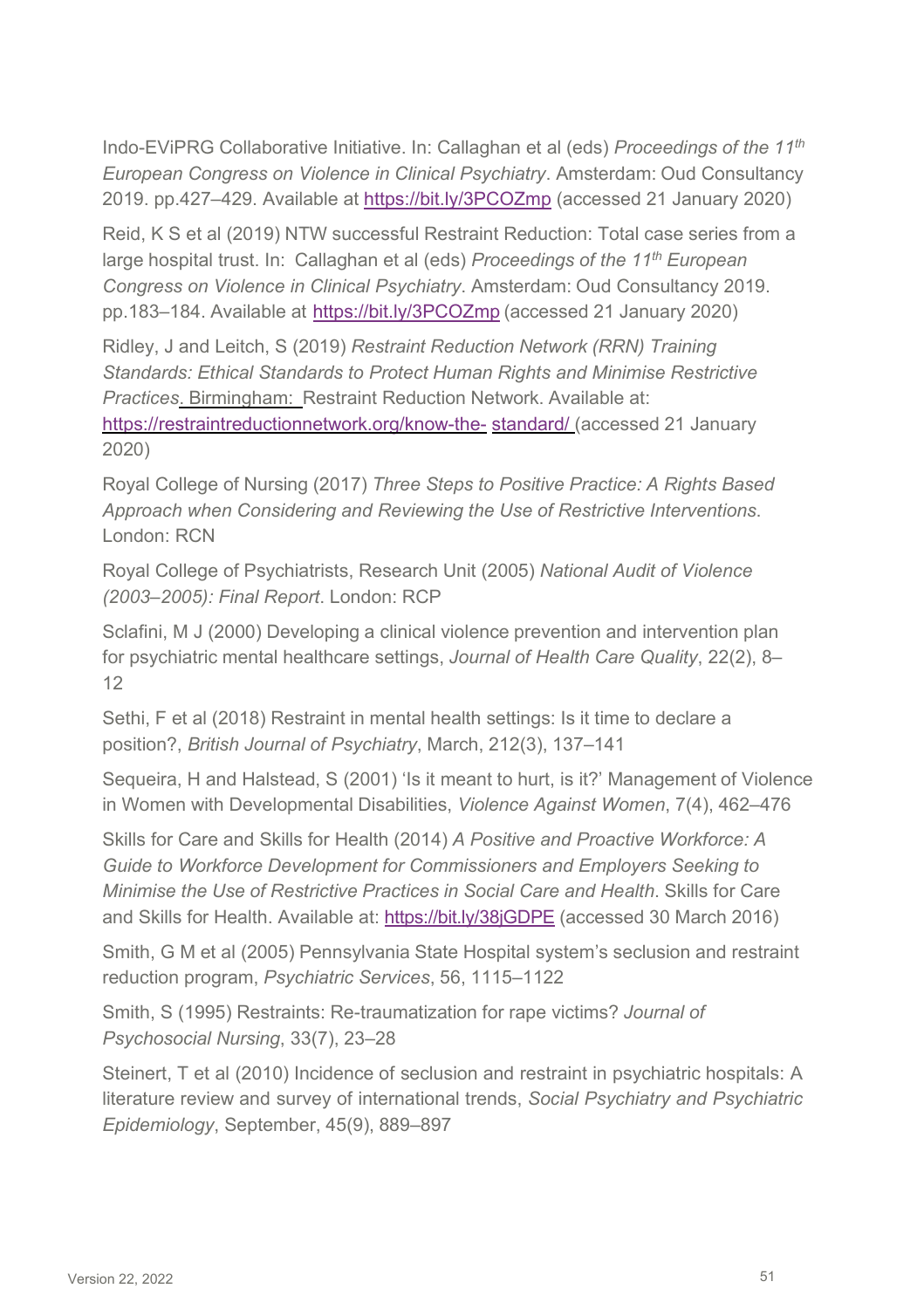Indo-EViPRG Collaborative Initiative. In: Callaghan et al (eds) *Proceedings of the 11th European Congress on Violence in Clinical Psychiatry*. Amsterdam: Oud Consultancy 2019. pp.427–429. Available at https://bit.ly/3PCOZmp (accessed 21 January 2020)

Reid, K S et al (2019) NTW successful Restraint Reduction: Total case series from a large hospital trust. In: Callaghan et al (eds) *Proceedings of the 11th European Congress on Violence in Clinical Psychiatry*. Amsterdam: Oud Consultancy 2019. pp.183–184. Available at https://bit.ly/3PCOZmp (accessed 21 January 2020)

Ridley, J and Leitch, S (2019) *Restraint Reduction Network (RRN) Training Standards: Ethical Standards to Protect Human Rights and Minimise Restrictive Practices*. Birmingham: Restraint Reduction Network. Available at: https://restraintreductionnetwork.org/know-the- standard/ (accessed 21 January 2020)

Royal College of Nursing (2017) *Three Steps to Positive Practice: A Rights Based Approach when Considering and Reviewing the Use of Restrictive Interventions*. London: RCN

Royal College of Psychiatrists, Research Unit (2005) *National Audit of Violence (2003–2005): Final Report*. London: RCP

Sclafini, M J (2000) Developing a clinical violence prevention and intervention plan for psychiatric mental healthcare settings, *Journal of Health Care Quality*, 22(2), 8–12

Sethi, F et al (2018) Restraint in mental health settings: Is it time to declare a position?, *British Journal of Psychiatry*, March, 212(3), 137–141

Sequeira, H and Halstead, S (2001) 'Is it meant to hurt, is it?' Management of Violence in Women with Developmental Disabilities, *Violence Against Women*, 7(4), 462–476

Skills for Care and Skills for Health (2014) *A Positive and Proactive Workforce: A Guide to Workforce Development for Commissioners and Employers Seeking to Minimise the Use of Restrictive Practices in Social Care and Health*. Skills for Care and Skills for Health. Available at: https://bit.ly/38jGDPE (accessed 30 March 2016)

Smith, G M et al (2005) Pennsylvania State Hospital system's seclusion and restraint reduction program, *Psychiatric Services*, 56, 1115–1122

Smith, S (1995) Restraints: Re-traumatization for rape victims? *Journal of Psychosocial Nursing*, 33(7), 23–28

Steinert, T et al (2010) Incidence of seclusion and restraint in psychiatric hospitals: A literature review and survey of international trends, *Social Psychiatry and Psychiatric Epidemiology*, September, 45(9), 889–897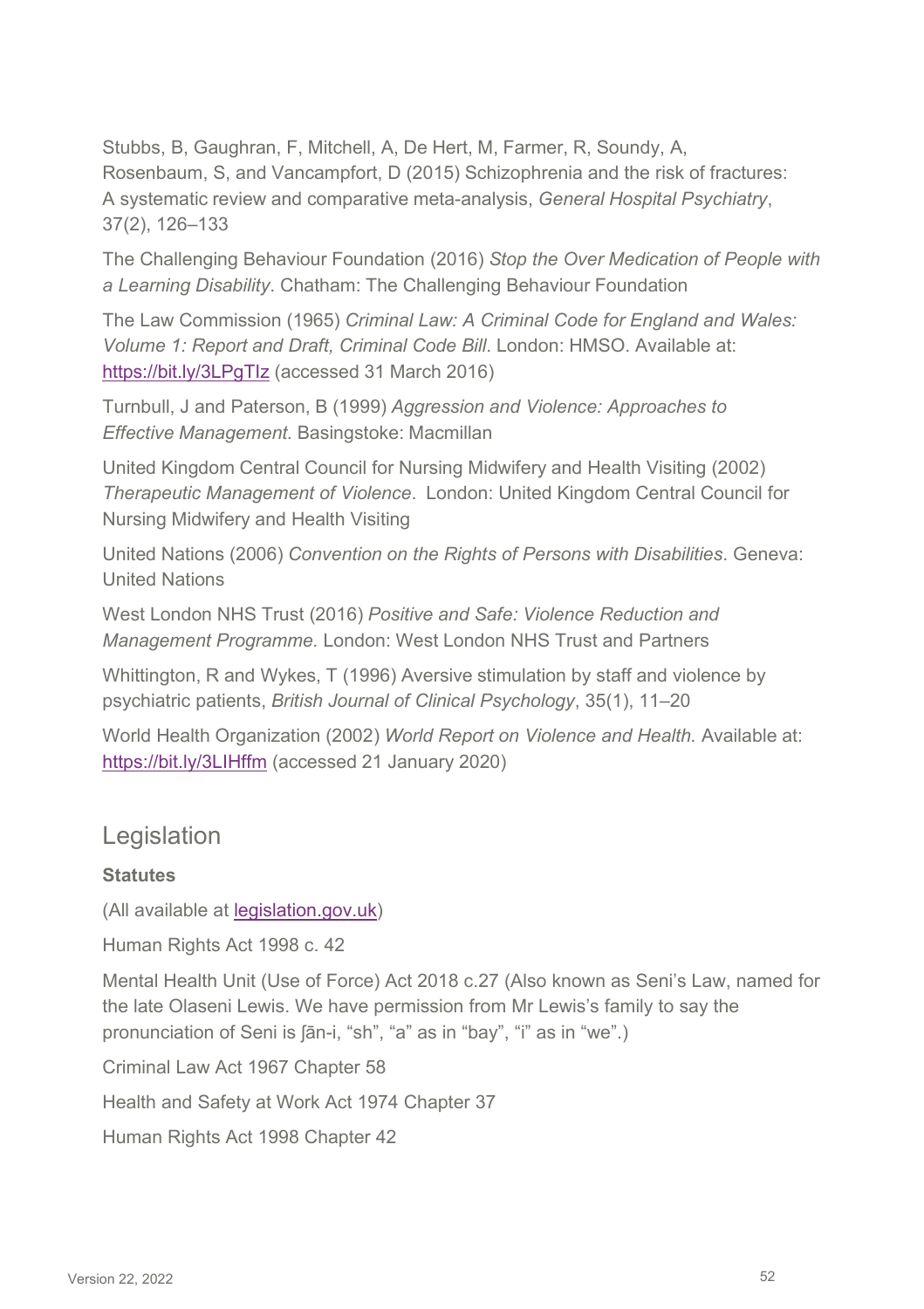Stubbs, B, Gaughran, F, Mitchell, A, De Hert, M, Farmer, R, Soundy, A, Rosenbaum, S, and Vancampfort, D (2015) Schizophrenia and the risk of fractures: A systematic review and comparative meta-analysis, *General Hospital Psychiatry*, 37(2), 126–133

The Challenging Behaviour Foundation (2016) *Stop the Over Medication of People with a Learning Disability*. Chatham: The Challenging Behaviour Foundation

The Law Commission (1965) *Criminal Law: A Criminal Code for England and Wales: Volume 1: Report and Draft, Criminal Code Bill*. London: HMSO. Available at: https://bit.ly/3LPgTIz (accessed 31 March 2016)

Turnbull, J and Paterson, B (1999) *Aggression and Violence: Approaches to Effective Management.* Basingstoke: Macmillan

United Kingdom Central Council for Nursing Midwifery and Health Visiting (2002) *Therapeutic Management of Violence*. London: United Kingdom Central Council for Nursing Midwifery and Health Visiting

United Nations (2006) *Convention on the Rights of Persons with Disabilities*. Geneva: United Nations

West London NHS Trust (2016) *Positive and Safe: Violence Reduction and Management Programme.* London: West London NHS Trust and Partners

Whittington, R and Wykes, T (1996) Aversive stimulation by staff and violence by psychiatric patients, *British Journal of Clinical Psychology*, 35(1), 11–20

World Health Organization (2002) *World Report on Violence and Health.* Available at: https://bit.ly/3LIHffm (accessed 21 January 2020)

## Legislation

**Statutes**

(All available at legislation.gov.uk)

Human Rights Act 1998 c. 42

Mental Health Unit (Use of Force) Act 2018 c.27 (Also known as Seni's Law, named for the late Olaseni Lewis. We have permission from Mr Lewis's family to say the pronunciation of Seni is ʃān-i, "sh", "a" as in "bay", "i" as in "we".)

Criminal Law Act 1967 Chapter 58

Health and Safety at Work Act 1974 Chapter 37

Human Rights Act 1998 Chapter 42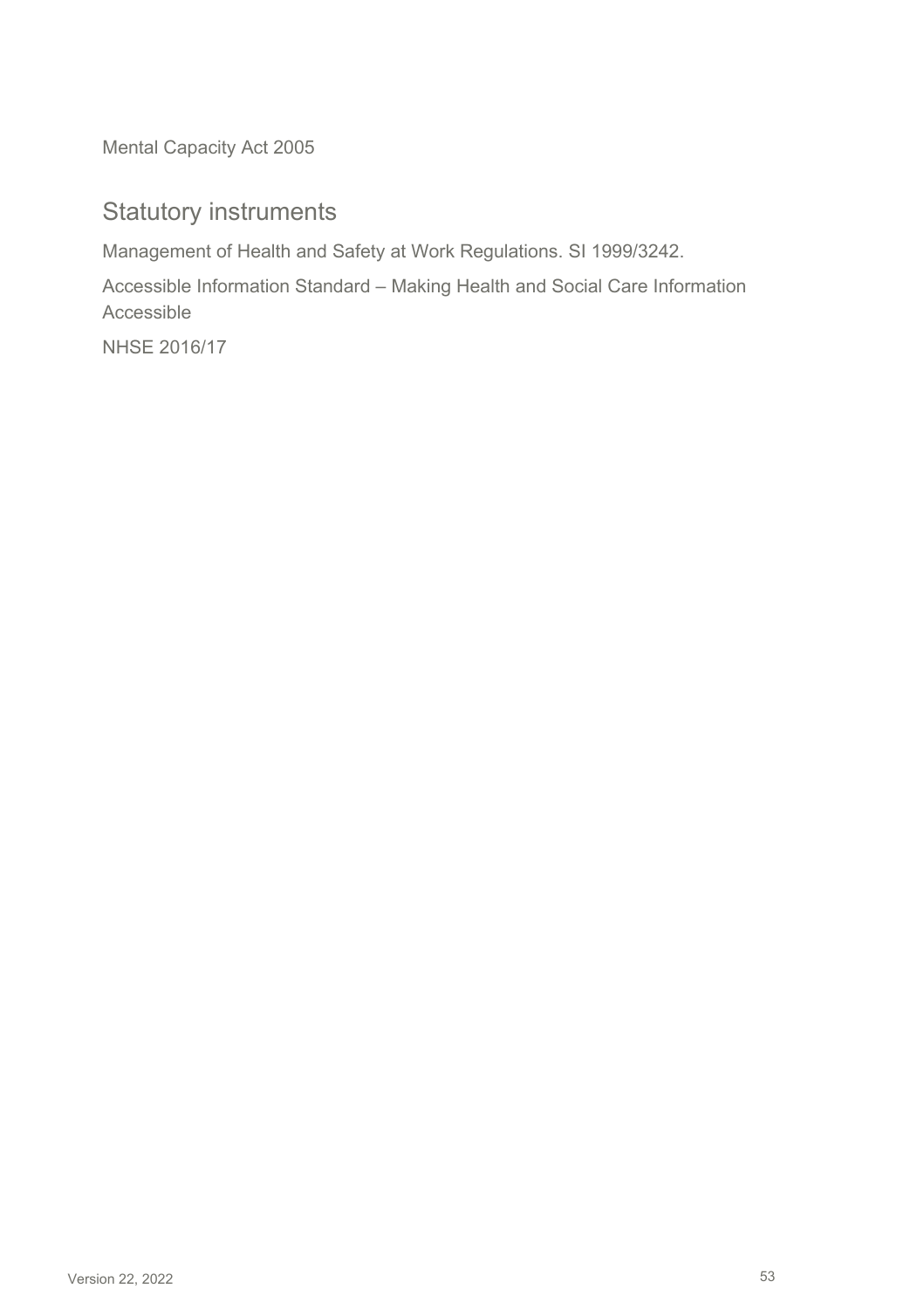Mental Capacity Act 2005

## Statutory instruments

Management of Health and Safety at Work Regulations. SI 1999/3242.

Accessible Information Standard – Making Health and Social Care Information Accessible

NHSE 2016/17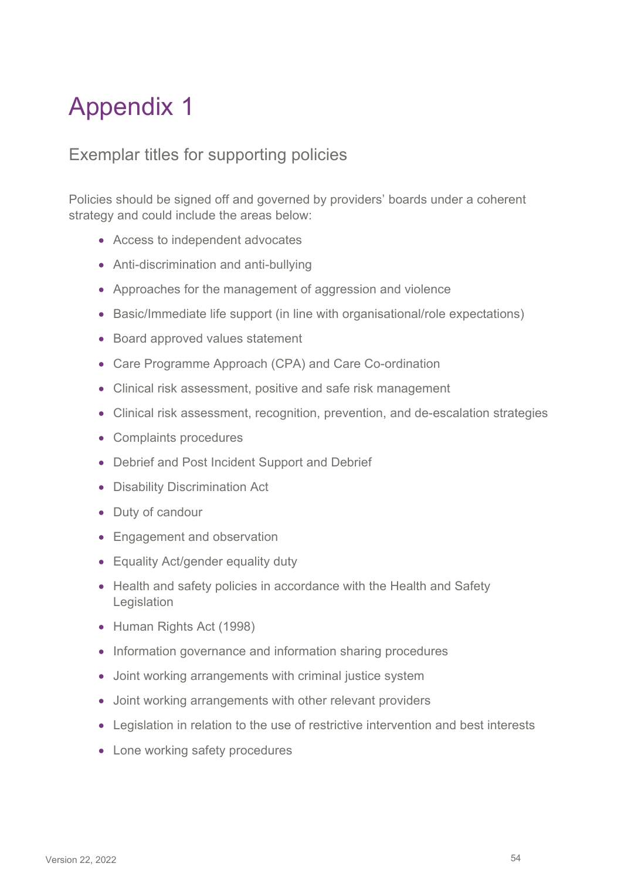# Appendix 1

## Exemplar titles for supporting policies

Policies should be signed off and governed by providers' boards under a coherent strategy and could include the areas below:

- Access to independent advocates
- Anti-discrimination and anti-bullying
- Approaches for the management of aggression and violence
- Basic/Immediate life support (in line with organisational/role expectations)
- Board approved values statement
- Care Programme Approach (CPA) and Care Co-ordination
- Clinical risk assessment, positive and safe risk management
- Clinical risk assessment, recognition, prevention, and de-escalation strategies
- Complaints procedures
- Debrief and Post Incident Support and Debrief
- Disability Discrimination Act
- Duty of candour
- Engagement and observation
- Equality Act/gender equality duty
- Health and safety policies in accordance with the Health and Safety Legislation
- Human Rights Act (1998)
- Information governance and information sharing procedures
- Joint working arrangements with criminal justice system
- Joint working arrangements with other relevant providers
- Legislation in relation to the use of restrictive intervention and best interests
- Lone working safety procedures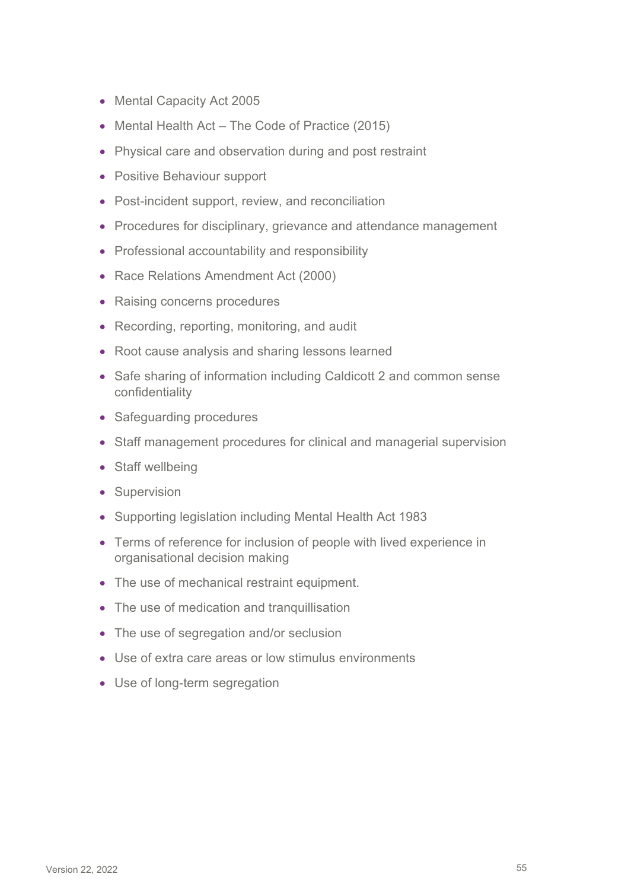- Mental Capacity Act 2005
- Mental Health Act – The Code of Practice (2015)
- Physical care and observation during and post restraint
- Positive Behaviour support
- Post-incident support, review, and reconciliation
- Procedures for disciplinary, grievance and attendance management
- Professional accountability and responsibility
- Race Relations Amendment Act (2000)
- Raising concerns procedures
- Recording, reporting, monitoring, and audit
- Root cause analysis and sharing lessons learned
- Safe sharing of information including Caldicott 2 and common sense confidentiality
- Safeguarding procedures
- Staff management procedures for clinical and managerial supervision
- Staff wellbeing
- Supervision
- Supporting legislation including Mental Health Act 1983
- Terms of reference for inclusion of people with lived experience in organisational decision making
- The use of mechanical restraint equipment.
- The use of medication and tranquillisation
- The use of segregation and/or seclusion
- Use of extra care areas or low stimulus environments
- Use of long-term segregation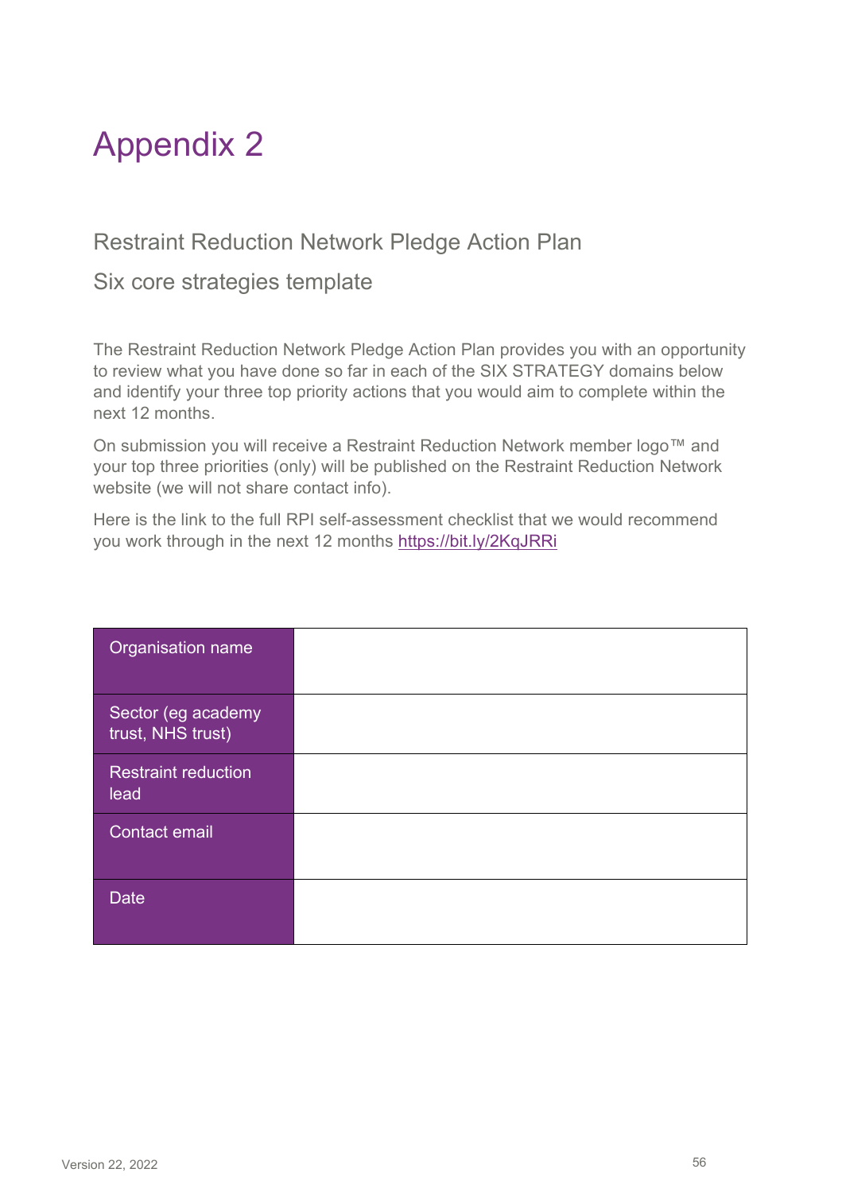# Appendix 2

## Restraint Reduction Network Pledge Action Plan

## Six core strategies template

The Restraint Reduction Network Pledge Action Plan provides you with an opportunity to review what you have done so far in each of the SIX STRATEGY domains below and identify your three top priority actions that you would aim to complete within the next 12 months.

On submission you will receive a Restraint Reduction Network member logo™ and your top three priorities (only) will be published on the Restraint Reduction Network website (we will not share contact info).

Here is the link to the full RPI self-assessment checklist that we would recommend you work through in the next 12 months https://bit.ly/2KqJRRi

| | |
|---|---|
| Organisation name | |
| Sector (eg academy trust, NHS trust) | |
| Restraint reduction lead | |
| Contact email | |
| Date | |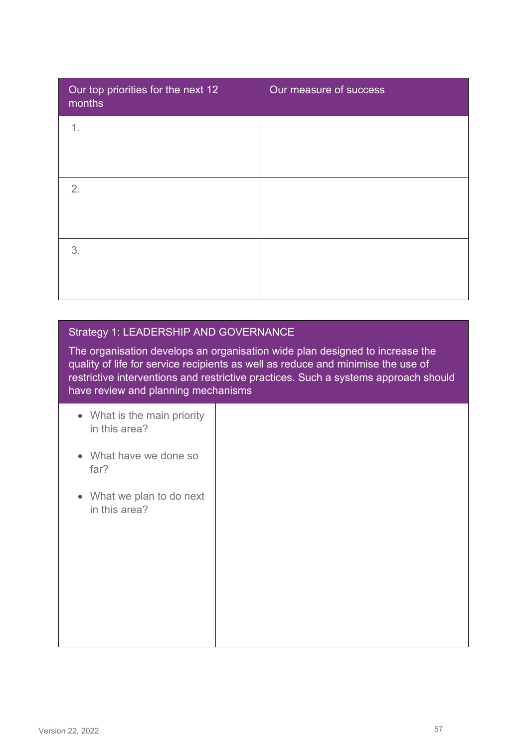| Our top priorities for the next 12 months | Our measure of success |
|---|---|
| 1. | |
| 2. | |
| 3. | |

| Strategy 1: LEADERSHIP AND GOVERNANCE<br><br>The organisation develops an organisation wide plan designed to increase the quality of life for service recipients as well as reduce and minimise the use of restrictive interventions and restrictive practices. Such a systems approach should have review and planning mechanisms | |
|---|---|
| • What is the main priority in this area?<br><br>• What have we done so far?<br><br>• What we plan to do next in this area? | |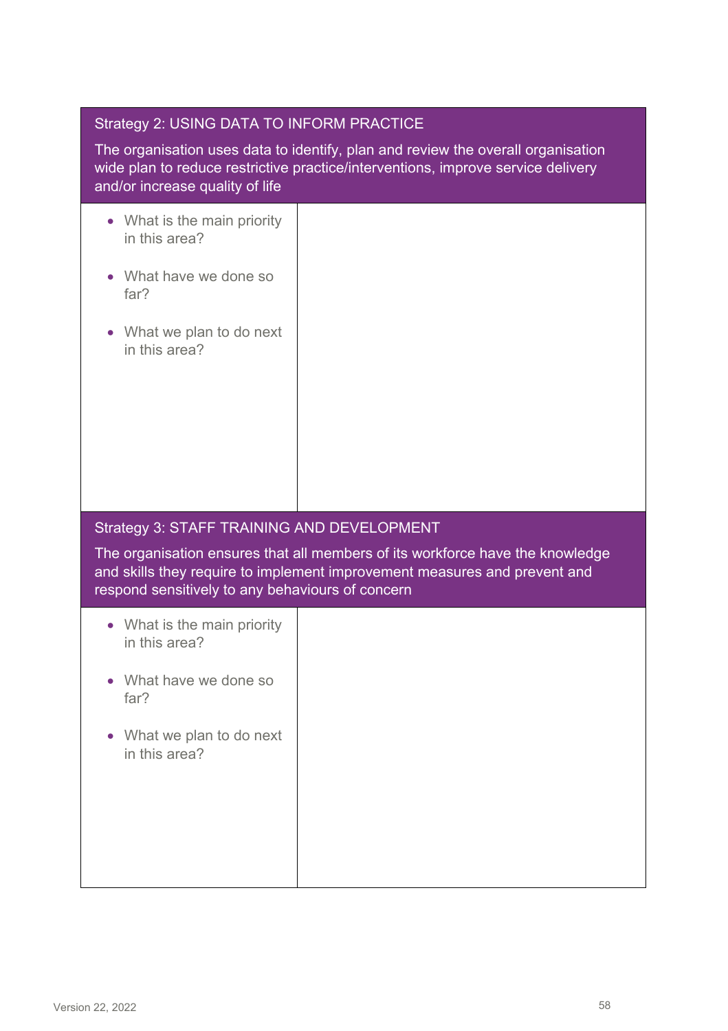| Strategy 2: USING DATA TO INFORM PRACTICE<br><br>The organisation uses data to identify, plan and review the overall organisation wide plan to reduce restrictive practice/interventions, improve service delivery and/or increase quality of life | |
|---|---|
| • What is the main priority in this area?<br><br>• What have we done so far?<br><br>• What we plan to do next in this area? | |

| Strategy 3: STAFF TRAINING AND DEVELOPMENT<br><br>The organisation ensures that all members of its workforce have the knowledge and skills they require to implement improvement measures and prevent and respond sensitively to any behaviours of concern | |
|---|---|
| • What is the main priority in this area?<br><br>• What have we done so far?<br><br>• What we plan to do next in this area? | |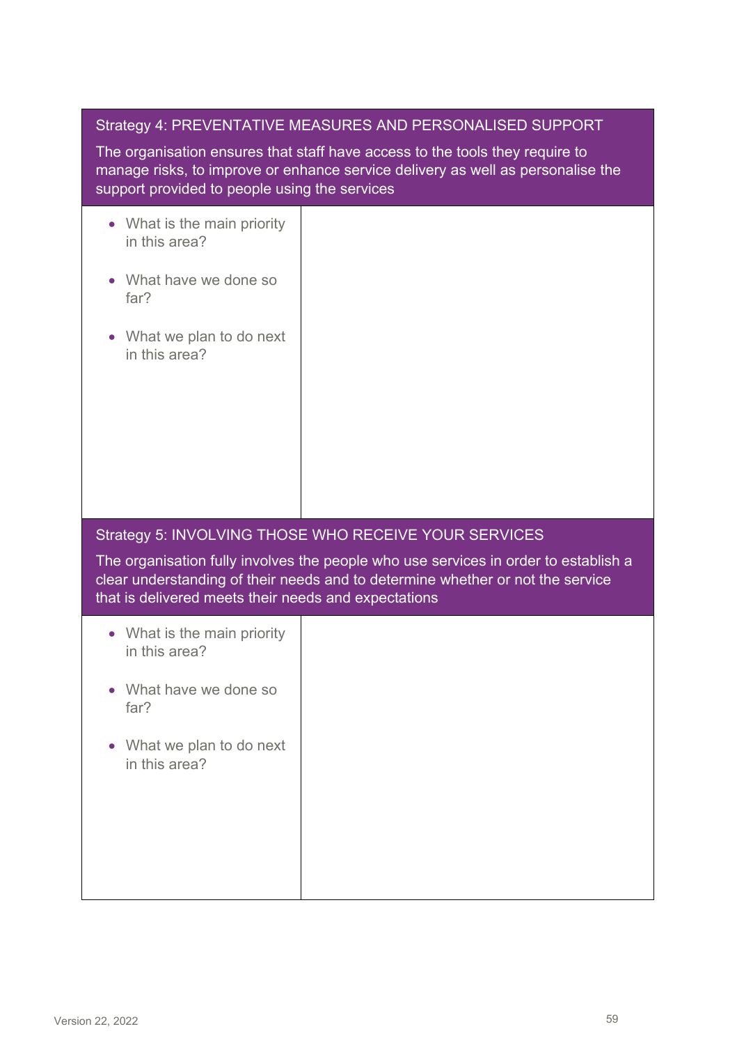| Strategy 4: PREVENTATIVE MEASURES AND PERSONALISED SUPPORT<br><br>The organisation ensures that staff have access to the tools they require to manage risks, to improve or enhance service delivery as well as personalise the support provided to people using the services | |
|---|---|
| • What is the main priority in this area?<br><br>• What have we done so far?<br><br>• What we plan to do next in this area? | |

| Strategy 5: INVOLVING THOSE WHO RECEIVE YOUR SERVICES<br><br>The organisation fully involves the people who use services in order to establish a clear understanding of their needs and to determine whether or not the service that is delivered meets their needs and expectations | |
|---|---|
| • What is the main priority in this area?<br><br>• What have we done so far?<br><br>• What we plan to do next in this area? | |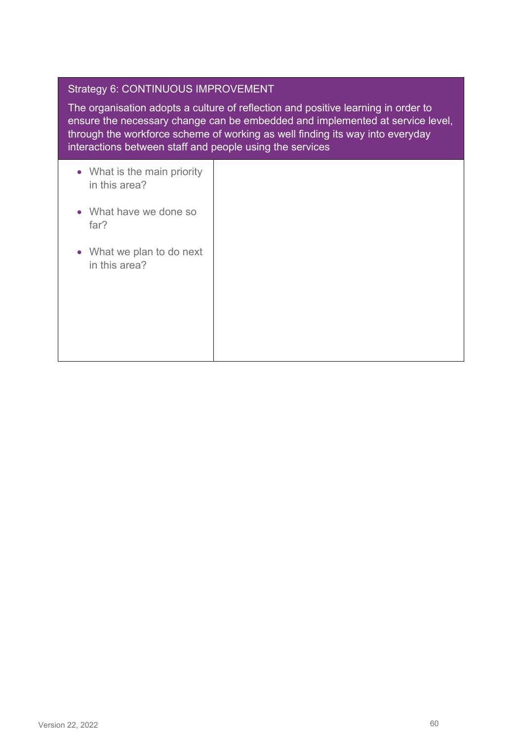| Strategy 6: CONTINUOUS IMPROVEMENT<br><br>The organisation adopts a culture of reflection and positive learning in order to ensure the necessary change can be embedded and implemented at service level, through the workforce scheme of working as well finding its way into everyday interactions between staff and people using the services | |
|---|---|
| • What is the main priority in this area?<br><br>• What have we done so far?<br><br>• What we plan to do next in this area? | |